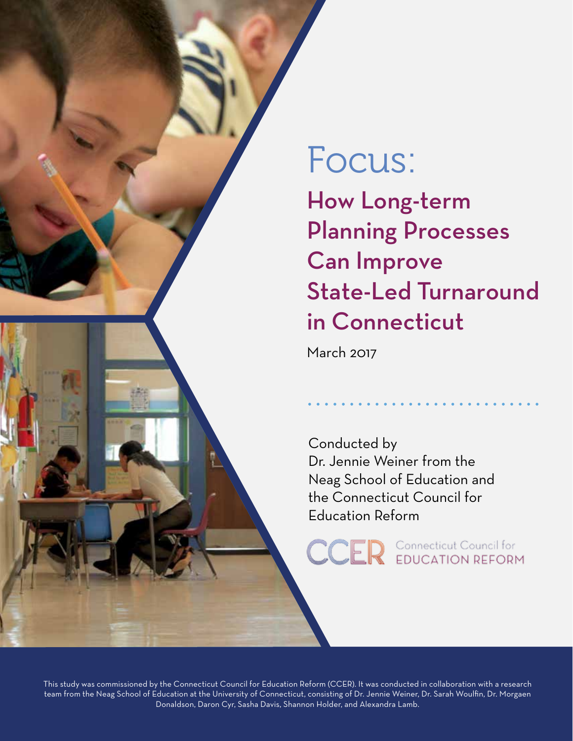# Focus:

## How Long-term Planning Processes Can Improve State-Led Turnaround in Connecticut

March 2017

Conducted by
Dr. Jennie Weiner from the Neag School of Education and the Connecticut Council for Education Reform

CCER Connecticut Council for EDUCATION REFORM

This study was commissioned by the Connecticut Council for Education Reform (CCER). It was conducted in collaboration with a research team from the Neag School of Education at the University of Connecticut, consisting of Dr. Jennie Weiner, Dr. Sarah Woulfin, Dr. Morgaen Donaldson, Daron Cyr, Sasha Davis, Shannon Holder, and Alexandra Lamb.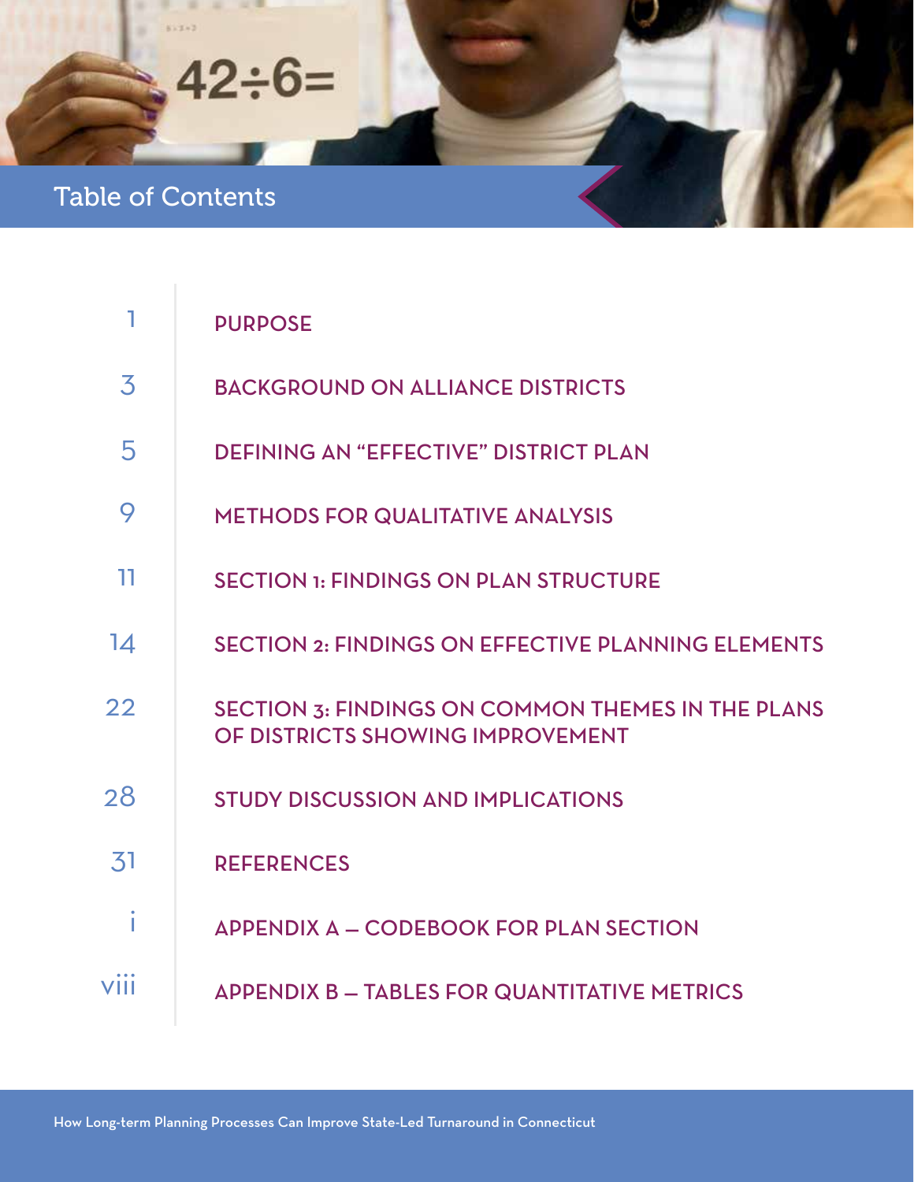# Table of Contents

| | |
|---|---|
| 1 | PURPOSE |
| 3 | BACKGROUND ON ALLIANCE DISTRICTS |
| 5 | DEFINING AN "EFFECTIVE" DISTRICT PLAN |
| 9 | METHODS FOR QUALITATIVE ANALYSIS |
| 11 | SECTION 1: FINDINGS ON PLAN STRUCTURE |
| 14 | SECTION 2: FINDINGS ON EFFECTIVE PLANNING ELEMENTS |
| 22 | SECTION 3: FINDINGS ON COMMON THEMES IN THE PLANS OF DISTRICTS SHOWING IMPROVEMENT |
| 28 | STUDY DISCUSSION AND IMPLICATIONS |
| 31 | REFERENCES |
| i | APPENDIX A – CODEBOOK FOR PLAN SECTION |
| viii | APPENDIX B – TABLES FOR QUANTITATIVE METRICS |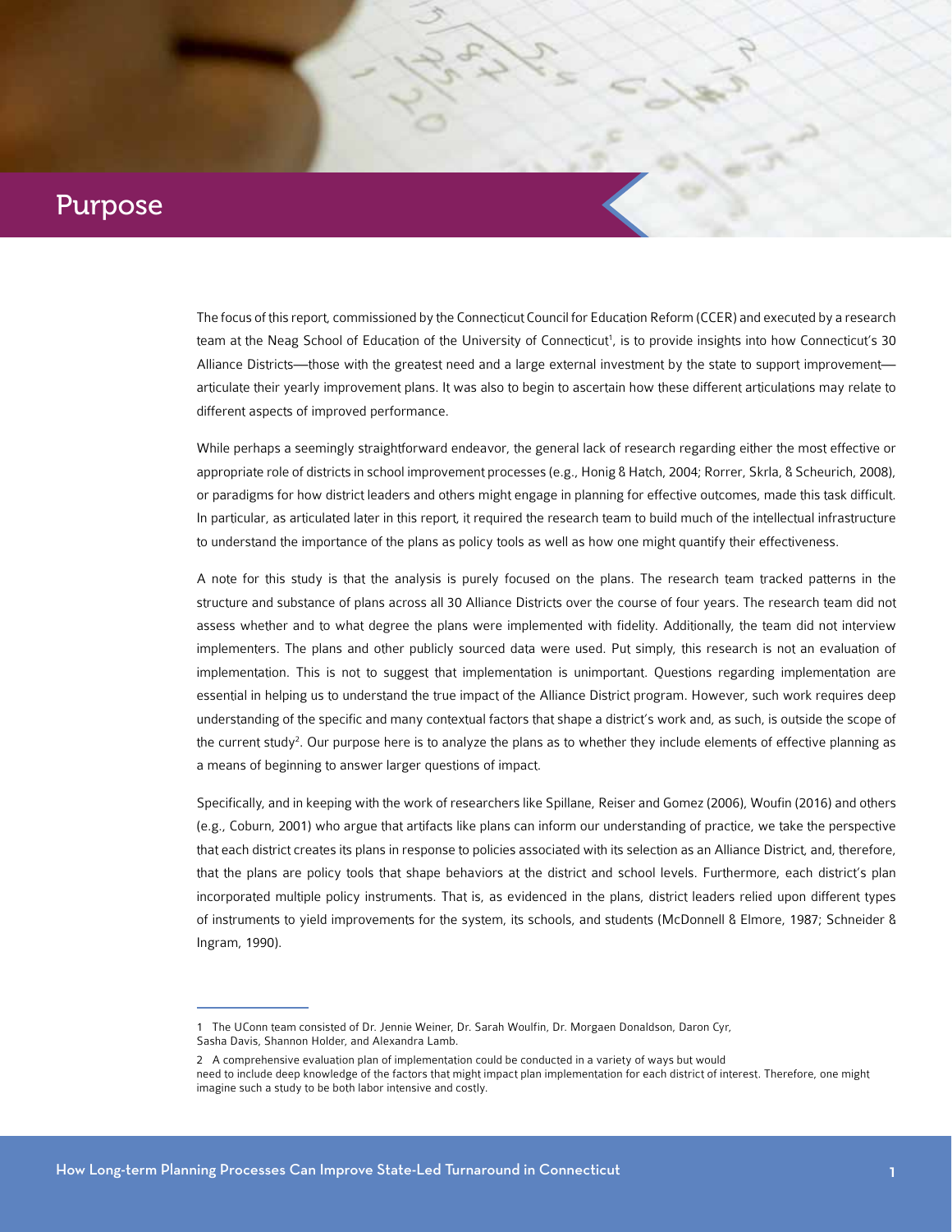# Purpose

The focus of this report, commissioned by the Connecticut Council for Education Reform (CCER) and executed by a research team at the Neag School of Education of the University of Connecticut[1], is to provide insights into how Connecticut's 30 Alliance Districts—those with the greatest need and a large external investment by the state to support improvement—articulate their yearly improvement plans. It was also to begin to ascertain how these different articulations may relate to different aspects of improved performance.

While perhaps a seemingly straightforward endeavor, the general lack of research regarding either the most effective or appropriate role of districts in school improvement processes (e.g., Honig & Hatch, 2004; Rorrer, Skrla, & Scheurich, 2008), or paradigms for how district leaders and others might engage in planning for effective outcomes, made this task difficult. In particular, as articulated later in this report, it required the research team to build much of the intellectual infrastructure to understand the importance of the plans as policy tools as well as how one might quantify their effectiveness.

A note for this study is that the analysis is purely focused on the plans. The research team tracked patterns in the structure and substance of plans across all 30 Alliance Districts over the course of four years. The research team did not assess whether and to what degree the plans were implemented with fidelity. Additionally, the team did not interview implementers. The plans and other publicly sourced data were used. Put simply, this research is not an evaluation of implementation. This is not to suggest that implementation is unimportant. Questions regarding implementation are essential in helping us to understand the true impact of the Alliance District program. However, such work requires deep understanding of the specific and many contextual factors that shape a district's work and, as such, is outside the scope of the current study[2]. Our purpose here is to analyze the plans as to whether they include elements of effective planning as a means of beginning to answer larger questions of impact.

Specifically, and in keeping with the work of researchers like Spillane, Reiser and Gomez (2006), Woufin (2016) and others (e.g., Coburn, 2001) who argue that artifacts like plans can inform our understanding of practice, we take the perspective that each district creates its plans in response to policies associated with its selection as an Alliance District, and, therefore, that the plans are policy tools that shape behaviors at the district and school levels. Furthermore, each district's plan incorporated multiple policy instruments. That is, as evidenced in the plans, district leaders relied upon different types of instruments to yield improvements for the system, its schools, and students (McDonnell & Elmore, 1987; Schneider & Ingram, 1990).

---

1 The UConn team consisted of Dr. Jennie Weiner, Dr. Sarah Woulfin, Dr. Morgaen Donaldson, Daron Cyr, Sasha Davis, Shannon Holder, and Alexandra Lamb.

2 A comprehensive evaluation plan of implementation could be conducted in a variety of ways but would need to include deep knowledge of the factors that might impact plan implementation for each district of interest. Therefore, one might imagine such a study to be both labor intensive and costly.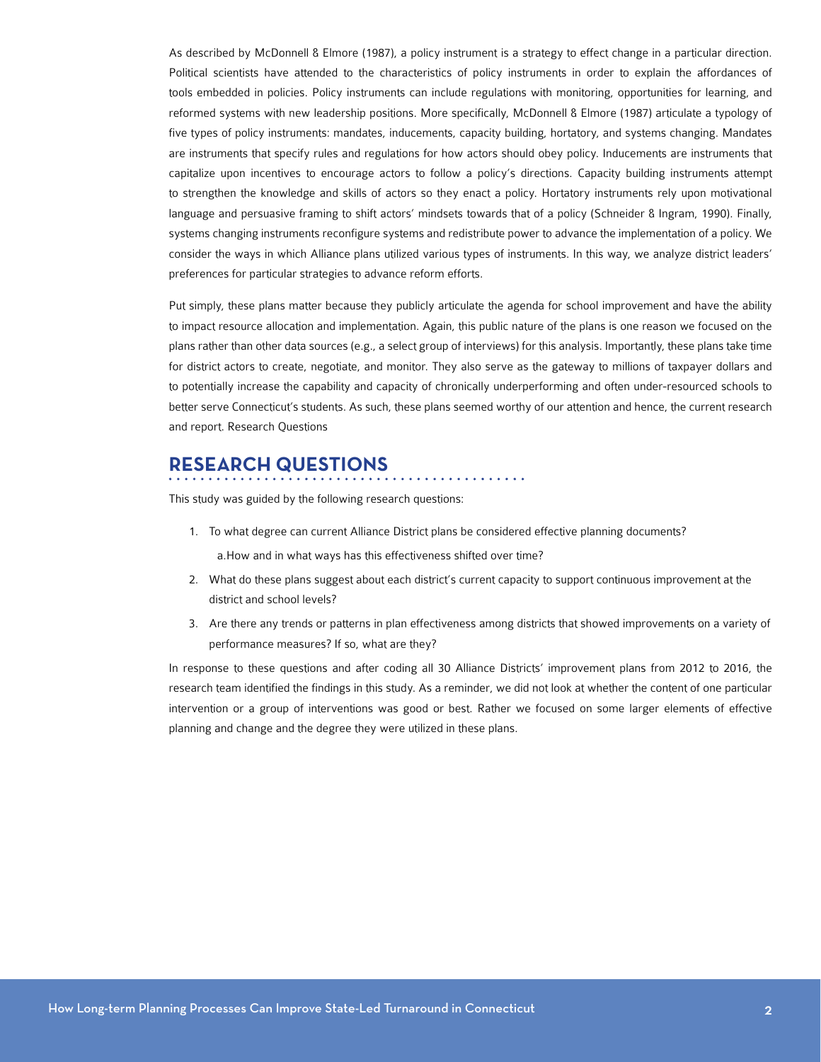As described by McDonnell & Elmore (1987), a policy instrument is a strategy to effect change in a particular direction. Political scientists have attended to the characteristics of policy instruments in order to explain the affordances of tools embedded in policies. Policy instruments can include regulations with monitoring, opportunities for learning, and reformed systems with new leadership positions. More specifically, McDonnell & Elmore (1987) articulate a typology of five types of policy instruments: mandates, inducements, capacity building, hortatory, and systems changing. Mandates are instruments that specify rules and regulations for how actors should obey policy. Inducements are instruments that capitalize upon incentives to encourage actors to follow a policy's directions. Capacity building instruments attempt to strengthen the knowledge and skills of actors so they enact a policy. Hortatory instruments rely upon motivational language and persuasive framing to shift actors' mindsets towards that of a policy (Schneider & Ingram, 1990). Finally, systems changing instruments reconfigure systems and redistribute power to advance the implementation of a policy. We consider the ways in which Alliance plans utilized various types of instruments. In this way, we analyze district leaders' preferences for particular strategies to advance reform efforts.

Put simply, these plans matter because they publicly articulate the agenda for school improvement and have the ability to impact resource allocation and implementation. Again, this public nature of the plans is one reason we focused on the plans rather than other data sources (e.g., a select group of interviews) for this analysis. Importantly, these plans take time for district actors to create, negotiate, and monitor. They also serve as the gateway to millions of taxpayer dollars and to potentially increase the capability and capacity of chronically underperforming and often under-resourced schools to better serve Connecticut's students. As such, these plans seemed worthy of our attention and hence, the current research and report. Research Questions

## RESEARCH QUESTIONS

This study was guided by the following research questions:

1. To what degree can current Alliance District plans be considered effective planning documents?
   a. How and in what ways has this effectiveness shifted over time?
2. What do these plans suggest about each district's current capacity to support continuous improvement at the district and school levels?
3. Are there any trends or patterns in plan effectiveness among districts that showed improvements on a variety of performance measures? If so, what are they?

In response to these questions and after coding all 30 Alliance Districts' improvement plans from 2012 to 2016, the research team identified the findings in this study. As a reminder, we did not look at whether the content of one particular intervention or a group of interventions was good or best. Rather we focused on some larger elements of effective planning and change and the degree they were utilized in these plans.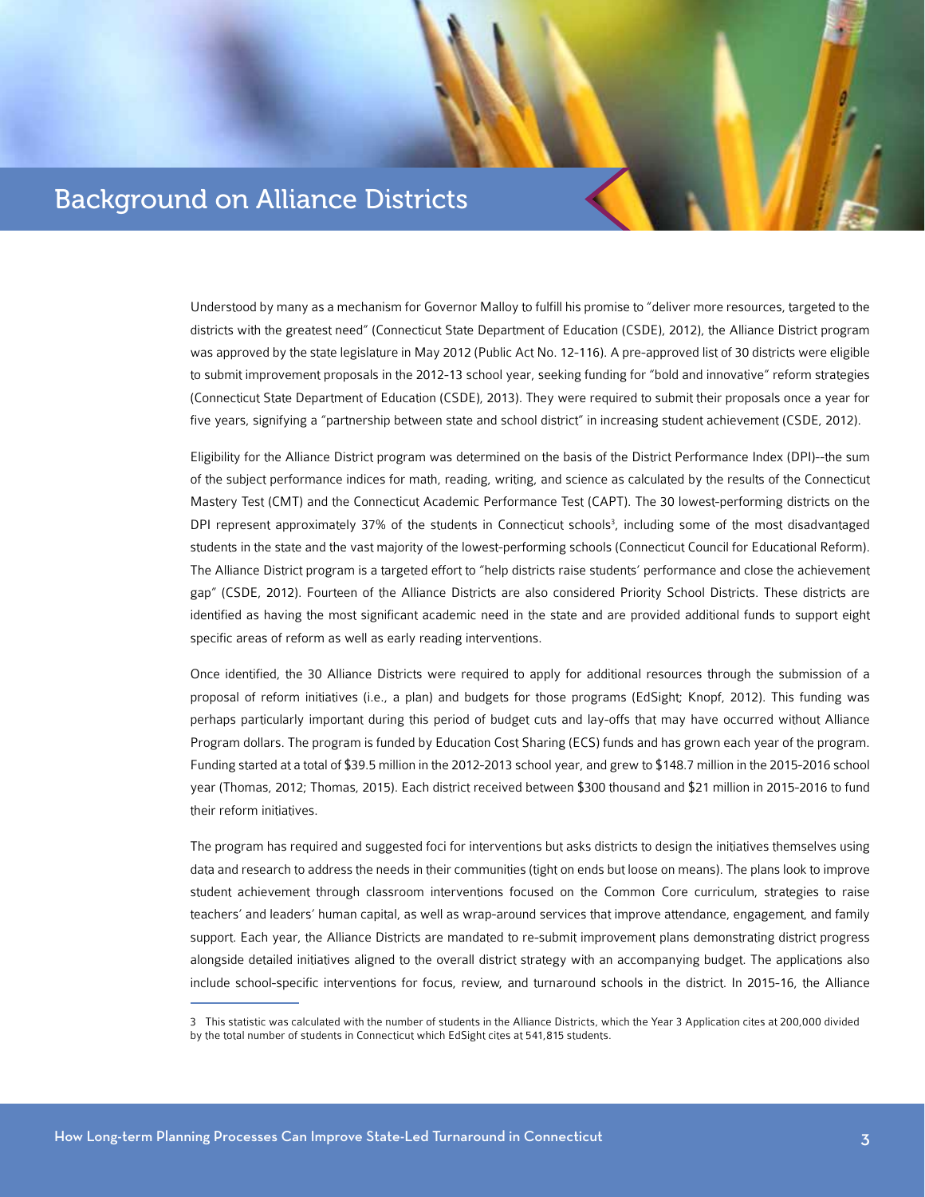# Background on Alliance Districts

Understood by many as a mechanism for Governor Malloy to fulfill his promise to "deliver more resources, targeted to the districts with the greatest need" (Connecticut State Department of Education (CSDE), 2012), the Alliance District program was approved by the state legislature in May 2012 (Public Act No. 12-116). A pre-approved list of 30 districts were eligible to submit improvement proposals in the 2012-13 school year, seeking funding for "bold and innovative" reform strategies (Connecticut State Department of Education (CSDE), 2013). They were required to submit their proposals once a year for five years, signifying a "partnership between state and school district" in increasing student achievement (CSDE, 2012).

Eligibility for the Alliance District program was determined on the basis of the District Performance Index (DPI)--the sum of the subject performance indices for math, reading, writing, and science as calculated by the results of the Connecticut Mastery Test (CMT) and the Connecticut Academic Performance Test (CAPT). The 30 lowest-performing districts on the DPI represent approximately 37% of the students in Connecticut schools[3], including some of the most disadvantaged students in the state and the vast majority of the lowest-performing schools (Connecticut Council for Educational Reform). The Alliance District program is a targeted effort to "help districts raise students' performance and close the achievement gap" (CSDE, 2012). Fourteen of the Alliance Districts are also considered Priority School Districts. These districts are identified as having the most significant academic need in the state and are provided additional funds to support eight specific areas of reform as well as early reading interventions.

Once identified, the 30 Alliance Districts were required to apply for additional resources through the submission of a proposal of reform initiatives (i.e., a plan) and budgets for those programs (EdSight; Knopf, 2012). This funding was perhaps particularly important during this period of budget cuts and lay-offs that may have occurred without Alliance Program dollars. The program is funded by Education Cost Sharing (ECS) funds and has grown each year of the program. Funding started at a total of $39.5 million in the 2012-2013 school year, and grew to $148.7 million in the 2015-2016 school year (Thomas, 2012; Thomas, 2015). Each district received between $300 thousand and $21 million in 2015-2016 to fund their reform initiatives.

The program has required and suggested foci for interventions but asks districts to design the initiatives themselves using data and research to address the needs in their communities (tight on ends but loose on means). The plans look to improve student achievement through classroom interventions focused on the Common Core curriculum, strategies to raise teachers' and leaders' human capital, as well as wrap-around services that improve attendance, engagement, and family support. Each year, the Alliance Districts are mandated to re-submit improvement plans demonstrating district progress alongside detailed initiatives aligned to the overall district strategy with an accompanying budget. The applications also include school-specific interventions for focus, review, and turnaround schools in the district. In 2015-16, the Alliance

3 This statistic was calculated with the number of students in the Alliance Districts, which the Year 3 Application cites at 200,000 divided by the total number of students in Connecticut which EdSight cites at 541,815 students.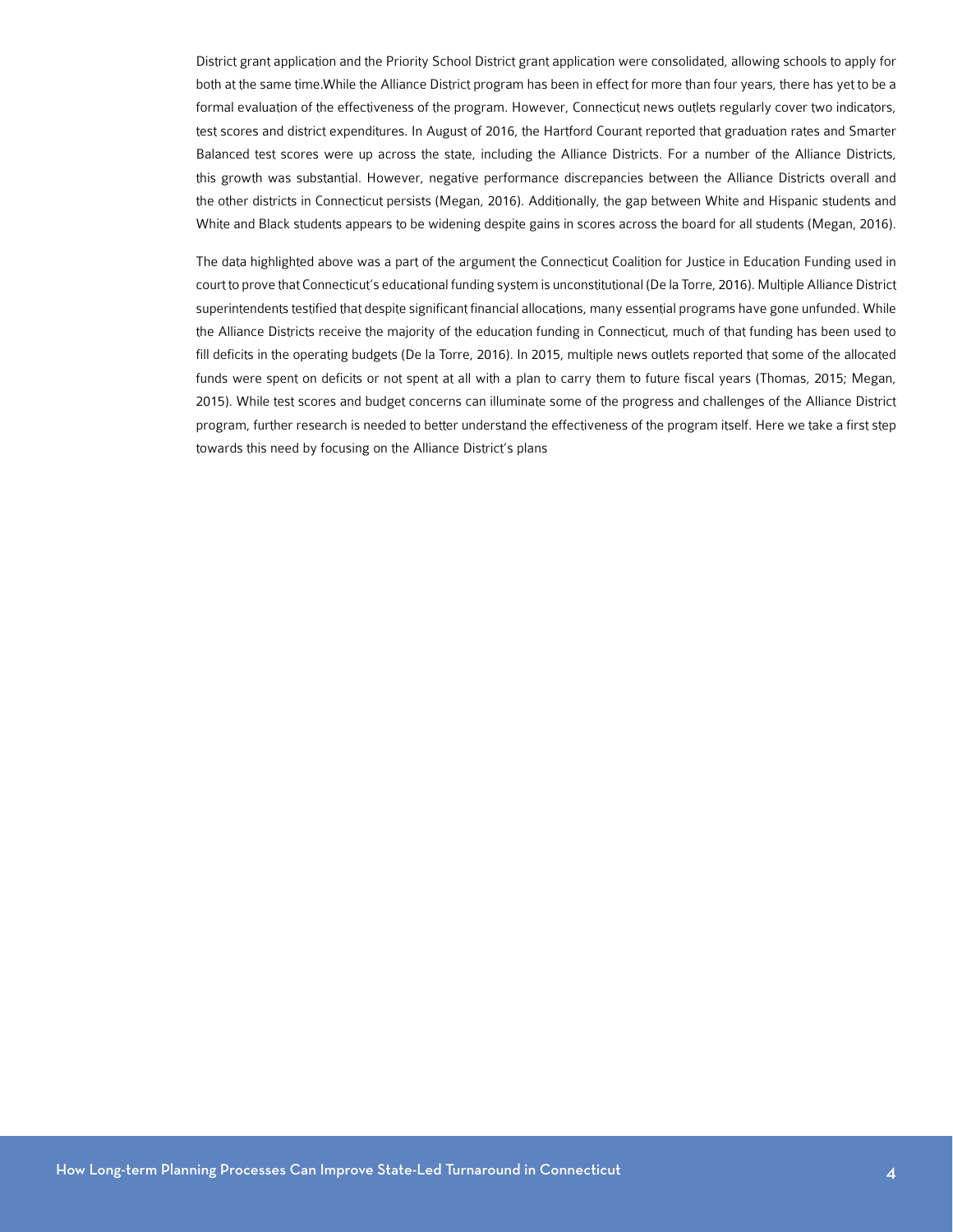District grant application and the Priority School District grant application were consolidated, allowing schools to apply for both at the same time.While the Alliance District program has been in effect for more than four years, there has yet to be a formal evaluation of the effectiveness of the program. However, Connecticut news outlets regularly cover two indicators, test scores and district expenditures. In August of 2016, the Hartford Courant reported that graduation rates and Smarter Balanced test scores were up across the state, including the Alliance Districts. For a number of the Alliance Districts, this growth was substantial. However, negative performance discrepancies between the Alliance Districts overall and the other districts in Connecticut persists (Megan, 2016). Additionally, the gap between White and Hispanic students and White and Black students appears to be widening despite gains in scores across the board for all students (Megan, 2016).

The data highlighted above was a part of the argument the Connecticut Coalition for Justice in Education Funding used in court to prove that Connecticut's educational funding system is unconstitutional (De la Torre, 2016). Multiple Alliance District superintendents testified that despite significant financial allocations, many essential programs have gone unfunded. While the Alliance Districts receive the majority of the education funding in Connecticut, much of that funding has been used to fill deficits in the operating budgets (De la Torre, 2016). In 2015, multiple news outlets reported that some of the allocated funds were spent on deficits or not spent at all with a plan to carry them to future fiscal years (Thomas, 2015; Megan, 2015). While test scores and budget concerns can illuminate some of the progress and challenges of the Alliance District program, further research is needed to better understand the effectiveness of the program itself. Here we take a first step towards this need by focusing on the Alliance District's plans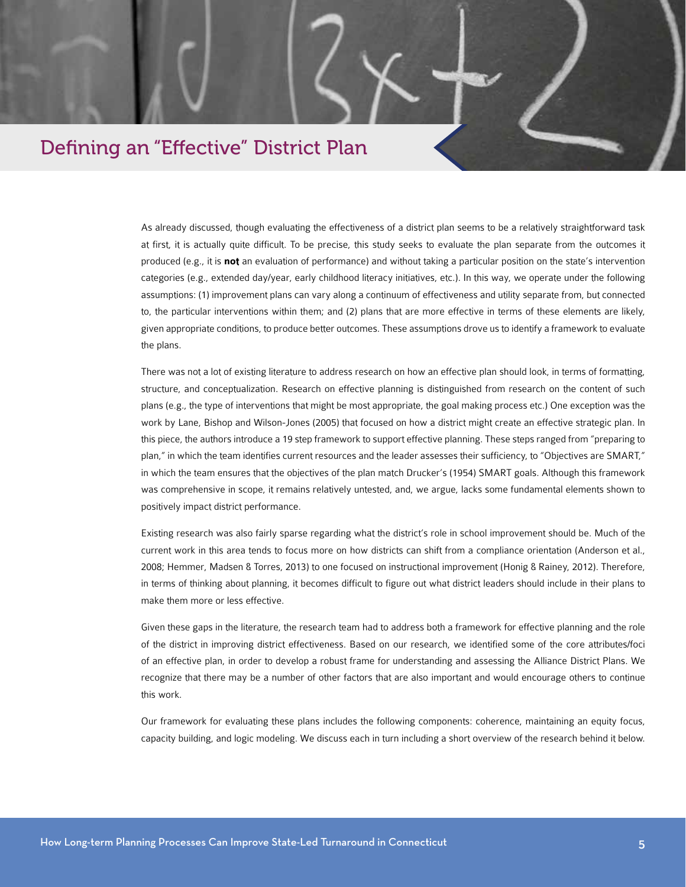# Defining an "Effective" District Plan

As already discussed, though evaluating the effectiveness of a district plan seems to be a relatively straightforward task at first, it is actually quite difficult. To be precise, this study seeks to evaluate the plan separate from the outcomes it produced (e.g., it is **not** an evaluation of performance) and without taking a particular position on the state's intervention categories (e.g., extended day/year, early childhood literacy initiatives, etc.). In this way, we operate under the following assumptions: (1) improvement plans can vary along a continuum of effectiveness and utility separate from, but connected to, the particular interventions within them; and (2) plans that are more effective in terms of these elements are likely, given appropriate conditions, to produce better outcomes. These assumptions drove us to identify a framework to evaluate the plans.

There was not a lot of existing literature to address research on how an effective plan should look, in terms of formatting, structure, and conceptualization. Research on effective planning is distinguished from research on the content of such plans (e.g., the type of interventions that might be most appropriate, the goal making process etc.) One exception was the work by Lane, Bishop and Wilson-Jones (2005) that focused on how a district might create an effective strategic plan. In this piece, the authors introduce a 19 step framework to support effective planning. These steps ranged from "preparing to plan," in which the team identifies current resources and the leader assesses their sufficiency, to "Objectives are SMART," in which the team ensures that the objectives of the plan match Drucker's (1954) SMART goals. Although this framework was comprehensive in scope, it remains relatively untested, and, we argue, lacks some fundamental elements shown to positively impact district performance.

Existing research was also fairly sparse regarding what the district's role in school improvement should be. Much of the current work in this area tends to focus more on how districts can shift from a compliance orientation (Anderson et al., 2008; Hemmer, Madsen & Torres, 2013) to one focused on instructional improvement (Honig & Rainey, 2012). Therefore, in terms of thinking about planning, it becomes difficult to figure out what district leaders should include in their plans to make them more or less effective.

Given these gaps in the literature, the research team had to address both a framework for effective planning and the role of the district in improving district effectiveness. Based on our research, we identified some of the core attributes/foci of an effective plan, in order to develop a robust frame for understanding and assessing the Alliance District Plans. We recognize that there may be a number of other factors that are also important and would encourage others to continue this work.

Our framework for evaluating these plans includes the following components: coherence, maintaining an equity focus, capacity building, and logic modeling. We discuss each in turn including a short overview of the research behind it below.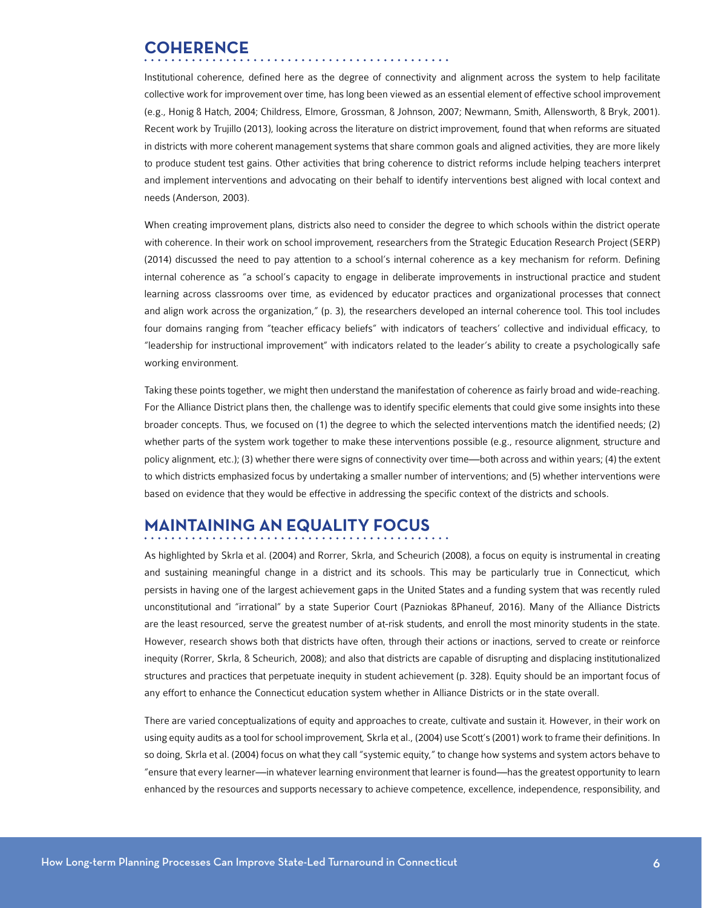## COHERENCE

Institutional coherence, defined here as the degree of connectivity and alignment across the system to help facilitate collective work for improvement over time, has long been viewed as an essential element of effective school improvement (e.g., Honig & Hatch, 2004; Childress, Elmore, Grossman, & Johnson, 2007; Newmann, Smith, Allensworth, & Bryk, 2001). Recent work by Trujillo (2013), looking across the literature on district improvement, found that when reforms are situated in districts with more coherent management systems that share common goals and aligned activities, they are more likely to produce student test gains. Other activities that bring coherence to district reforms include helping teachers interpret and implement interventions and advocating on their behalf to identify interventions best aligned with local context and needs (Anderson, 2003).

When creating improvement plans, districts also need to consider the degree to which schools within the district operate with coherence. In their work on school improvement, researchers from the Strategic Education Research Project (SERP) (2014) discussed the need to pay attention to a school's internal coherence as a key mechanism for reform. Defining internal coherence as "a school's capacity to engage in deliberate improvements in instructional practice and student learning across classrooms over time, as evidenced by educator practices and organizational processes that connect and align work across the organization," (p. 3), the researchers developed an internal coherence tool. This tool includes four domains ranging from "teacher efficacy beliefs" with indicators of teachers' collective and individual efficacy, to "leadership for instructional improvement" with indicators related to the leader's ability to create a psychologically safe working environment.

Taking these points together, we might then understand the manifestation of coherence as fairly broad and wide-reaching. For the Alliance District plans then, the challenge was to identify specific elements that could give some insights into these broader concepts. Thus, we focused on (1) the degree to which the selected interventions match the identified needs; (2) whether parts of the system work together to make these interventions possible (e.g., resource alignment, structure and policy alignment, etc.); (3) whether there were signs of connectivity over time—both across and within years; (4) the extent to which districts emphasized focus by undertaking a smaller number of interventions; and (5) whether interventions were based on evidence that they would be effective in addressing the specific context of the districts and schools.

## MAINTAINING AN EQUALITY FOCUS

As highlighted by Skrla et al. (2004) and Rorrer, Skrla, and Scheurich (2008), a focus on equity is instrumental in creating and sustaining meaningful change in a district and its schools. This may be particularly true in Connecticut, which persists in having one of the largest achievement gaps in the United States and a funding system that was recently ruled unconstitutional and "irrational" by a state Superior Court (Pazniokas &Phaneuf, 2016). Many of the Alliance Districts are the least resourced, serve the greatest number of at-risk students, and enroll the most minority students in the state. However, research shows both that districts have often, through their actions or inactions, served to create or reinforce inequity (Rorrer, Skrla, & Scheurich, 2008); and also that districts are capable of disrupting and displacing institutionalized structures and practices that perpetuate inequity in student achievement (p. 328). Equity should be an important focus of any effort to enhance the Connecticut education system whether in Alliance Districts or in the state overall.

There are varied conceptualizations of equity and approaches to create, cultivate and sustain it. However, in their work on using equity audits as a tool for school improvement, Skrla et al., (2004) use Scott's (2001) work to frame their definitions. In so doing, Skrla et al. (2004) focus on what they call "systemic equity," to change how systems and system actors behave to "ensure that every learner—in whatever learning environment that learner is found—has the greatest opportunity to learn enhanced by the resources and supports necessary to achieve competence, excellence, independence, responsibility, and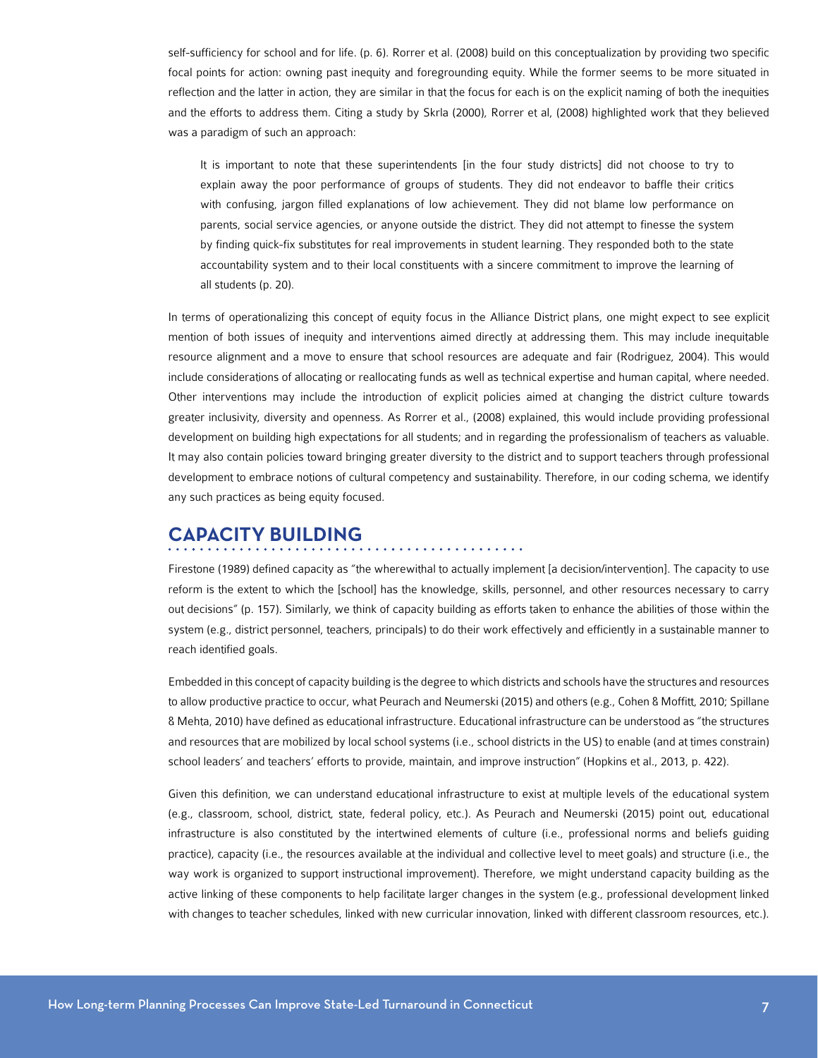self-sufficiency for school and for life. (p. 6). Rorrer et al. (2008) build on this conceptualization by providing two specific focal points for action: owning past inequity and foregrounding equity. While the former seems to be more situated in reflection and the latter in action, they are similar in that the focus for each is on the explicit naming of both the inequities and the efforts to address them. Citing a study by Skrla (2000), Rorrer et al, (2008) highlighted work that they believed was a paradigm of such an approach:

> It is important to note that these superintendents [in the four study districts] did not choose to try to explain away the poor performance of groups of students. They did not endeavor to baffle their critics with confusing, jargon filled explanations of low achievement. They did not blame low performance on parents, social service agencies, or anyone outside the district. They did not attempt to finesse the system by finding quick-fix substitutes for real improvements in student learning. They responded both to the state accountability system and to their local constituents with a sincere commitment to improve the learning of all students (p. 20).

In terms of operationalizing this concept of equity focus in the Alliance District plans, one might expect to see explicit mention of both issues of inequity and interventions aimed directly at addressing them. This may include inequitable resource alignment and a move to ensure that school resources are adequate and fair (Rodriguez, 2004). This would include considerations of allocating or reallocating funds as well as technical expertise and human capital, where needed. Other interventions may include the introduction of explicit policies aimed at changing the district culture towards greater inclusivity, diversity and openness. As Rorrer et al., (2008) explained, this would include providing professional development on building high expectations for all students; and in regarding the professionalism of teachers as valuable. It may also contain policies toward bringing greater diversity to the district and to support teachers through professional development to embrace notions of cultural competency and sustainability. Therefore, in our coding schema, we identify any such practices as being equity focused.

## CAPACITY BUILDING

Firestone (1989) defined capacity as "the wherewithal to actually implement [a decision/intervention]. The capacity to use reform is the extent to which the [school] has the knowledge, skills, personnel, and other resources necessary to carry out decisions" (p. 157). Similarly, we think of capacity building as efforts taken to enhance the abilities of those within the system (e.g., district personnel, teachers, principals) to do their work effectively and efficiently in a sustainable manner to reach identified goals.

Embedded in this concept of capacity building is the degree to which districts and schools have the structures and resources to allow productive practice to occur, what Peurach and Neumerski (2015) and others (e.g., Cohen & Moffitt, 2010; Spillane & Mehta, 2010) have defined as educational infrastructure. Educational infrastructure can be understood as "the structures and resources that are mobilized by local school systems (i.e., school districts in the US) to enable (and at times constrain) school leaders' and teachers' efforts to provide, maintain, and improve instruction" (Hopkins et al., 2013, p. 422).

Given this definition, we can understand educational infrastructure to exist at multiple levels of the educational system (e.g., classroom, school, district, state, federal policy, etc.). As Peurach and Neumerski (2015) point out, educational infrastructure is also constituted by the intertwined elements of culture (i.e., professional norms and beliefs guiding practice), capacity (i.e., the resources available at the individual and collective level to meet goals) and structure (i.e., the way work is organized to support instructional improvement). Therefore, we might understand capacity building as the active linking of these components to help facilitate larger changes in the system (e.g., professional development linked with changes to teacher schedules, linked with new curricular innovation, linked with different classroom resources, etc.).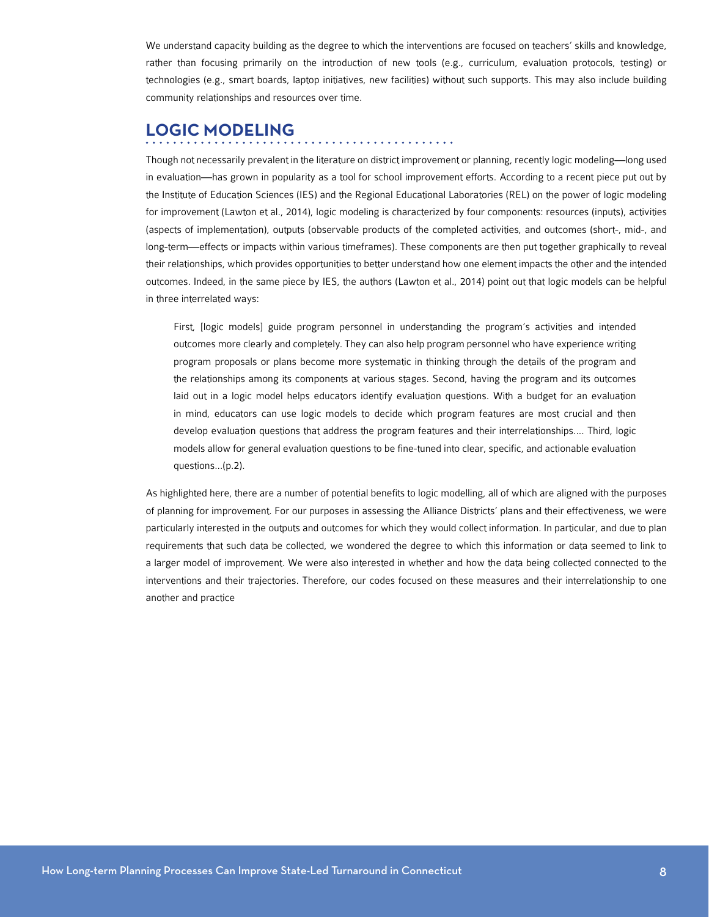We understand capacity building as the degree to which the interventions are focused on teachers' skills and knowledge, rather than focusing primarily on the introduction of new tools (e.g., curriculum, evaluation protocols, testing) or technologies (e.g., smart boards, laptop initiatives, new facilities) without such supports. This may also include building community relationships and resources over time.

## LOGIC MODELING

Though not necessarily prevalent in the literature on district improvement or planning, recently logic modeling—long used in evaluation—has grown in popularity as a tool for school improvement efforts. According to a recent piece put out by the Institute of Education Sciences (IES) and the Regional Educational Laboratories (REL) on the power of logic modeling for improvement (Lawton et al., 2014), logic modeling is characterized by four components: resources (inputs), activities (aspects of implementation), outputs (observable products of the completed activities, and outcomes (short-, mid-, and long-term—effects or impacts within various timeframes). These components are then put together graphically to reveal their relationships, which provides opportunities to better understand how one element impacts the other and the intended outcomes. Indeed, in the same piece by IES, the authors (Lawton et al., 2014) point out that logic models can be helpful in three interrelated ways:

> First, [logic models] guide program personnel in understanding the program's activities and intended outcomes more clearly and completely. They can also help program personnel who have experience writing program proposals or plans become more systematic in thinking through the details of the program and the relationships among its components at various stages. Second, having the program and its outcomes laid out in a logic model helps educators identify evaluation questions. With a budget for an evaluation in mind, educators can use logic models to decide which program features are most crucial and then develop evaluation questions that address the program features and their interrelationships.... Third, logic models allow for general evaluation questions to be fine-tuned into clear, specific, and actionable evaluation questions...(p.2).

As highlighted here, there are a number of potential benefits to logic modelling, all of which are aligned with the purposes of planning for improvement. For our purposes in assessing the Alliance Districts' plans and their effectiveness, we were particularly interested in the outputs and outcomes for which they would collect information. In particular, and due to plan requirements that such data be collected, we wondered the degree to which this information or data seemed to link to a larger model of improvement. We were also interested in whether and how the data being collected connected to the interventions and their trajectories. Therefore, our codes focused on these measures and their interrelationship to one another and practice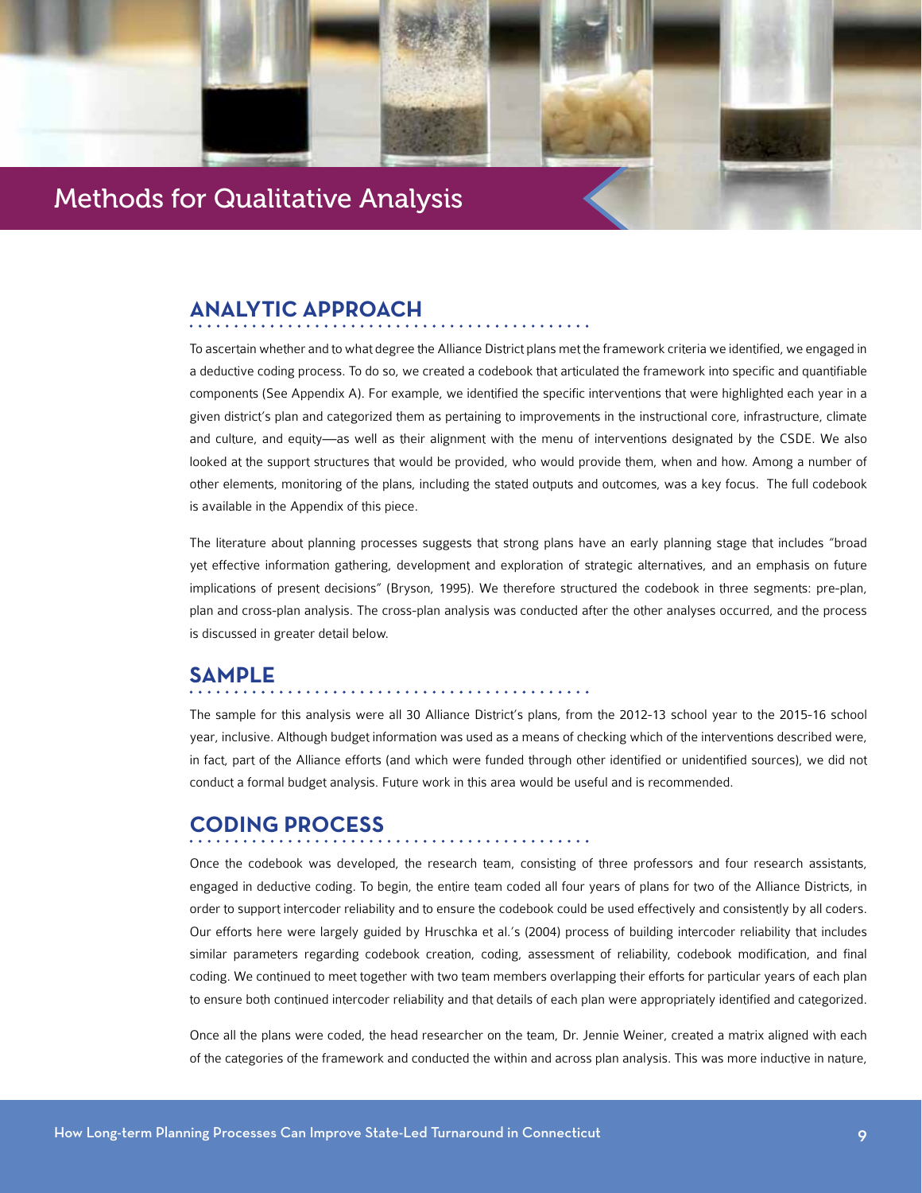# Methods for Qualitative Analysis

## ANALYTIC APPROACH

To ascertain whether and to what degree the Alliance District plans met the framework criteria we identified, we engaged in a deductive coding process. To do so, we created a codebook that articulated the framework into specific and quantifiable components (See Appendix A). For example, we identified the specific interventions that were highlighted each year in a given district's plan and categorized them as pertaining to improvements in the instructional core, infrastructure, climate and culture, and equity—as well as their alignment with the menu of interventions designated by the CSDE. We also looked at the support structures that would be provided, who would provide them, when and how. Among a number of other elements, monitoring of the plans, including the stated outputs and outcomes, was a key focus. The full codebook is available in the Appendix of this piece.

The literature about planning processes suggests that strong plans have an early planning stage that includes "broad yet effective information gathering, development and exploration of strategic alternatives, and an emphasis on future implications of present decisions" (Bryson, 1995). We therefore structured the codebook in three segments: pre-plan, plan and cross-plan analysis. The cross-plan analysis was conducted after the other analyses occurred, and the process is discussed in greater detail below.

## SAMPLE

The sample for this analysis were all 30 Alliance District's plans, from the 2012-13 school year to the 2015-16 school year, inclusive. Although budget information was used as a means of checking which of the interventions described were, in fact, part of the Alliance efforts (and which were funded through other identified or unidentified sources), we did not conduct a formal budget analysis. Future work in this area would be useful and is recommended.

## CODING PROCESS

Once the codebook was developed, the research team, consisting of three professors and four research assistants, engaged in deductive coding. To begin, the entire team coded all four years of plans for two of the Alliance Districts, in order to support intercoder reliability and to ensure the codebook could be used effectively and consistently by all coders. Our efforts here were largely guided by Hruschka et al.'s (2004) process of building intercoder reliability that includes similar parameters regarding codebook creation, coding, assessment of reliability, codebook modification, and final coding. We continued to meet together with two team members overlapping their efforts for particular years of each plan to ensure both continued intercoder reliability and that details of each plan were appropriately identified and categorized.

Once all the plans were coded, the head researcher on the team, Dr. Jennie Weiner, created a matrix aligned with each of the categories of the framework and conducted the within and across plan analysis. This was more inductive in nature,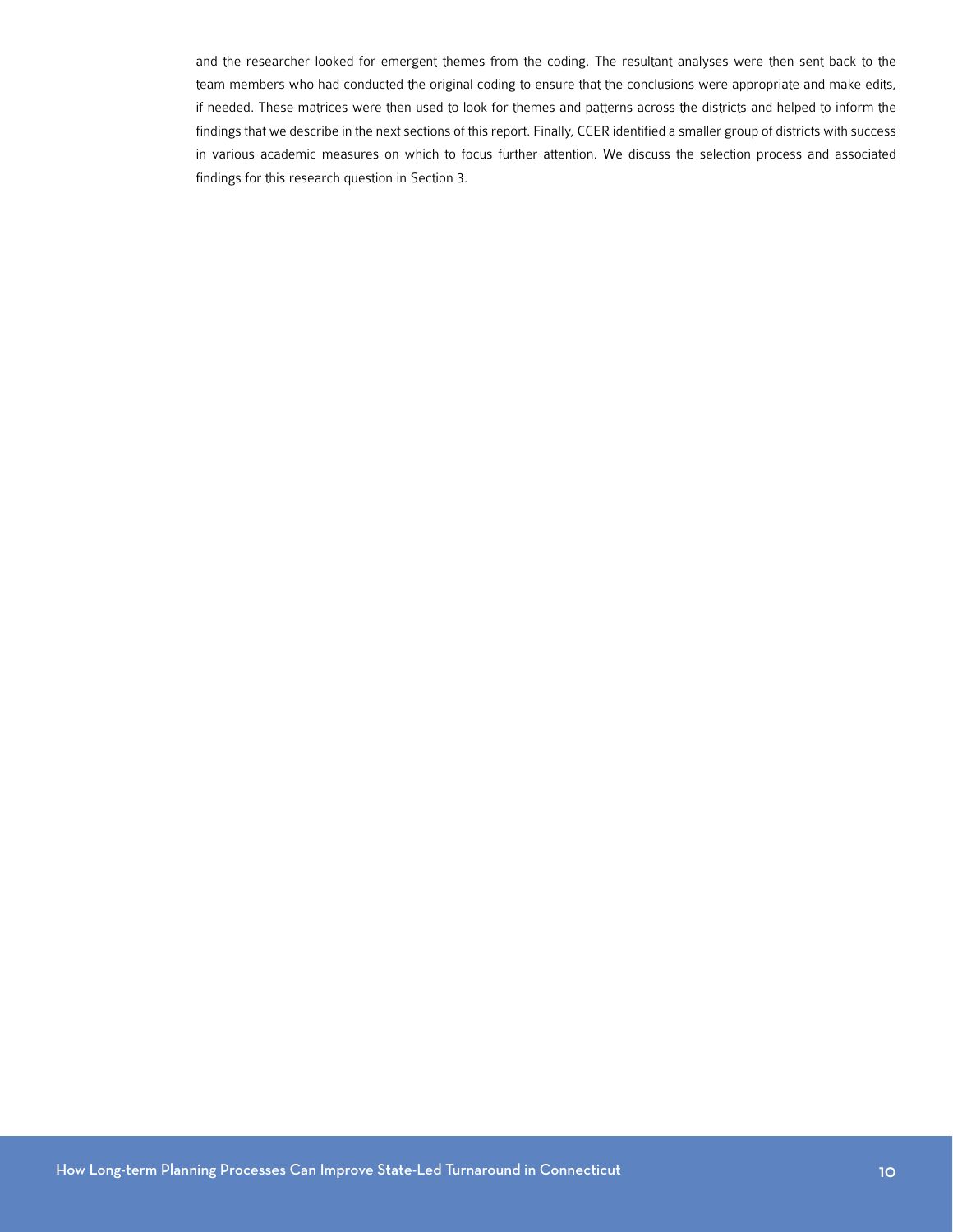and the researcher looked for emergent themes from the coding. The resultant analyses were then sent back to the team members who had conducted the original coding to ensure that the conclusions were appropriate and make edits, if needed. These matrices were then used to look for themes and patterns across the districts and helped to inform the findings that we describe in the next sections of this report. Finally, CCER identified a smaller group of districts with success in various academic measures on which to focus further attention. We discuss the selection process and associated findings for this research question in Section 3.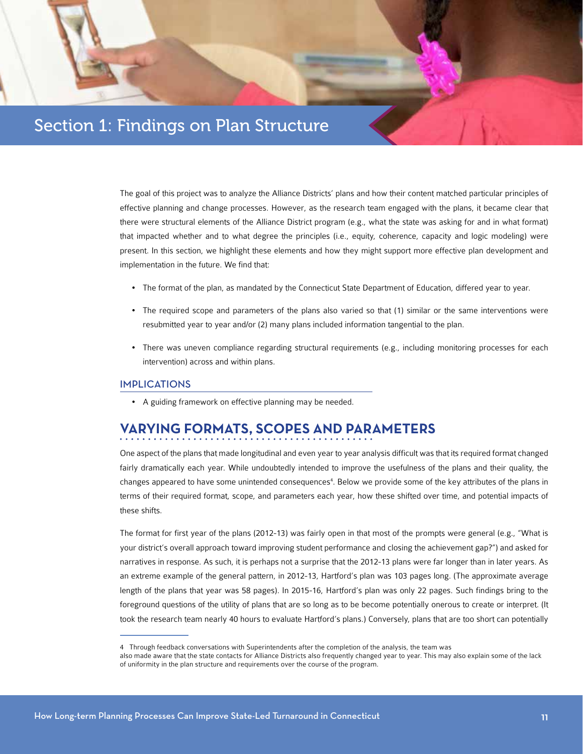# Section 1: Findings on Plan Structure

The goal of this project was to analyze the Alliance Districts' plans and how their content matched particular principles of effective planning and change processes. However, as the research team engaged with the plans, it became clear that there were structural elements of the Alliance District program (e.g., what the state was asking for and in what format) that impacted whether and to what degree the principles (i.e., equity, coherence, capacity and logic modeling) were present. In this section, we highlight these elements and how they might support more effective plan development and implementation in the future. We find that:

- The format of the plan, as mandated by the Connecticut State Department of Education, differed year to year.
- The required scope and parameters of the plans also varied so that (1) similar or the same interventions were resubmitted year to year and/or (2) many plans included information tangential to the plan.
- There was uneven compliance regarding structural requirements (e.g., including monitoring processes for each intervention) across and within plans.

### IMPLICATIONS

- A guiding framework on effective planning may be needed.

## VARYING FORMATS, SCOPES AND PARAMETERS

One aspect of the plans that made longitudinal and even year to year analysis difficult was that its required format changed fairly dramatically each year. While undoubtedly intended to improve the usefulness of the plans and their quality, the changes appeared to have some unintended consequences[4]. Below we provide some of the key attributes of the plans in terms of their required format, scope, and parameters each year, how these shifted over time, and potential impacts of these shifts.

The format for first year of the plans (2012-13) was fairly open in that most of the prompts were general (e.g., "What is your district's overall approach toward improving student performance and closing the achievement gap?") and asked for narratives in response. As such, it is perhaps not a surprise that the 2012-13 plans were far longer than in later years. As an extreme example of the general pattern, in 2012-13, Hartford's plan was 103 pages long. (The approximate average length of the plans that year was 58 pages). In 2015-16, Hartford's plan was only 22 pages. Such findings bring to the foreground questions of the utility of plans that are so long as to be become potentially onerous to create or interpret. (It took the research team nearly 40 hours to evaluate Hartford's plans.) Conversely, plans that are too short can potentially

4 Through feedback conversations with Superintendents after the completion of the analysis, the team was also made aware that the state contacts for Alliance Districts also frequently changed year to year. This may also explain some of the lack of uniformity in the plan structure and requirements over the course of the program.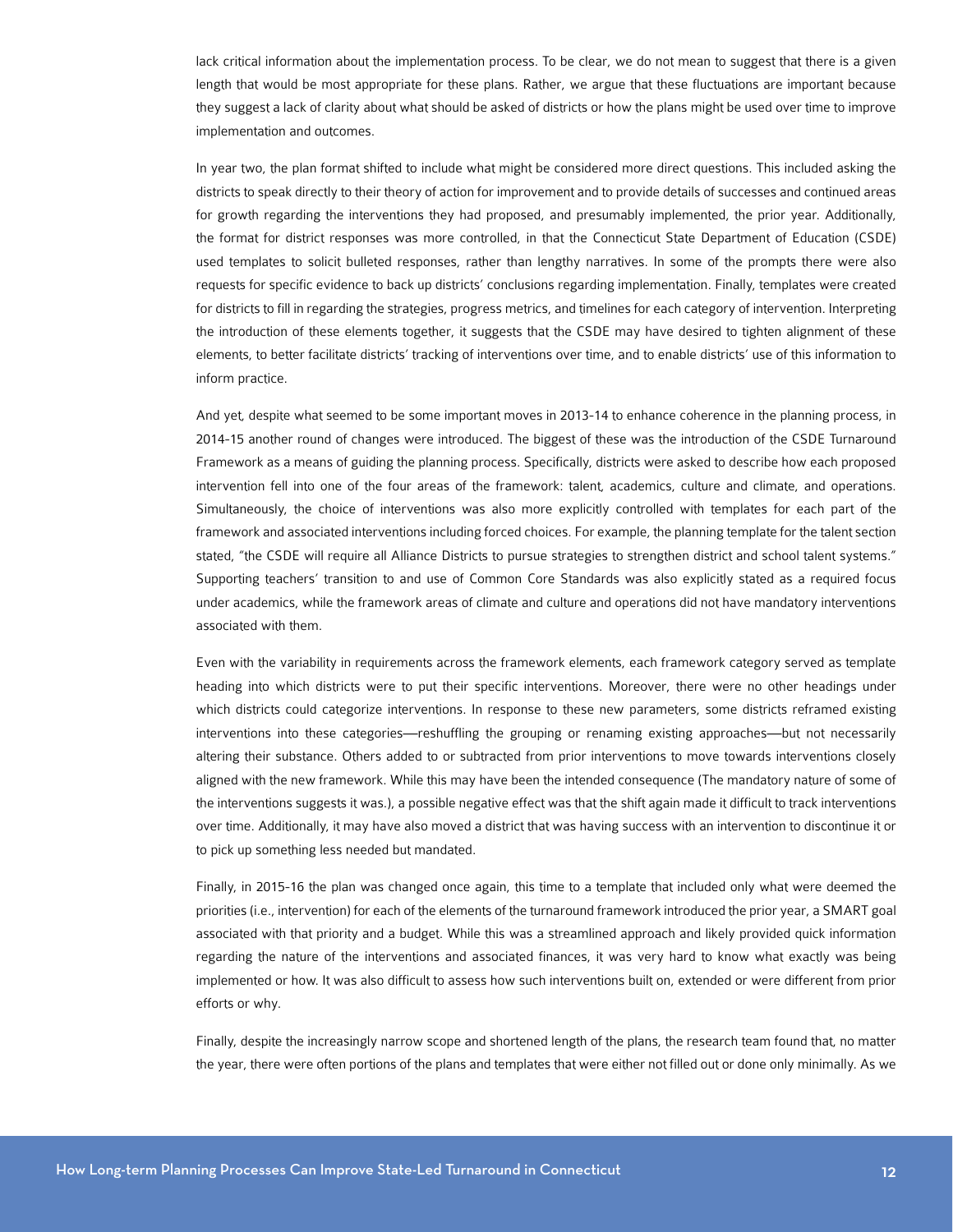lack critical information about the implementation process. To be clear, we do not mean to suggest that there is a given length that would be most appropriate for these plans. Rather, we argue that these fluctuations are important because they suggest a lack of clarity about what should be asked of districts or how the plans might be used over time to improve implementation and outcomes.

In year two, the plan format shifted to include what might be considered more direct questions. This included asking the districts to speak directly to their theory of action for improvement and to provide details of successes and continued areas for growth regarding the interventions they had proposed, and presumably implemented, the prior year. Additionally, the format for district responses was more controlled, in that the Connecticut State Department of Education (CSDE) used templates to solicit bulleted responses, rather than lengthy narratives. In some of the prompts there were also requests for specific evidence to back up districts' conclusions regarding implementation. Finally, templates were created for districts to fill in regarding the strategies, progress metrics, and timelines for each category of intervention. Interpreting the introduction of these elements together, it suggests that the CSDE may have desired to tighten alignment of these elements, to better facilitate districts' tracking of interventions over time, and to enable districts' use of this information to inform practice.

And yet, despite what seemed to be some important moves in 2013-14 to enhance coherence in the planning process, in 2014-15 another round of changes were introduced. The biggest of these was the introduction of the CSDE Turnaround Framework as a means of guiding the planning process. Specifically, districts were asked to describe how each proposed intervention fell into one of the four areas of the framework: talent, academics, culture and climate, and operations. Simultaneously, the choice of interventions was also more explicitly controlled with templates for each part of the framework and associated interventions including forced choices. For example, the planning template for the talent section stated, "the CSDE will require all Alliance Districts to pursue strategies to strengthen district and school talent systems." Supporting teachers' transition to and use of Common Core Standards was also explicitly stated as a required focus under academics, while the framework areas of climate and culture and operations did not have mandatory interventions associated with them.

Even with the variability in requirements across the framework elements, each framework category served as template heading into which districts were to put their specific interventions. Moreover, there were no other headings under which districts could categorize interventions. In response to these new parameters, some districts reframed existing interventions into these categories—reshuffling the grouping or renaming existing approaches—but not necessarily altering their substance. Others added to or subtracted from prior interventions to move towards interventions closely aligned with the new framework. While this may have been the intended consequence (The mandatory nature of some of the interventions suggests it was.), a possible negative effect was that the shift again made it difficult to track interventions over time. Additionally, it may have also moved a district that was having success with an intervention to discontinue it or to pick up something less needed but mandated.

Finally, in 2015-16 the plan was changed once again, this time to a template that included only what were deemed the priorities (i.e., intervention) for each of the elements of the turnaround framework introduced the prior year, a SMART goal associated with that priority and a budget. While this was a streamlined approach and likely provided quick information regarding the nature of the interventions and associated finances, it was very hard to know what exactly was being implemented or how. It was also difficult to assess how such interventions built on, extended or were different from prior efforts or why.

Finally, despite the increasingly narrow scope and shortened length of the plans, the research team found that, no matter the year, there were often portions of the plans and templates that were either not filled out or done only minimally. As we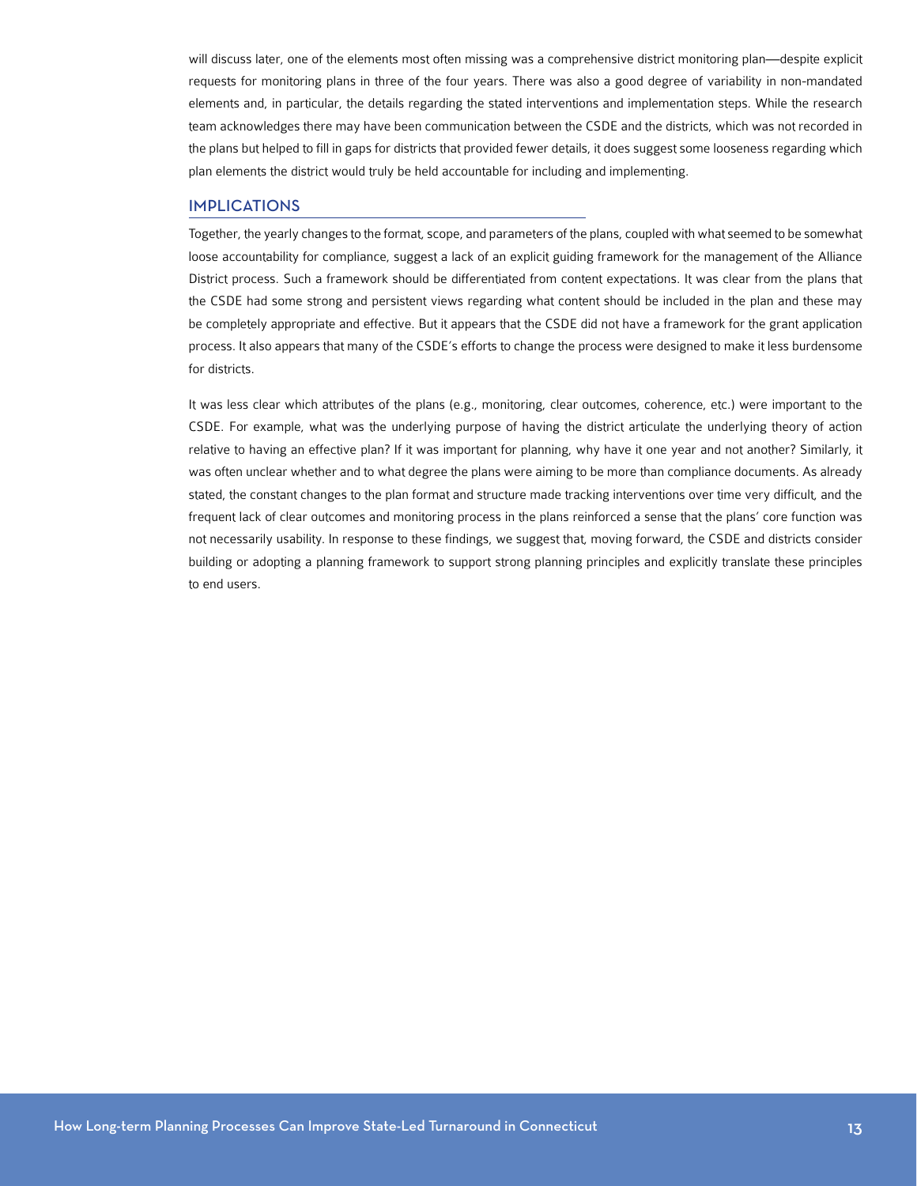will discuss later, one of the elements most often missing was a comprehensive district monitoring plan—despite explicit requests for monitoring plans in three of the four years. There was also a good degree of variability in non-mandated elements and, in particular, the details regarding the stated interventions and implementation steps. While the research team acknowledges there may have been communication between the CSDE and the districts, which was not recorded in the plans but helped to fill in gaps for districts that provided fewer details, it does suggest some looseness regarding which plan elements the district would truly be held accountable for including and implementing.

## IMPLICATIONS

Together, the yearly changes to the format, scope, and parameters of the plans, coupled with what seemed to be somewhat loose accountability for compliance, suggest a lack of an explicit guiding framework for the management of the Alliance District process. Such a framework should be differentiated from content expectations. It was clear from the plans that the CSDE had some strong and persistent views regarding what content should be included in the plan and these may be completely appropriate and effective. But it appears that the CSDE did not have a framework for the grant application process. It also appears that many of the CSDE's efforts to change the process were designed to make it less burdensome for districts.

It was less clear which attributes of the plans (e.g., monitoring, clear outcomes, coherence, etc.) were important to the CSDE. For example, what was the underlying purpose of having the district articulate the underlying theory of action relative to having an effective plan? If it was important for planning, why have it one year and not another? Similarly, it was often unclear whether and to what degree the plans were aiming to be more than compliance documents. As already stated, the constant changes to the plan format and structure made tracking interventions over time very difficult, and the frequent lack of clear outcomes and monitoring process in the plans reinforced a sense that the plans' core function was not necessarily usability. In response to these findings, we suggest that, moving forward, the CSDE and districts consider building or adopting a planning framework to support strong planning principles and explicitly translate these principles to end users.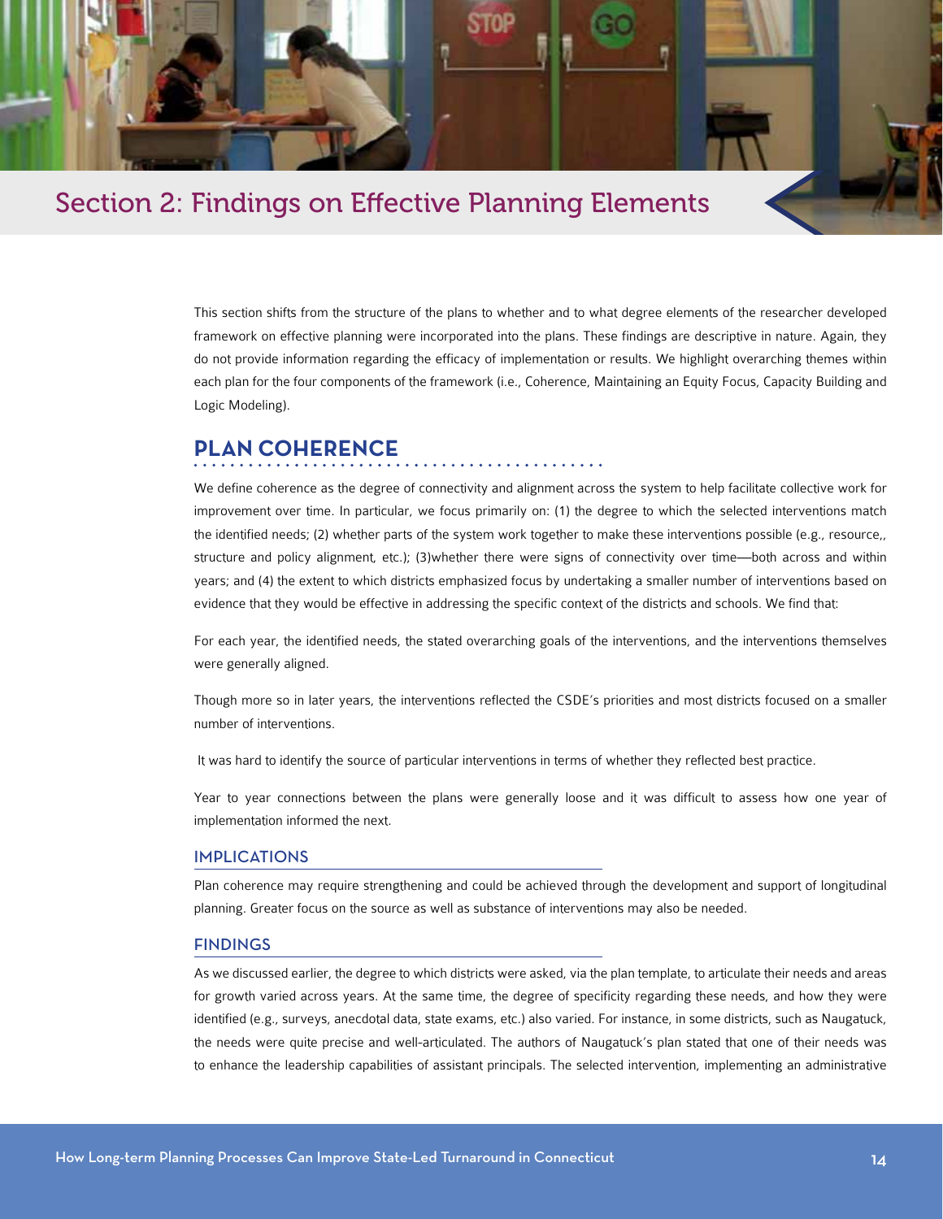## Section 2: Findings on Effective Planning Elements

This section shifts from the structure of the plans to whether and to what degree elements of the researcher developed framework on effective planning were incorporated into the plans. These findings are descriptive in nature. Again, they do not provide information regarding the efficacy of implementation or results. We highlight overarching themes within each plan for the four components of the framework (i.e., Coherence, Maintaining an Equity Focus, Capacity Building and Logic Modeling).

### PLAN COHERENCE

We define coherence as the degree of connectivity and alignment across the system to help facilitate collective work for improvement over time. In particular, we focus primarily on: (1) the degree to which the selected interventions match the identified needs; (2) whether parts of the system work together to make these interventions possible (e.g., resource,, structure and policy alignment, etc.); (3)whether there were signs of connectivity over time—both across and within years; and (4) the extent to which districts emphasized focus by undertaking a smaller number of interventions based on evidence that they would be effective in addressing the specific context of the districts and schools. We find that:

For each year, the identified needs, the stated overarching goals of the interventions, and the interventions themselves were generally aligned.

Though more so in later years, the interventions reflected the CSDE's priorities and most districts focused on a smaller number of interventions.

It was hard to identify the source of particular interventions in terms of whether they reflected best practice.

Year to year connections between the plans were generally loose and it was difficult to assess how one year of implementation informed the next.

#### IMPLICATIONS

Plan coherence may require strengthening and could be achieved through the development and support of longitudinal planning. Greater focus on the source as well as substance of interventions may also be needed.

#### FINDINGS

As we discussed earlier, the degree to which districts were asked, via the plan template, to articulate their needs and areas for growth varied across years. At the same time, the degree of specificity regarding these needs, and how they were identified (e.g., surveys, anecdotal data, state exams, etc.) also varied. For instance, in some districts, such as Naugatuck, the needs were quite precise and well-articulated. The authors of Naugatuck's plan stated that one of their needs was to enhance the leadership capabilities of assistant principals. The selected intervention, implementing an administrative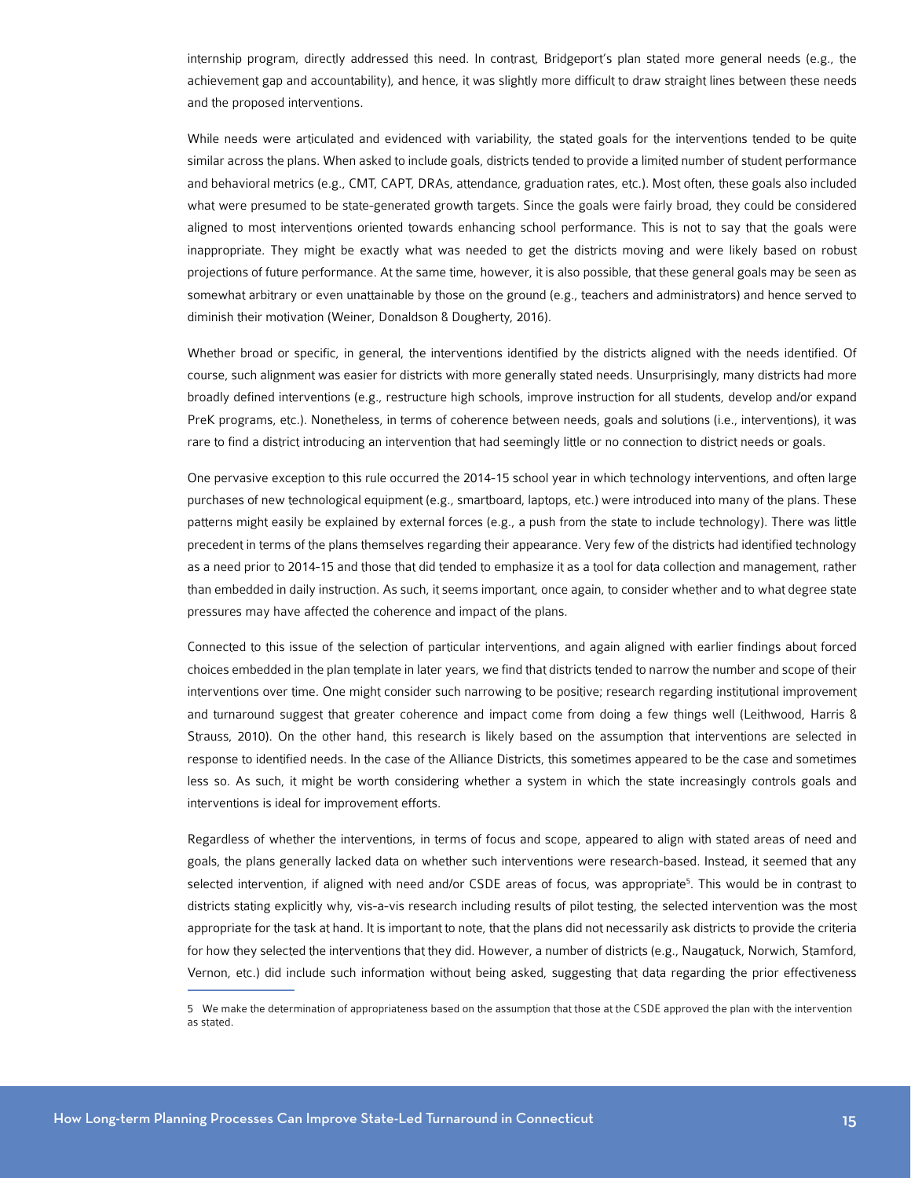internship program, directly addressed this need. In contrast, Bridgeport's plan stated more general needs (e.g., the achievement gap and accountability), and hence, it was slightly more difficult to draw straight lines between these needs and the proposed interventions.

While needs were articulated and evidenced with variability, the stated goals for the interventions tended to be quite similar across the plans. When asked to include goals, districts tended to provide a limited number of student performance and behavioral metrics (e.g., CMT, CAPT, DRAs, attendance, graduation rates, etc.). Most often, these goals also included what were presumed to be state-generated growth targets. Since the goals were fairly broad, they could be considered aligned to most interventions oriented towards enhancing school performance. This is not to say that the goals were inappropriate. They might be exactly what was needed to get the districts moving and were likely based on robust projections of future performance. At the same time, however, it is also possible, that these general goals may be seen as somewhat arbitrary or even unattainable by those on the ground (e.g., teachers and administrators) and hence served to diminish their motivation (Weiner, Donaldson & Dougherty, 2016).

Whether broad or specific, in general, the interventions identified by the districts aligned with the needs identified. Of course, such alignment was easier for districts with more generally stated needs. Unsurprisingly, many districts had more broadly defined interventions (e.g., restructure high schools, improve instruction for all students, develop and/or expand PreK programs, etc.). Nonetheless, in terms of coherence between needs, goals and solutions (i.e., interventions), it was rare to find a district introducing an intervention that had seemingly little or no connection to district needs or goals.

One pervasive exception to this rule occurred the 2014-15 school year in which technology interventions, and often large purchases of new technological equipment (e.g., smartboard, laptops, etc.) were introduced into many of the plans. These patterns might easily be explained by external forces (e.g., a push from the state to include technology). There was little precedent in terms of the plans themselves regarding their appearance. Very few of the districts had identified technology as a need prior to 2014-15 and those that did tended to emphasize it as a tool for data collection and management, rather than embedded in daily instruction. As such, it seems important, once again, to consider whether and to what degree state pressures may have affected the coherence and impact of the plans.

Connected to this issue of the selection of particular interventions, and again aligned with earlier findings about forced choices embedded in the plan template in later years, we find that districts tended to narrow the number and scope of their interventions over time. One might consider such narrowing to be positive; research regarding institutional improvement and turnaround suggest that greater coherence and impact come from doing a few things well (Leithwood, Harris & Strauss, 2010). On the other hand, this research is likely based on the assumption that interventions are selected in response to identified needs. In the case of the Alliance Districts, this sometimes appeared to be the case and sometimes less so. As such, it might be worth considering whether a system in which the state increasingly controls goals and interventions is ideal for improvement efforts.

Regardless of whether the interventions, in terms of focus and scope, appeared to align with stated areas of need and goals, the plans generally lacked data on whether such interventions were research-based. Instead, it seemed that any selected intervention, if aligned with need and/or CSDE areas of focus, was appropriate[5]. This would be in contrast to districts stating explicitly why, vis-a-vis research including results of pilot testing, the selected intervention was the most appropriate for the task at hand. It is important to note, that the plans did not necessarily ask districts to provide the criteria for how they selected the interventions that they did. However, a number of districts (e.g., Naugatuck, Norwich, Stamford, Vernon, etc.) did include such information without being asked, suggesting that data regarding the prior effectiveness

---

5 We make the determination of appropriateness based on the assumption that those at the CSDE approved the plan with the intervention as stated.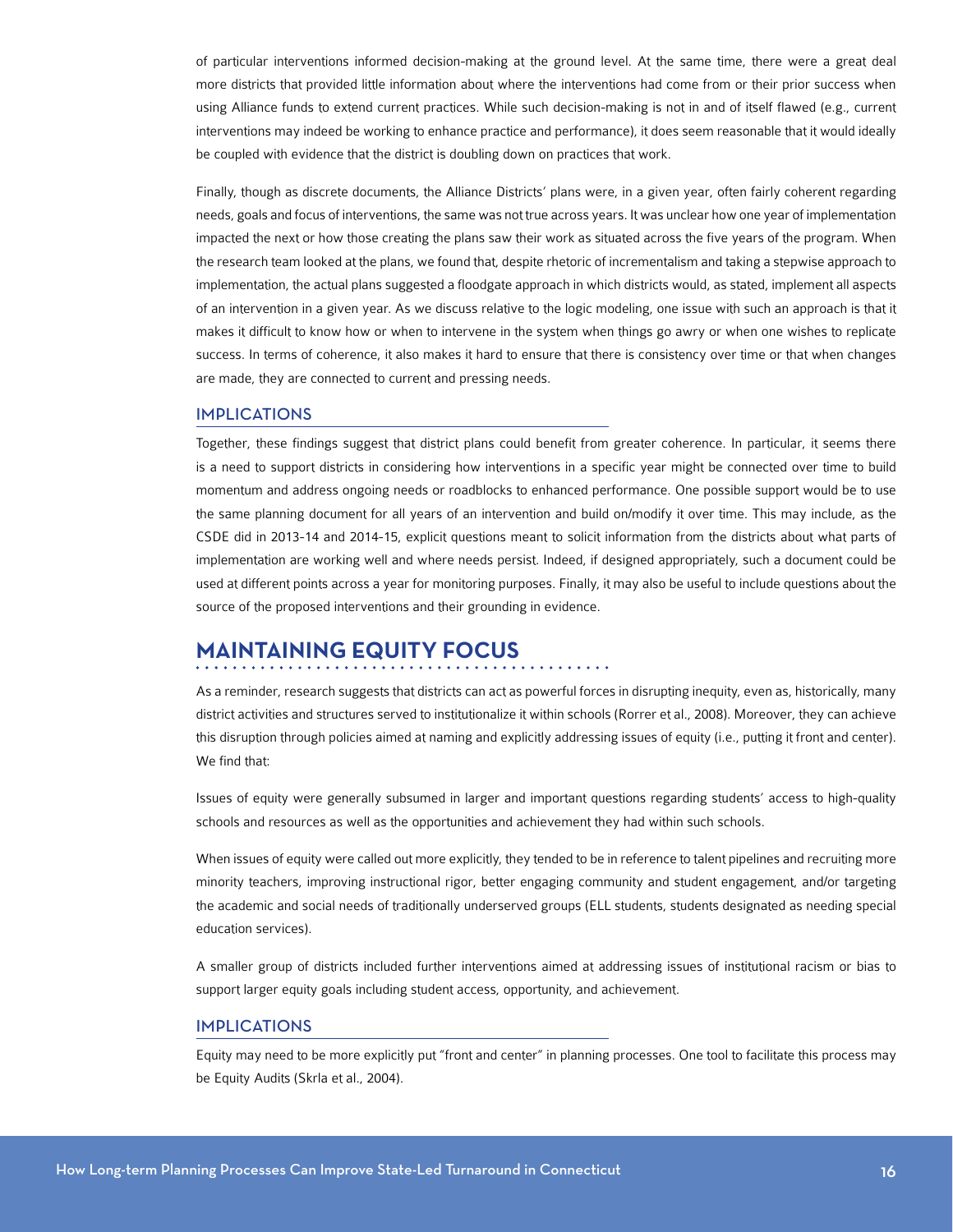of particular interventions informed decision-making at the ground level. At the same time, there were a great deal more districts that provided little information about where the interventions had come from or their prior success when using Alliance funds to extend current practices. While such decision-making is not in and of itself flawed (e.g., current interventions may indeed be working to enhance practice and performance), it does seem reasonable that it would ideally be coupled with evidence that the district is doubling down on practices that work.

Finally, though as discrete documents, the Alliance Districts' plans were, in a given year, often fairly coherent regarding needs, goals and focus of interventions, the same was not true across years. It was unclear how one year of implementation impacted the next or how those creating the plans saw their work as situated across the five years of the program. When the research team looked at the plans, we found that, despite rhetoric of incrementalism and taking a stepwise approach to implementation, the actual plans suggested a floodgate approach in which districts would, as stated, implement all aspects of an intervention in a given year. As we discuss relative to the logic modeling, one issue with such an approach is that it makes it difficult to know how or when to intervene in the system when things go awry or when one wishes to replicate success. In terms of coherence, it also makes it hard to ensure that there is consistency over time or that when changes are made, they are connected to current and pressing needs.

### IMPLICATIONS

Together, these findings suggest that district plans could benefit from greater coherence. In particular, it seems there is a need to support districts in considering how interventions in a specific year might be connected over time to build momentum and address ongoing needs or roadblocks to enhanced performance. One possible support would be to use the same planning document for all years of an intervention and build on/modify it over time. This may include, as the CSDE did in 2013-14 and 2014-15, explicit questions meant to solicit information from the districts about what parts of implementation are working well and where needs persist. Indeed, if designed appropriately, such a document could be used at different points across a year for monitoring purposes. Finally, it may also be useful to include questions about the source of the proposed interventions and their grounding in evidence.

## MAINTAINING EQUITY FOCUS

As a reminder, research suggests that districts can act as powerful forces in disrupting inequity, even as, historically, many district activities and structures served to institutionalize it within schools (Rorrer et al., 2008). Moreover, they can achieve this disruption through policies aimed at naming and explicitly addressing issues of equity (i.e., putting it front and center). We find that:

Issues of equity were generally subsumed in larger and important questions regarding students' access to high-quality schools and resources as well as the opportunities and achievement they had within such schools.

When issues of equity were called out more explicitly, they tended to be in reference to talent pipelines and recruiting more minority teachers, improving instructional rigor, better engaging community and student engagement, and/or targeting the academic and social needs of traditionally underserved groups (ELL students, students designated as needing special education services).

A smaller group of districts included further interventions aimed at addressing issues of institutional racism or bias to support larger equity goals including student access, opportunity, and achievement.

### IMPLICATIONS

Equity may need to be more explicitly put "front and center" in planning processes. One tool to facilitate this process may be Equity Audits (Skrla et al., 2004).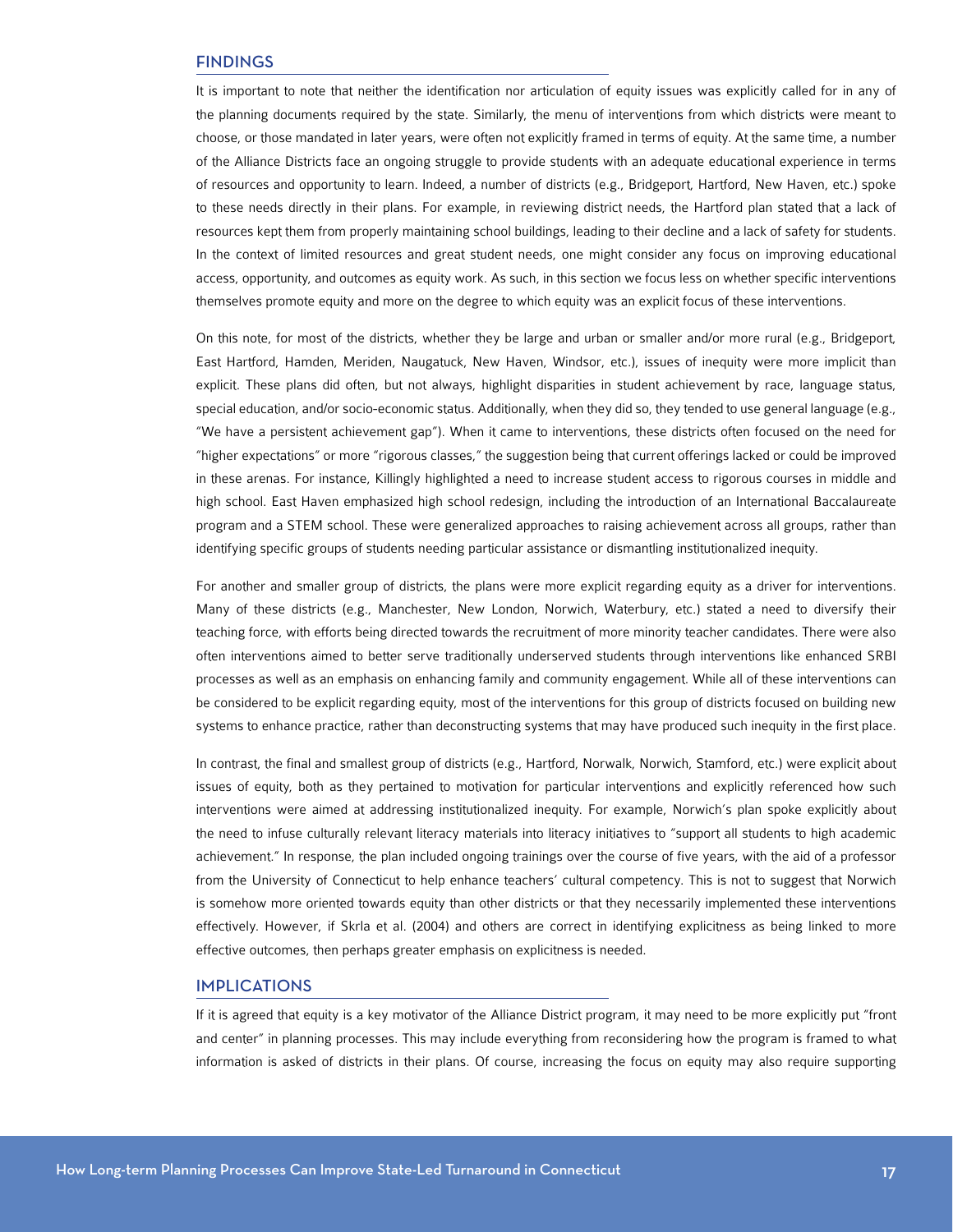## FINDINGS

It is important to note that neither the identification nor articulation of equity issues was explicitly called for in any of the planning documents required by the state. Similarly, the menu of interventions from which districts were meant to choose, or those mandated in later years, were often not explicitly framed in terms of equity. At the same time, a number of the Alliance Districts face an ongoing struggle to provide students with an adequate educational experience in terms of resources and opportunity to learn. Indeed, a number of districts (e.g., Bridgeport, Hartford, New Haven, etc.) spoke to these needs directly in their plans. For example, in reviewing district needs, the Hartford plan stated that a lack of resources kept them from properly maintaining school buildings, leading to their decline and a lack of safety for students. In the context of limited resources and great student needs, one might consider any focus on improving educational access, opportunity, and outcomes as equity work. As such, in this section we focus less on whether specific interventions themselves promote equity and more on the degree to which equity was an explicit focus of these interventions.

On this note, for most of the districts, whether they be large and urban or smaller and/or more rural (e.g., Bridgeport, East Hartford, Hamden, Meriden, Naugatuck, New Haven, Windsor, etc.), issues of inequity were more implicit than explicit. These plans did often, but not always, highlight disparities in student achievement by race, language status, special education, and/or socio-economic status. Additionally, when they did so, they tended to use general language (e.g., "We have a persistent achievement gap"). When it came to interventions, these districts often focused on the need for "higher expectations" or more "rigorous classes," the suggestion being that current offerings lacked or could be improved in these arenas. For instance, Killingly highlighted a need to increase student access to rigorous courses in middle and high school. East Haven emphasized high school redesign, including the introduction of an International Baccalaureate program and a STEM school. These were generalized approaches to raising achievement across all groups, rather than identifying specific groups of students needing particular assistance or dismantling institutionalized inequity.

For another and smaller group of districts, the plans were more explicit regarding equity as a driver for interventions. Many of these districts (e.g., Manchester, New London, Norwich, Waterbury, etc.) stated a need to diversify their teaching force, with efforts being directed towards the recruitment of more minority teacher candidates. There were also often interventions aimed to better serve traditionally underserved students through interventions like enhanced SRBI processes as well as an emphasis on enhancing family and community engagement. While all of these interventions can be considered to be explicit regarding equity, most of the interventions for this group of districts focused on building new systems to enhance practice, rather than deconstructing systems that may have produced such inequity in the first place.

In contrast, the final and smallest group of districts (e.g., Hartford, Norwalk, Norwich, Stamford, etc.) were explicit about issues of equity, both as they pertained to motivation for particular interventions and explicitly referenced how such interventions were aimed at addressing institutionalized inequity. For example, Norwich's plan spoke explicitly about the need to infuse culturally relevant literacy materials into literacy initiatives to "support all students to high academic achievement." In response, the plan included ongoing trainings over the course of five years, with the aid of a professor from the University of Connecticut to help enhance teachers' cultural competency. This is not to suggest that Norwich is somehow more oriented towards equity than other districts or that they necessarily implemented these interventions effectively. However, if Skrla et al. (2004) and others are correct in identifying explicitness as being linked to more effective outcomes, then perhaps greater emphasis on explicitness is needed.

## IMPLICATIONS

If it is agreed that equity is a key motivator of the Alliance District program, it may need to be more explicitly put "front and center" in planning processes. This may include everything from reconsidering how the program is framed to what information is asked of districts in their plans. Of course, increasing the focus on equity may also require supporting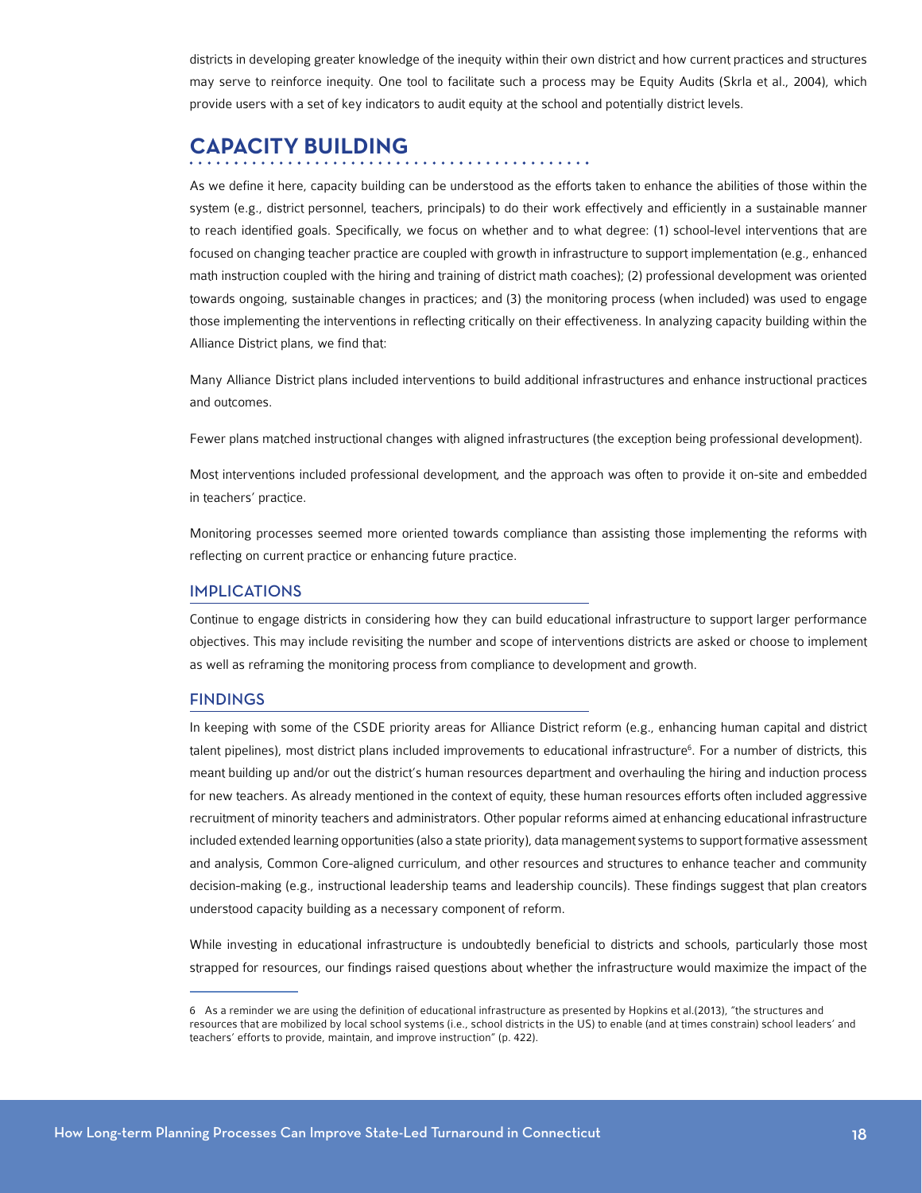districts in developing greater knowledge of the inequity within their own district and how current practices and structures may serve to reinforce inequity. One tool to facilitate such a process may be Equity Audits (Skrla et al., 2004), which provide users with a set of key indicators to audit equity at the school and potentially district levels.

## CAPACITY BUILDING

As we define it here, capacity building can be understood as the efforts taken to enhance the abilities of those within the system (e.g., district personnel, teachers, principals) to do their work effectively and efficiently in a sustainable manner to reach identified goals. Specifically, we focus on whether and to what degree: (1) school-level interventions that are focused on changing teacher practice are coupled with growth in infrastructure to support implementation (e.g., enhanced math instruction coupled with the hiring and training of district math coaches); (2) professional development was oriented towards ongoing, sustainable changes in practices; and (3) the monitoring process (when included) was used to engage those implementing the interventions in reflecting critically on their effectiveness. In analyzing capacity building within the Alliance District plans, we find that:

Many Alliance District plans included interventions to build additional infrastructures and enhance instructional practices and outcomes.

Fewer plans matched instructional changes with aligned infrastructures (the exception being professional development).

Most interventions included professional development, and the approach was often to provide it on-site and embedded in teachers' practice.

Monitoring processes seemed more oriented towards compliance than assisting those implementing the reforms with reflecting on current practice or enhancing future practice.

### IMPLICATIONS

Continue to engage districts in considering how they can build educational infrastructure to support larger performance objectives. This may include revisiting the number and scope of interventions districts are asked or choose to implement as well as reframing the monitoring process from compliance to development and growth.

### FINDINGS

In keeping with some of the CSDE priority areas for Alliance District reform (e.g., enhancing human capital and district talent pipelines), most district plans included improvements to educational infrastructure[6]. For a number of districts, this meant building up and/or out the district's human resources department and overhauling the hiring and induction process for new teachers. As already mentioned in the context of equity, these human resources efforts often included aggressive recruitment of minority teachers and administrators. Other popular reforms aimed at enhancing educational infrastructure included extended learning opportunities (also a state priority), data management systems to support formative assessment and analysis, Common Core-aligned curriculum, and other resources and structures to enhance teacher and community decision-making (e.g., instructional leadership teams and leadership councils). These findings suggest that plan creators understood capacity building as a necessary component of reform.

While investing in educational infrastructure is undoubtedly beneficial to districts and schools, particularly those most strapped for resources, our findings raised questions about whether the infrastructure would maximize the impact of the

6 As a reminder we are using the definition of educational infrastructure as presented by Hopkins et al.(2013), "the structures and resources that are mobilized by local school systems (i.e., school districts in the US) to enable (and at times constrain) school leaders' and teachers' efforts to provide, maintain, and improve instruction" (p. 422).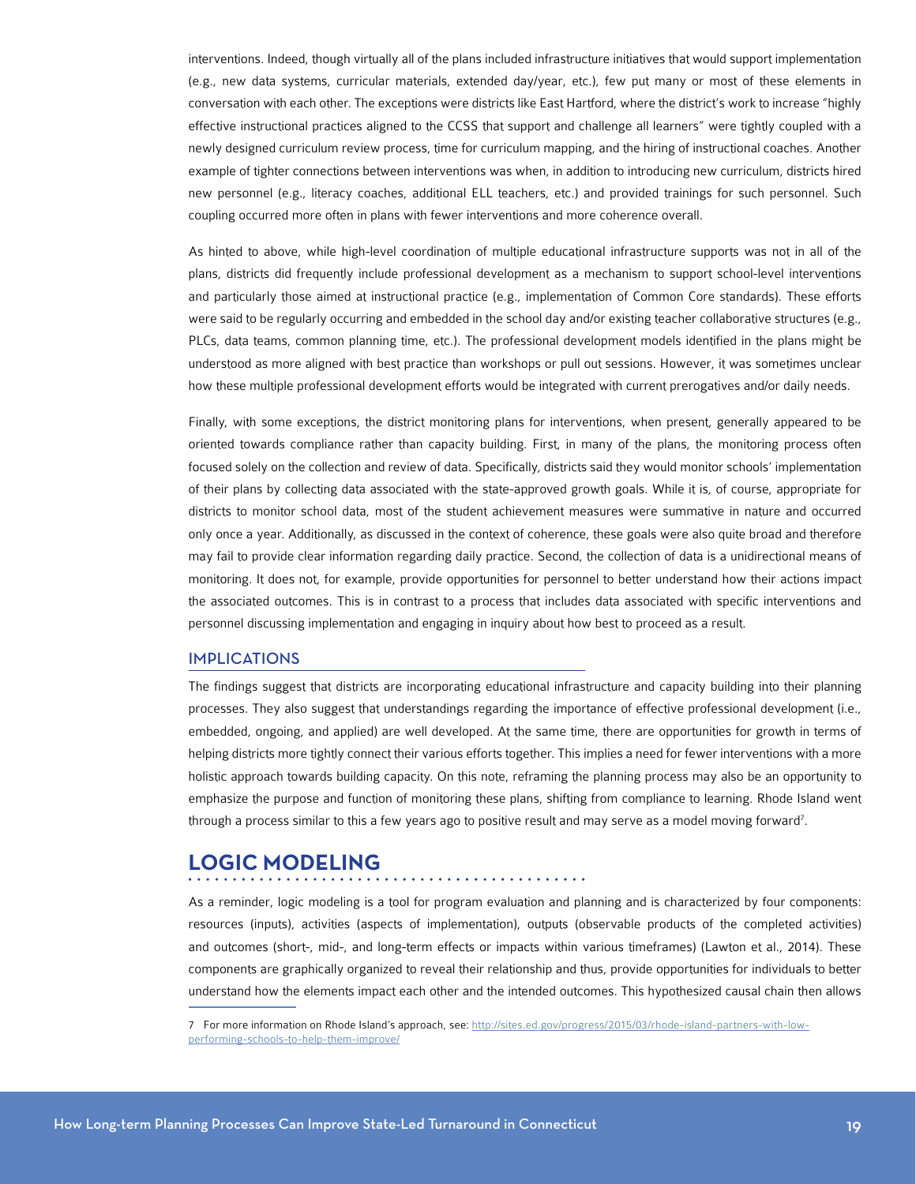interventions. Indeed, though virtually all of the plans included infrastructure initiatives that would support implementation (e.g., new data systems, curricular materials, extended day/year, etc.), few put many or most of these elements in conversation with each other. The exceptions were districts like East Hartford, where the district's work to increase "highly effective instructional practices aligned to the CCSS that support and challenge all learners" were tightly coupled with a newly designed curriculum review process, time for curriculum mapping, and the hiring of instructional coaches. Another example of tighter connections between interventions was when, in addition to introducing new curriculum, districts hired new personnel (e.g., literacy coaches, additional ELL teachers, etc.) and provided trainings for such personnel. Such coupling occurred more often in plans with fewer interventions and more coherence overall.

As hinted to above, while high-level coordination of multiple educational infrastructure supports was not in all of the plans, districts did frequently include professional development as a mechanism to support school-level interventions and particularly those aimed at instructional practice (e.g., implementation of Common Core standards). These efforts were said to be regularly occurring and embedded in the school day and/or existing teacher collaborative structures (e.g., PLCs, data teams, common planning time, etc.). The professional development models identified in the plans might be understood as more aligned with best practice than workshops or pull out sessions. However, it was sometimes unclear how these multiple professional development efforts would be integrated with current prerogatives and/or daily needs.

Finally, with some exceptions, the district monitoring plans for interventions, when present, generally appeared to be oriented towards compliance rather than capacity building. First, in many of the plans, the monitoring process often focused solely on the collection and review of data. Specifically, districts said they would monitor schools' implementation of their plans by collecting data associated with the state-approved growth goals. While it is, of course, appropriate for districts to monitor school data, most of the student achievement measures were summative in nature and occurred only once a year. Additionally, as discussed in the context of coherence, these goals were also quite broad and therefore may fail to provide clear information regarding daily practice. Second, the collection of data is a unidirectional means of monitoring. It does not, for example, provide opportunities for personnel to better understand how their actions impact the associated outcomes. This is in contrast to a process that includes data associated with specific interventions and personnel discussing implementation and engaging in inquiry about how best to proceed as a result.

### IMPLICATIONS

The findings suggest that districts are incorporating educational infrastructure and capacity building into their planning processes. They also suggest that understandings regarding the importance of effective professional development (i.e., embedded, ongoing, and applied) are well developed. At the same time, there are opportunities for growth in terms of helping districts more tightly connect their various efforts together. This implies a need for fewer interventions with a more holistic approach towards building capacity. On this note, reframing the planning process may also be an opportunity to emphasize the purpose and function of monitoring these plans, shifting from compliance to learning. Rhode Island went through a process similar to this a few years ago to positive result and may serve as a model moving forward[7].

## LOGIC MODELING

As a reminder, logic modeling is a tool for program evaluation and planning and is characterized by four components: resources (inputs), activities (aspects of implementation), outputs (observable products of the completed activities) and outcomes (short-, mid-, and long-term effects or impacts within various timeframes) (Lawton et al., 2014). These components are graphically organized to reveal their relationship and thus, provide opportunities for individuals to better understand how the elements impact each other and the intended outcomes. This hypothesized causal chain then allows

7 For more information on Rhode Island's approach, see: http://sites.ed.gov/progress/2015/03/rhode-island-partners-with-low-performing-schools-to-help-them-improve/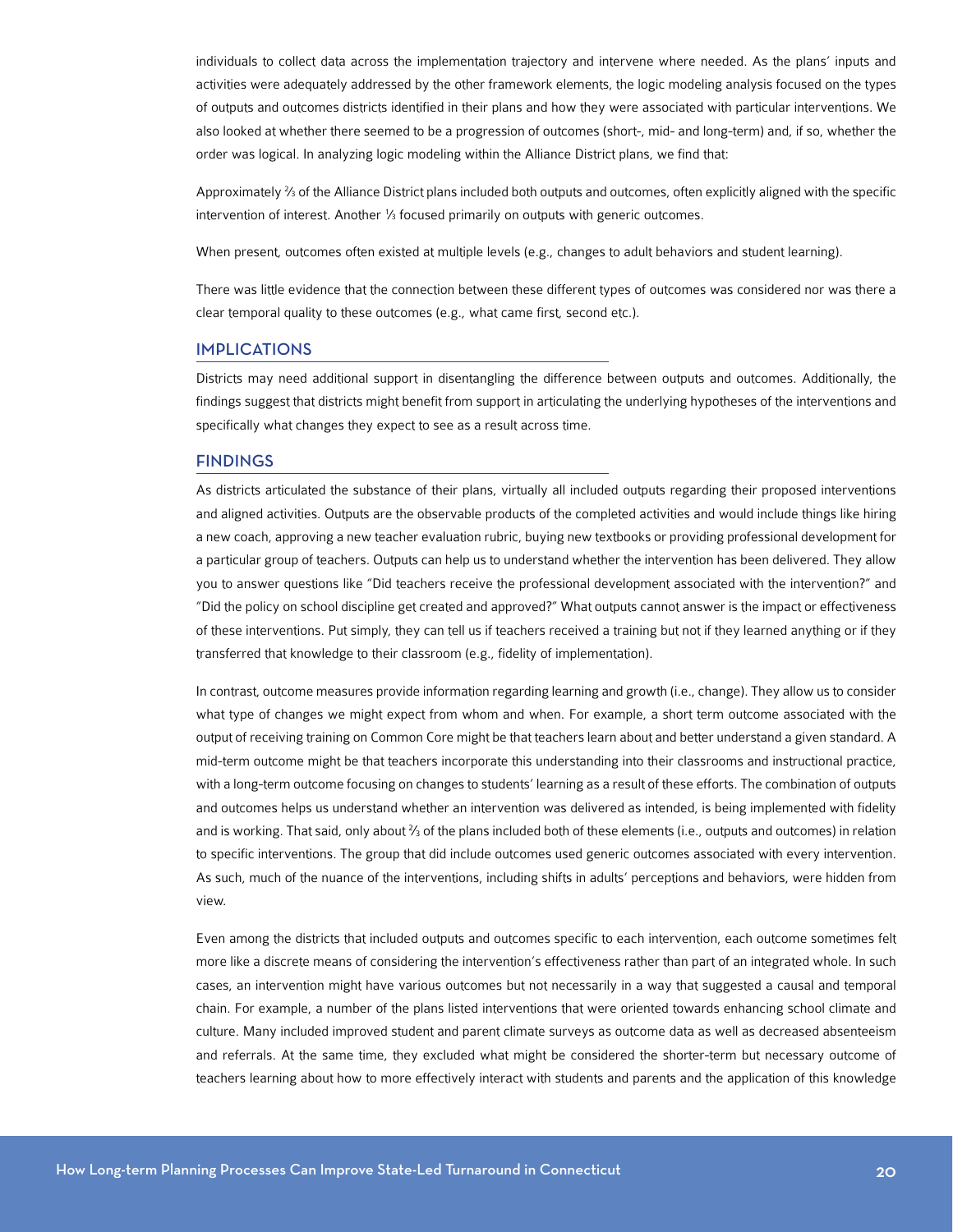individuals to collect data across the implementation trajectory and intervene where needed. As the plans' inputs and activities were adequately addressed by the other framework elements, the logic modeling analysis focused on the types of outputs and outcomes districts identified in their plans and how they were associated with particular interventions. We also looked at whether there seemed to be a progression of outcomes (short-, mid- and long-term) and, if so, whether the order was logical. In analyzing logic modeling within the Alliance District plans, we find that:

Approximately ⅔ of the Alliance District plans included both outputs and outcomes, often explicitly aligned with the specific intervention of interest. Another ⅓ focused primarily on outputs with generic outcomes.

When present, outcomes often existed at multiple levels (e.g., changes to adult behaviors and student learning).

There was little evidence that the connection between these different types of outcomes was considered nor was there a clear temporal quality to these outcomes (e.g., what came first, second etc.).

## IMPLICATIONS

Districts may need additional support in disentangling the difference between outputs and outcomes. Additionally, the findings suggest that districts might benefit from support in articulating the underlying hypotheses of the interventions and specifically what changes they expect to see as a result across time.

## FINDINGS

As districts articulated the substance of their plans, virtually all included outputs regarding their proposed interventions and aligned activities. Outputs are the observable products of the completed activities and would include things like hiring a new coach, approving a new teacher evaluation rubric, buying new textbooks or providing professional development for a particular group of teachers. Outputs can help us to understand whether the intervention has been delivered. They allow you to answer questions like "Did teachers receive the professional development associated with the intervention?" and "Did the policy on school discipline get created and approved?" What outputs cannot answer is the impact or effectiveness of these interventions. Put simply, they can tell us if teachers received a training but not if they learned anything or if they transferred that knowledge to their classroom (e.g., fidelity of implementation).

In contrast, outcome measures provide information regarding learning and growth (i.e., change). They allow us to consider what type of changes we might expect from whom and when. For example, a short term outcome associated with the output of receiving training on Common Core might be that teachers learn about and better understand a given standard. A mid-term outcome might be that teachers incorporate this understanding into their classrooms and instructional practice, with a long-term outcome focusing on changes to students' learning as a result of these efforts. The combination of outputs and outcomes helps us understand whether an intervention was delivered as intended, is being implemented with fidelity and is working. That said, only about ⅔ of the plans included both of these elements (i.e., outputs and outcomes) in relation to specific interventions. The group that did include outcomes used generic outcomes associated with every intervention. As such, much of the nuance of the interventions, including shifts in adults' perceptions and behaviors, were hidden from view.

Even among the districts that included outputs and outcomes specific to each intervention, each outcome sometimes felt more like a discrete means of considering the intervention's effectiveness rather than part of an integrated whole. In such cases, an intervention might have various outcomes but not necessarily in a way that suggested a causal and temporal chain. For example, a number of the plans listed interventions that were oriented towards enhancing school climate and culture. Many included improved student and parent climate surveys as outcome data as well as decreased absenteeism and referrals. At the same time, they excluded what might be considered the shorter-term but necessary outcome of teachers learning about how to more effectively interact with students and parents and the application of this knowledge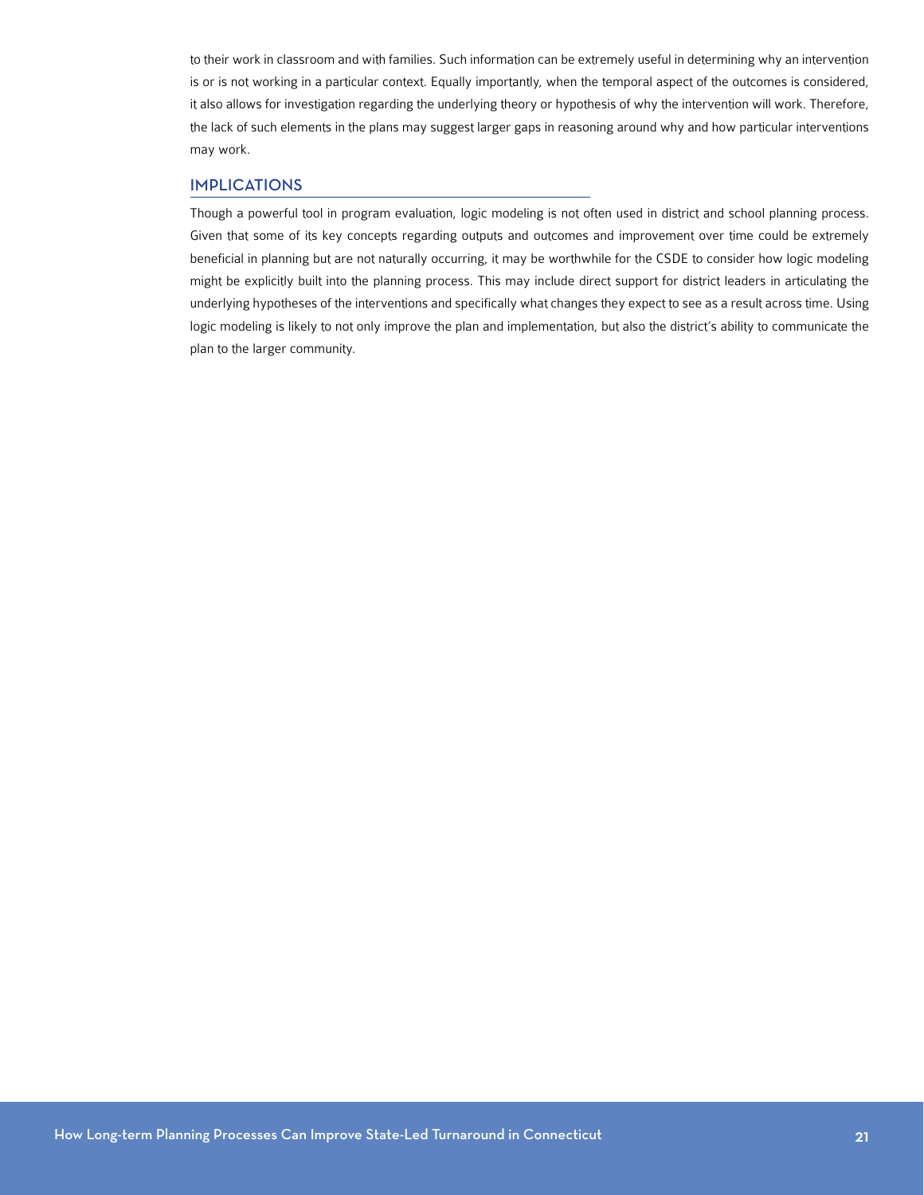to their work in classroom and with families. Such information can be extremely useful in determining why an intervention is or is not working in a particular context. Equally importantly, when the temporal aspect of the outcomes is considered, it also allows for investigation regarding the underlying theory or hypothesis of why the intervention will work. Therefore, the lack of such elements in the plans may suggest larger gaps in reasoning around why and how particular interventions may work.

## IMPLICATIONS

Though a powerful tool in program evaluation, logic modeling is not often used in district and school planning process. Given that some of its key concepts regarding outputs and outcomes and improvement over time could be extremely beneficial in planning but are not naturally occurring, it may be worthwhile for the CSDE to consider how logic modeling might be explicitly built into the planning process. This may include direct support for district leaders in articulating the underlying hypotheses of the interventions and specifically what changes they expect to see as a result across time. Using logic modeling is likely to not only improve the plan and implementation, but also the district's ability to communicate the plan to the larger community.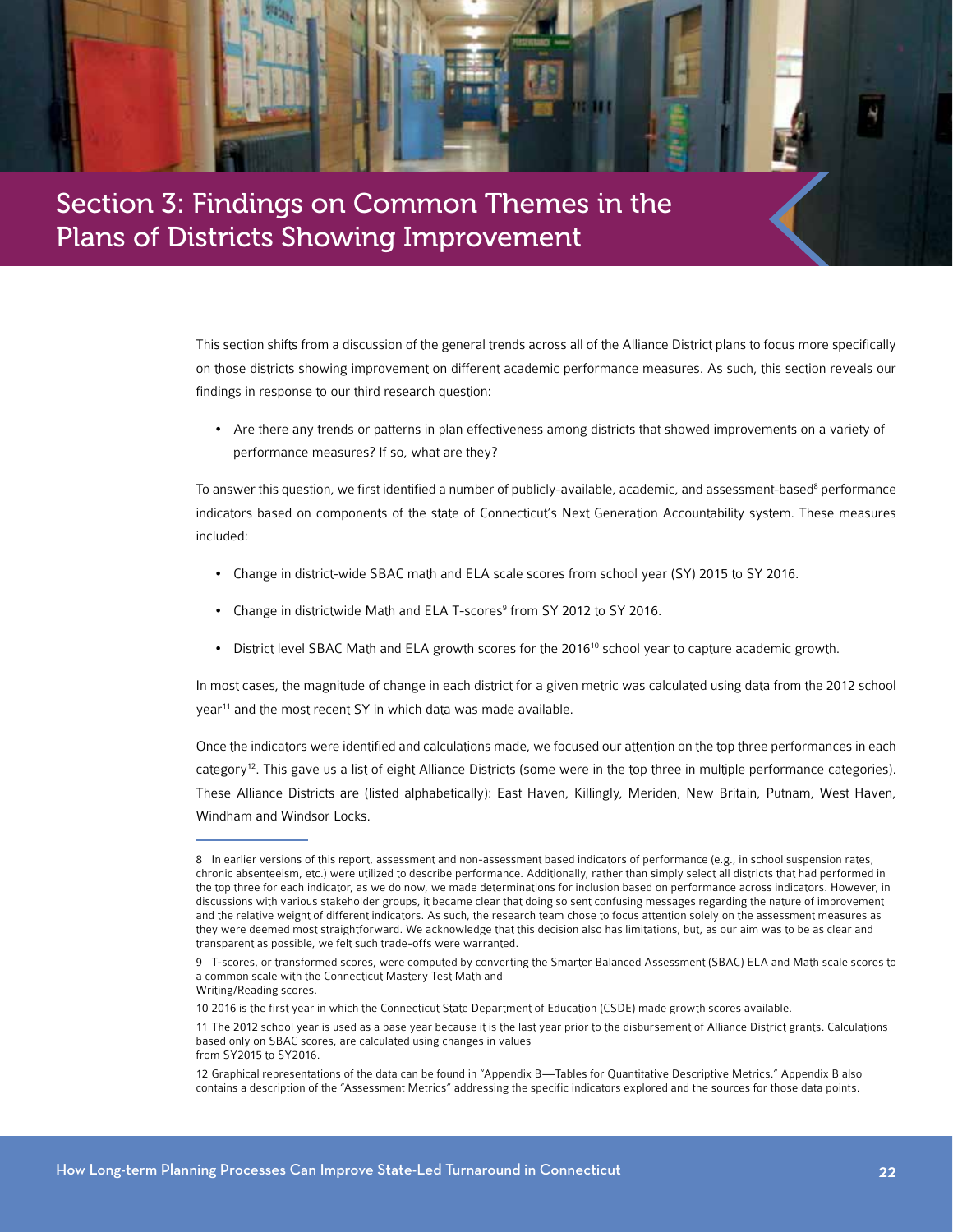# Section 3: Findings on Common Themes in the Plans of Districts Showing Improvement

This section shifts from a discussion of the general trends across all of the Alliance District plans to focus more specifically on those districts showing improvement on different academic performance measures. As such, this section reveals our findings in response to our third research question:

- Are there any trends or patterns in plan effectiveness among districts that showed improvements on a variety of performance measures? If so, what are they?

To answer this question, we first identified a number of publicly-available, academic, and assessment-based[8] performance indicators based on components of the state of Connecticut's Next Generation Accountability system. These measures included:

- Change in district-wide SBAC math and ELA scale scores from school year (SY) 2015 to SY 2016.
- Change in districtwide Math and ELA T-scores[9] from SY 2012 to SY 2016.
- District level SBAC Math and ELA growth scores for the 2016[10] school year to capture academic growth.

In most cases, the magnitude of change in each district for a given metric was calculated using data from the 2012 school year[11] and the most recent SY in which data was made available.

Once the indicators were identified and calculations made, we focused our attention on the top three performances in each category[12]. This gave us a list of eight Alliance Districts (some were in the top three in multiple performance categories). These Alliance Districts are (listed alphabetically): East Haven, Killingly, Meriden, New Britain, Putnam, West Haven, Windham and Windsor Locks.

---

8 In earlier versions of this report, assessment and non-assessment based indicators of performance (e.g., in school suspension rates, chronic absenteeism, etc.) were utilized to describe performance. Additionally, rather than simply select all districts that had performed in the top three for each indicator, as we do now, we made determinations for inclusion based on performance across indicators. However, in discussions with various stakeholder groups, it became clear that doing so sent confusing messages regarding the nature of improvement and the relative weight of different indicators. As such, the research team chose to focus solely on the assessment measures as they were deemed most straightforward. We acknowledge that this decision also has limitations, but, as our aim was to be as clear and transparent as possible, we felt such trade-offs were warranted.

9 T-scores, or transformed scores, were computed by converting the Smarter Balanced Assessment (SBAC) ELA and Math scale scores to a common scale with the Connecticut Mastery Test Math and Writing/Reading scores.

10 2016 is the first year in which the Connecticut State Department of Education (CSDE) made growth scores available.

11 The 2012 school year is used as a base year because it is the last year prior to the disbursement of Alliance District grants. Calculations based only on SBAC scores, are calculated using changes in values from SY2015 to SY2016.

12 Graphical representations of the data can be found in "Appendix B—Tables for Quantitative Descriptive Metrics." Appendix B also contains a description of the "Assessment Metrics" addressing the specific indicators explored and the sources for those data points.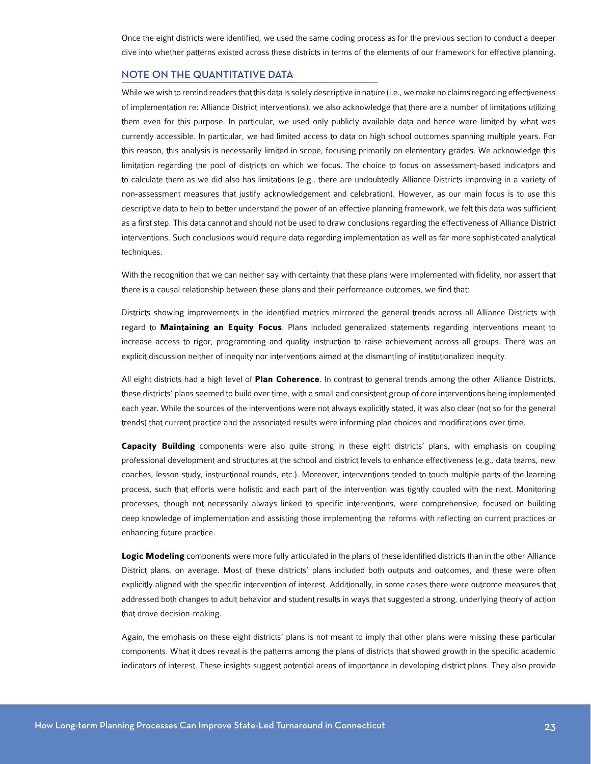Once the eight districts were identified, we used the same coding process as for the previous section to conduct a deeper dive into whether patterns existed across these districts in terms of the elements of our framework for effective planning.

## NOTE ON THE QUANTITATIVE DATA

While we wish to remind readers that this data is solely descriptive in nature (i.e., we make no claims regarding effectiveness of implementation re: Alliance District interventions), we also acknowledge that there are a number of limitations utilizing them even for this purpose. In particular, we used only publicly available data and hence were limited by what was currently accessible. In particular, we had limited access to data on high school outcomes spanning multiple years. For this reason, this analysis is necessarily limited in scope, focusing primarily on elementary grades. We acknowledge this limitation regarding the pool of districts on which we focus. The choice to focus on assessment-based indicators and to calculate them as we did also has limitations (e.g., there are undoubtedly Alliance Districts improving in a variety of non-assessment measures that justify acknowledgement and celebration). However, as our main focus is to use this descriptive data to help to better understand the power of an effective planning framework, we felt this data was sufficient as a first step. This data cannot and should not be used to draw conclusions regarding the effectiveness of Alliance District interventions. Such conclusions would require data regarding implementation as well as far more sophisticated analytical techniques.

With the recognition that we can neither say with certainty that these plans were implemented with fidelity, nor assert that there is a causal relationship between these plans and their performance outcomes, we find that:

Districts showing improvements in the identified metrics mirrored the general trends across all Alliance Districts with regard to **Maintaining an Equity Focus**. Plans included generalized statements regarding interventions meant to increase access to rigor, programming and quality instruction to raise achievement across all groups. There was an explicit discussion neither of inequity nor interventions aimed at the dismantling of institutionalized inequity.

All eight districts had a high level of **Plan Coherence**. In contrast to general trends among the other Alliance Districts, these districts' plans seemed to build over time, with a small and consistent group of core interventions being implemented each year. While the sources of the interventions were not always explicitly stated, it was also clear (not so for the general trends) that current practice and the associated results were informing plan choices and modifications over time.

**Capacity Building** components were also quite strong in these eight districts' plans, with emphasis on coupling professional development and structures at the school and district levels to enhance effectiveness (e.g., data teams, new coaches, lesson study, instructional rounds, etc.). Moreover, interventions tended to touch multiple parts of the learning process, such that efforts were holistic and each part of the intervention was tightly coupled with the next. Monitoring processes, though not necessarily always linked to specific interventions, were comprehensive, focused on building deep knowledge of implementation and assisting those implementing the reforms with reflecting on current practices or enhancing future practice.

**Logic Modeling** components were more fully articulated in the plans of these identified districts than in the other Alliance District plans, on average. Most of these districts' plans included both outputs and outcomes, and these were often explicitly aligned with the specific intervention of interest. Additionally, in some cases there were outcome measures that addressed both changes to adult behavior and student results in ways that suggested a strong, underlying theory of action that drove decision-making.

Again, the emphasis on these eight districts' plans is not meant to imply that other plans were missing these particular components. What it does reveal is the patterns among the plans of districts that showed growth in the specific academic indicators of interest. These insights suggest potential areas of importance in developing district plans. They also provide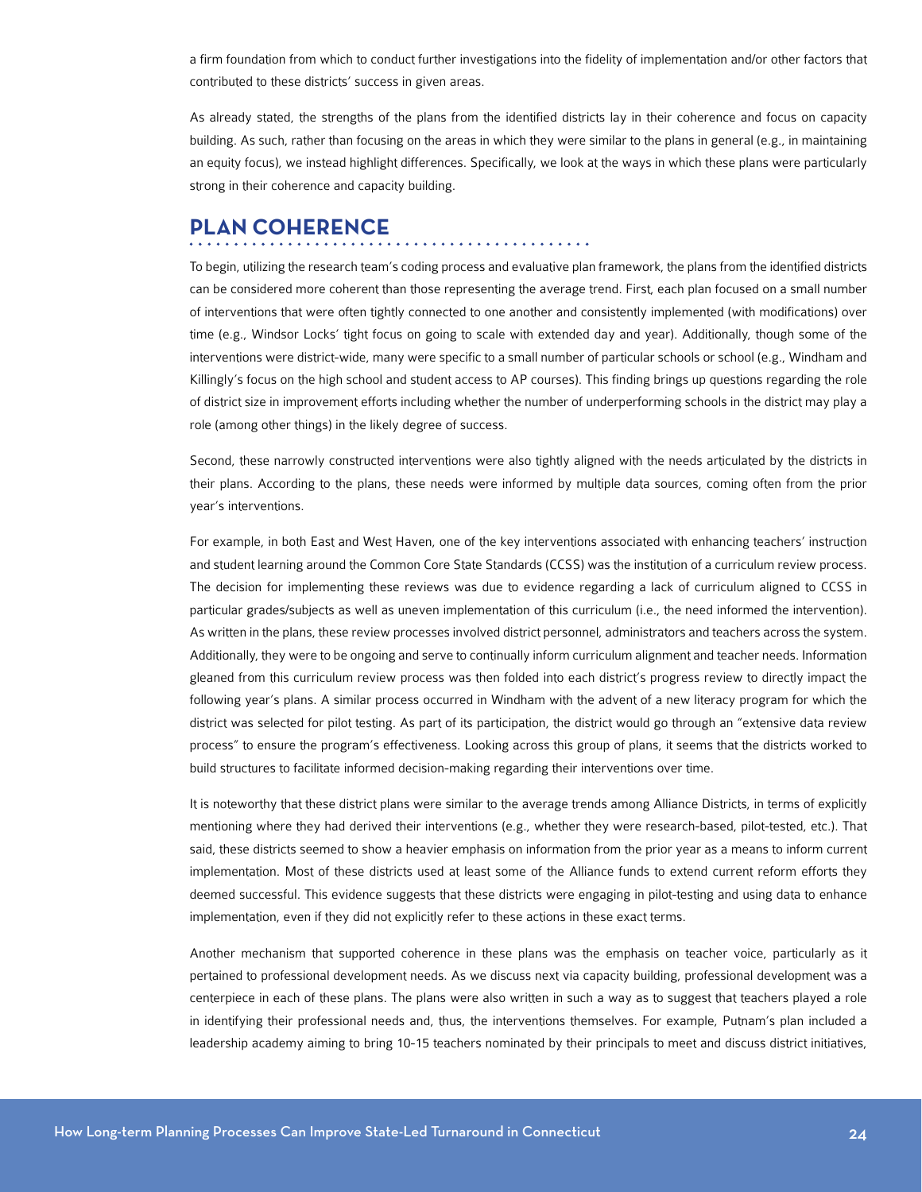a firm foundation from which to conduct further investigations into the fidelity of implementation and/or other factors that contributed to these districts' success in given areas.

As already stated, the strengths of the plans from the identified districts lay in their coherence and focus on capacity building. As such, rather than focusing on the areas in which they were similar to the plans in general (e.g., in maintaining an equity focus), we instead highlight differences. Specifically, we look at the ways in which these plans were particularly strong in their coherence and capacity building.

## PLAN COHERENCE

To begin, utilizing the research team's coding process and evaluative plan framework, the plans from the identified districts can be considered more coherent than those representing the average trend. First, each plan focused on a small number of interventions that were often tightly connected to one another and consistently implemented (with modifications) over time (e.g., Windsor Locks' tight focus on going to scale with extended day and year). Additionally, though some of the interventions were district-wide, many were specific to a small number of particular schools or school (e.g., Windham and Killingly's focus on the high school and student access to AP courses). This finding brings up questions regarding the role of district size in improvement efforts including whether the number of underperforming schools in the district may play a role (among other things) in the likely degree of success.

Second, these narrowly constructed interventions were also tightly aligned with the needs articulated by the districts in their plans. According to the plans, these needs were informed by multiple data sources, coming often from the prior year's interventions.

For example, in both East and West Haven, one of the key interventions associated with enhancing teachers' instruction and student learning around the Common Core State Standards (CCSS) was the institution of a curriculum review process. The decision for implementing these reviews was due to evidence regarding a lack of curriculum aligned to CCSS in particular grades/subjects as well as uneven implementation of this curriculum (i.e., the need informed the intervention). As written in the plans, these review processes involved district personnel, administrators and teachers across the system. Additionally, they were to be ongoing and serve to continually inform curriculum alignment and teacher needs. Information gleaned from this curriculum review process was then folded into each district's progress review to directly impact the following year's plans. A similar process occurred in Windham with the advent of a new literacy program for which the district was selected for pilot testing. As part of its participation, the district would go through an "extensive data review process" to ensure the program's effectiveness. Looking across this group of plans, it seems that the districts worked to build structures to facilitate informed decision-making regarding their interventions over time.

It is noteworthy that these district plans were similar to the average trends among Alliance Districts, in terms of explicitly mentioning where they had derived their interventions (e.g., whether they were research-based, pilot-tested, etc.). That said, these districts seemed to show a heavier emphasis on information from the prior year as a means to inform current implementation. Most of these districts used at least some of the Alliance funds to extend current reform efforts they deemed successful. This evidence suggests that these districts were engaging in pilot-testing and using data to enhance implementation, even if they did not explicitly refer to these actions in these exact terms.

Another mechanism that supported coherence in these plans was the emphasis on teacher voice, particularly as it pertained to professional development needs. As we discuss next via capacity building, professional development was a centerpiece in each of these plans. The plans were also written in such a way as to suggest that teachers played a role in identifying their professional needs and, thus, the interventions themselves. For example, Putnam's plan included a leadership academy aiming to bring 10-15 teachers nominated by their principals to meet and discuss district initiatives,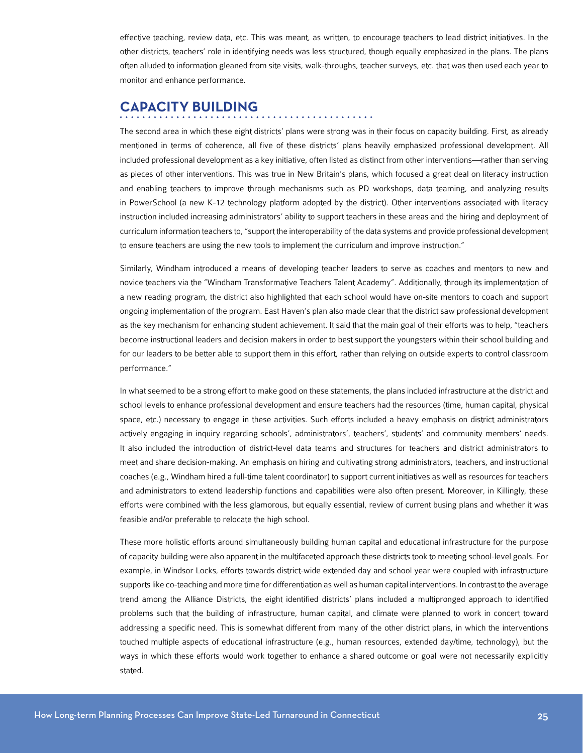effective teaching, review data, etc. This was meant, as written, to encourage teachers to lead district initiatives. In the other districts, teachers' role in identifying needs was less structured, though equally emphasized in the plans. The plans often alluded to information gleaned from site visits, walk-throughs, teacher surveys, etc. that was then used each year to monitor and enhance performance.

## CAPACITY BUILDING

The second area in which these eight districts' plans were strong was in their focus on capacity building. First, as already mentioned in terms of coherence, all five of these districts' plans heavily emphasized professional development. All included professional development as a key initiative, often listed as distinct from other interventions—rather than serving as pieces of other interventions. This was true in New Britain's plans, which focused a great deal on literacy instruction and enabling teachers to improve through mechanisms such as PD workshops, data teaming, and analyzing results in PowerSchool (a new K-12 technology platform adopted by the district). Other interventions associated with literacy instruction included increasing administrators' ability to support teachers in these areas and the hiring and deployment of curriculum information teachers to, "support the interoperability of the data systems and provide professional development to ensure teachers are using the new tools to implement the curriculum and improve instruction."

Similarly, Windham introduced a means of developing teacher leaders to serve as coaches and mentors to new and novice teachers via the "Windham Transformative Teachers Talent Academy". Additionally, through its implementation of a new reading program, the district also highlighted that each school would have on-site mentors to coach and support ongoing implementation of the program. East Haven's plan also made clear that the district saw professional development as the key mechanism for enhancing student achievement. It said that the main goal of their efforts was to help, "teachers become instructional leaders and decision makers in order to best support the youngsters within their school building and for our leaders to be better able to support them in this effort, rather than relying on outside experts to control classroom performance."

In what seemed to be a strong effort to make good on these statements, the plans included infrastructure at the district and school levels to enhance professional development and ensure teachers had the resources (time, human capital, physical space, etc.) necessary to engage in these activities. Such efforts included a heavy emphasis on district administrators actively engaging in inquiry regarding schools', administrators', teachers', students' and community members' needs. It also included the introduction of district-level data teams and structures for teachers and district administrators to meet and share decision-making. An emphasis on hiring and cultivating strong administrators, teachers, and instructional coaches (e.g., Windham hired a full-time talent coordinator) to support current initiatives as well as resources for teachers and administrators to extend leadership functions and capabilities were also often present. Moreover, in Killingly, these efforts were combined with the less glamorous, but equally essential, review of current busing plans and whether it was feasible and/or preferable to relocate the high school.

These more holistic efforts around simultaneously building human capital and educational infrastructure for the purpose of capacity building were also apparent in the multifaceted approach these districts took to meeting school-level goals. For example, in Windsor Locks, efforts towards district-wide extended day and school year were coupled with infrastructure supports like co-teaching and more time for differentiation as well as human capital interventions. In contrast to the average trend among the Alliance Districts, the eight identified districts' plans included a multipronged approach to identified problems such that the building of infrastructure, human capital, and climate were planned to work in concert toward addressing a specific need. This is somewhat different from many of the other district plans, in which the interventions touched multiple aspects of educational infrastructure (e.g., human resources, extended day/time, technology), but the ways in which these efforts would work together to enhance a shared outcome or goal were not necessarily explicitly stated.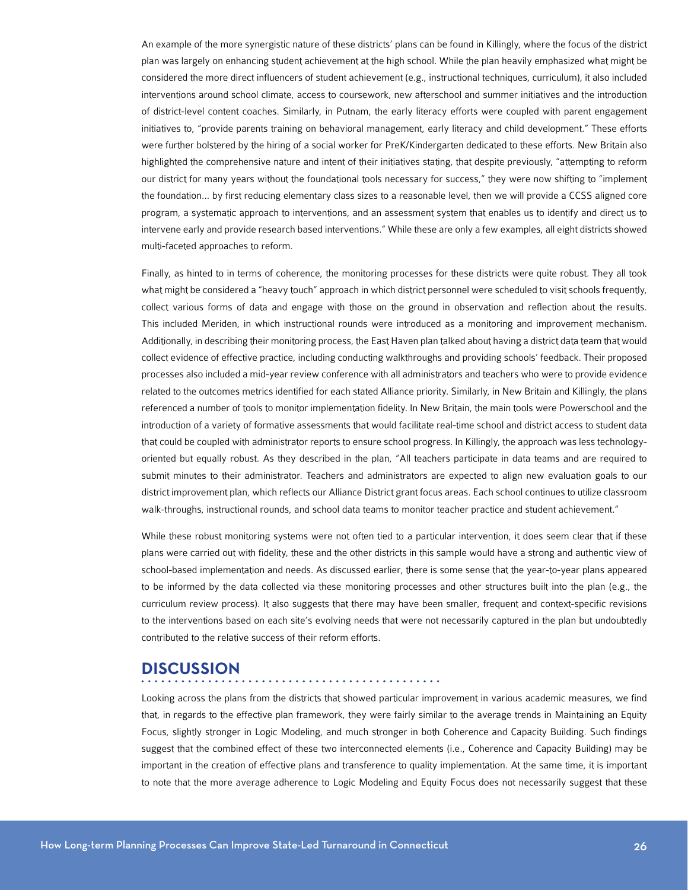An example of the more synergistic nature of these districts' plans can be found in Killingly, where the focus of the district plan was largely on enhancing student achievement at the high school. While the plan heavily emphasized what might be considered the more direct influencers of student achievement (e.g., instructional techniques, curriculum), it also included interventions around school climate, access to coursework, new afterschool and summer initiatives and the introduction of district-level content coaches. Similarly, in Putnam, the early literacy efforts were coupled with parent engagement initiatives to, "provide parents training on behavioral management, early literacy and child development." These efforts were further bolstered by the hiring of a social worker for PreK/Kindergarten dedicated to these efforts. New Britain also highlighted the comprehensive nature and intent of their initiatives stating, that despite previously, "attempting to reform our district for many years without the foundational tools necessary for success," they were now shifting to "implement the foundation... by first reducing elementary class sizes to a reasonable level, then we will provide a CCSS aligned core program, a systematic approach to interventions, and an assessment system that enables us to identify and direct us to intervene early and provide research based interventions." While these are only a few examples, all eight districts showed multi-faceted approaches to reform.

Finally, as hinted to in terms of coherence, the monitoring processes for these districts were quite robust. They all took what might be considered a "heavy touch" approach in which district personnel were scheduled to visit schools frequently, collect various forms of data and engage with those on the ground in observation and reflection about the results. This included Meriden, in which instructional rounds were introduced as a monitoring and improvement mechanism. Additionally, in describing their monitoring process, the East Haven plan talked about having a district data team that would collect evidence of effective practice, including conducting walkthroughs and providing schools' feedback. Their proposed processes also included a mid-year review conference with all administrators and teachers who were to provide evidence related to the outcomes metrics identified for each stated Alliance priority. Similarly, in New Britain and Killingly, the plans referenced a number of tools to monitor implementation fidelity. In New Britain, the main tools were Powerschool and the introduction of a variety of formative assessments that would facilitate real-time school and district access to student data that could be coupled with administrator reports to ensure school progress. In Killingly, the approach was less technology-oriented but equally robust. As they described in the plan, "All teachers participate in data teams and are required to submit minutes to their administrator. Teachers and administrators are expected to align new evaluation goals to our district improvement plan, which reflects our Alliance District grant focus areas. Each school continues to utilize classroom walk-throughs, instructional rounds, and school data teams to monitor teacher practice and student achievement."

While these robust monitoring systems were not often tied to a particular intervention, it does seem clear that if these plans were carried out with fidelity, these and the other districts in this sample would have a strong and authentic view of school-based implementation and needs. As discussed earlier, there is some sense that the year-to-year plans appeared to be informed by the data collected via these monitoring processes and other structures built into the plan (e.g., the curriculum review process). It also suggests that there may have been smaller, frequent and context-specific revisions to the interventions based on each site's evolving needs that were not necessarily captured in the plan but undoubtedly contributed to the relative success of their reform efforts.

## DISCUSSION

Looking across the plans from the districts that showed particular improvement in various academic measures, we find that, in regards to the effective plan framework, they were fairly similar to the average trends in Maintaining an Equity Focus, slightly stronger in Logic Modeling, and much stronger in both Coherence and Capacity Building. Such findings suggest that the combined effect of these two interconnected elements (i.e., Coherence and Capacity Building) may be important in the creation of effective plans and transference to quality implementation. At the same time, it is important to note that the more average adherence to Logic Modeling and Equity Focus does not necessarily suggest that these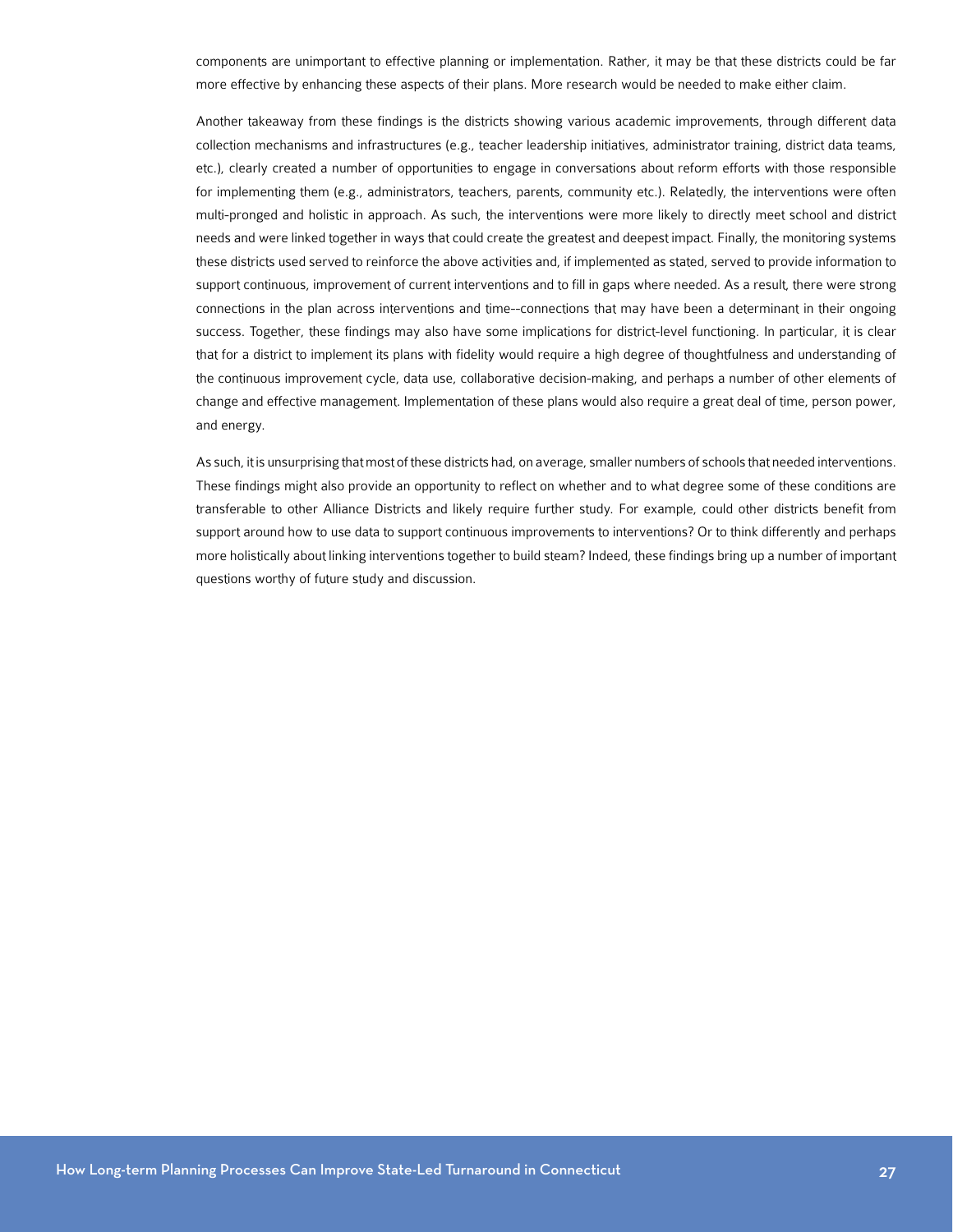components are unimportant to effective planning or implementation. Rather, it may be that these districts could be far more effective by enhancing these aspects of their plans. More research would be needed to make either claim.

Another takeaway from these findings is the districts showing various academic improvements, through different data collection mechanisms and infrastructures (e.g., teacher leadership initiatives, administrator training, district data teams, etc.), clearly created a number of opportunities to engage in conversations about reform efforts with those responsible for implementing them (e.g., administrators, teachers, parents, community etc.). Relatedly, the interventions were often multi-pronged and holistic in approach. As such, the interventions were more likely to directly meet school and district needs and were linked together in ways that could create the greatest and deepest impact. Finally, the monitoring systems these districts used served to reinforce the above activities and, if implemented as stated, served to provide information to support continuous, improvement of current interventions and to fill in gaps where needed. As a result, there were strong connections in the plan across interventions and time--connections that may have been a determinant in their ongoing success. Together, these findings may also have some implications for district-level functioning. In particular, it is clear that for a district to implement its plans with fidelity would require a high degree of thoughtfulness and understanding of the continuous improvement cycle, data use, collaborative decision-making, and perhaps a number of other elements of change and effective management. Implementation of these plans would also require a great deal of time, person power, and energy.

As such, it is unsurprising that most of these districts had, on average, smaller numbers of schools that needed interventions. These findings might also provide an opportunity to reflect on whether and to what degree some of these conditions are transferable to other Alliance Districts and likely require further study. For example, could other districts benefit from support around how to use data to support continuous improvements to interventions? Or to think differently and perhaps more holistically about linking interventions together to build steam? Indeed, these findings bring up a number of important questions worthy of future study and discussion.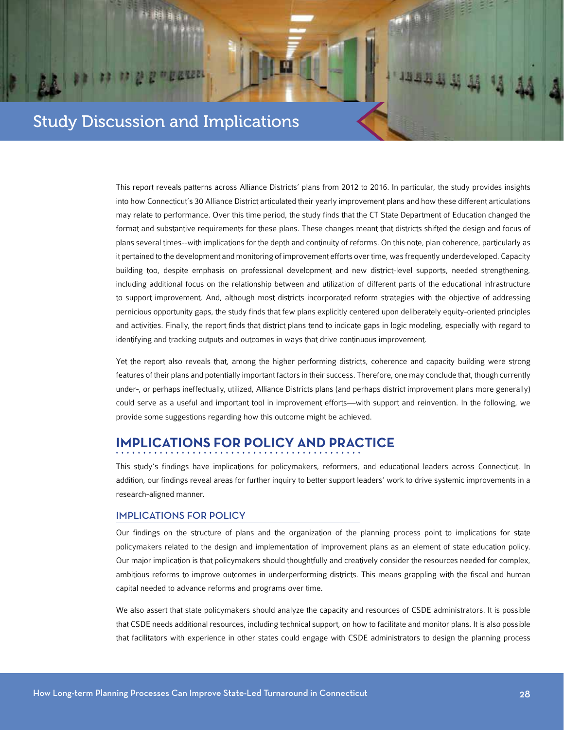# Study Discussion and Implications

This report reveals patterns across Alliance Districts' plans from 2012 to 2016. In particular, the study provides insights into how Connecticut's 30 Alliance District articulated their yearly improvement plans and how these different articulations may relate to performance. Over this time period, the study finds that the CT State Department of Education changed the format and substantive requirements for these plans. These changes meant that districts shifted the design and focus of plans several times--with implications for the depth and continuity of reforms. On this note, plan coherence, particularly as it pertained to the development and monitoring of improvement efforts over time, was frequently underdeveloped. Capacity building too, despite emphasis on professional development and new district-level supports, needed strengthening, including additional focus on the relationship between and utilization of different parts of the educational infrastructure to support improvement. And, although most districts incorporated reform strategies with the objective of addressing pernicious opportunity gaps, the study finds that few plans explicitly centered upon deliberately equity-oriented principles and activities. Finally, the report finds that district plans tend to indicate gaps in logic modeling, especially with regard to identifying and tracking outputs and outcomes in ways that drive continuous improvement.

Yet the report also reveals that, among the higher performing districts, coherence and capacity building were strong features of their plans and potentially important factors in their success. Therefore, one may conclude that, though currently under-, or perhaps ineffectually, utilized, Alliance Districts plans (and perhaps district improvement plans more generally) could serve as a useful and important tool in improvement efforts—with support and reinvention. In the following, we provide some suggestions regarding how this outcome might be achieved.

## IMPLICATIONS FOR POLICY AND PRACTICE

This study's findings have implications for policymakers, reformers, and educational leaders across Connecticut. In addition, our findings reveal areas for further inquiry to better support leaders' work to drive systemic improvements in a research-aligned manner.

### IMPLICATIONS FOR POLICY

Our findings on the structure of plans and the organization of the planning process point to implications for state policymakers related to the design and implementation of improvement plans as an element of state education policy. Our major implication is that policymakers should thoughtfully and creatively consider the resources needed for complex, ambitious reforms to improve outcomes in underperforming districts. This means grappling with the fiscal and human capital needed to advance reforms and programs over time.

We also assert that state policymakers should analyze the capacity and resources of CSDE administrators. It is possible that CSDE needs additional resources, including technical support, on how to facilitate and monitor plans. It is also possible that facilitators with experience in other states could engage with CSDE administrators to design the planning process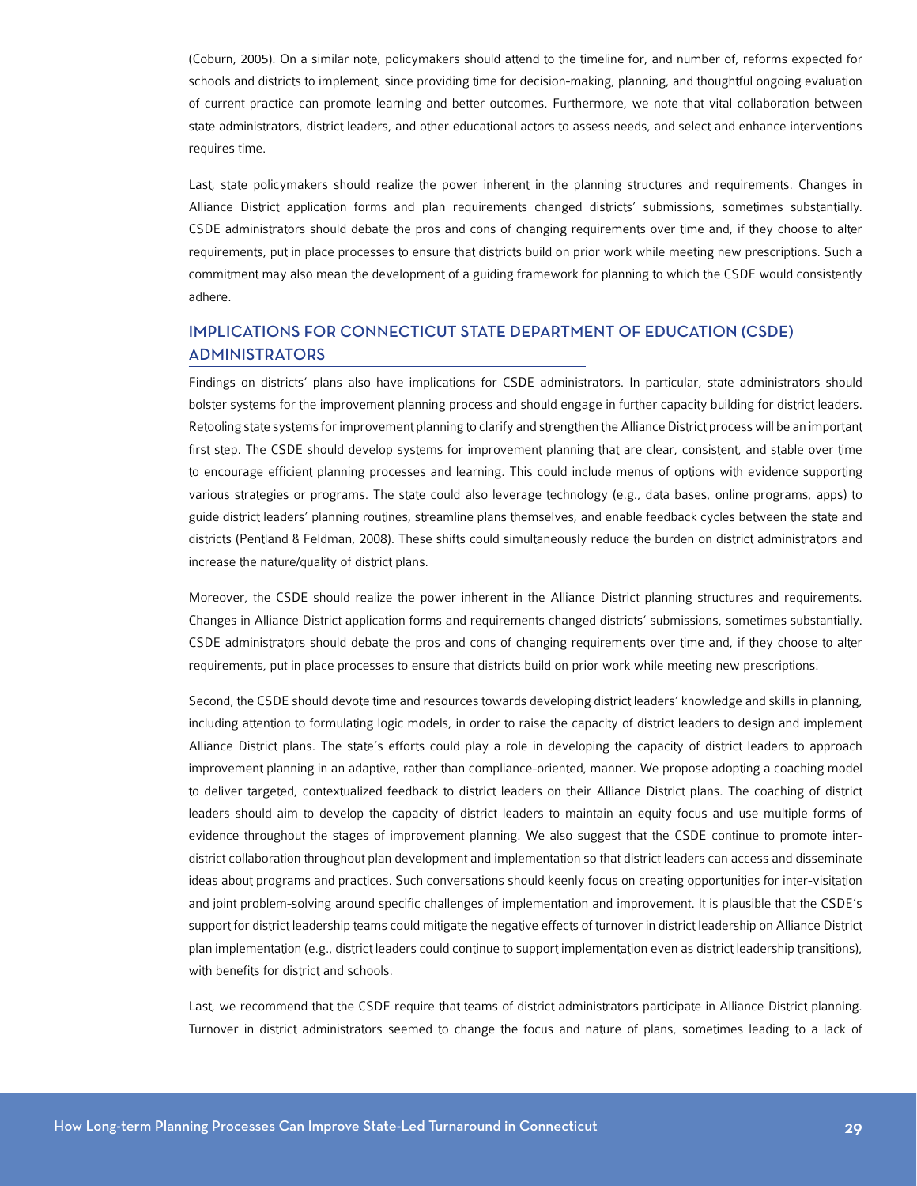(Coburn, 2005). On a similar note, policymakers should attend to the timeline for, and number of, reforms expected for schools and districts to implement, since providing time for decision-making, planning, and thoughtful ongoing evaluation of current practice can promote learning and better outcomes. Furthermore, we note that vital collaboration between state administrators, district leaders, and other educational actors to assess needs, and select and enhance interventions requires time.

Last, state policymakers should realize the power inherent in the planning structures and requirements. Changes in Alliance District application forms and plan requirements changed districts' submissions, sometimes substantially. CSDE administrators should debate the pros and cons of changing requirements over time and, if they choose to alter requirements, put in place processes to ensure that districts build on prior work while meeting new prescriptions. Such a commitment may also mean the development of a guiding framework for planning to which the CSDE would consistently adhere.

## IMPLICATIONS FOR CONNECTICUT STATE DEPARTMENT OF EDUCATION (CSDE) ADMINISTRATORS

Findings on districts' plans also have implications for CSDE administrators. In particular, state administrators should bolster systems for the improvement planning process and should engage in further capacity building for district leaders. Retooling state systems for improvement planning to clarify and strengthen the Alliance District process will be an important first step. The CSDE should develop systems for improvement planning that are clear, consistent, and stable over time to encourage efficient planning processes and learning. This could include menus of options with evidence supporting various strategies or programs. The state could also leverage technology (e.g., data bases, online programs, apps) to guide district leaders' planning routines, streamline plans themselves, and enable feedback cycles between the state and districts (Pentland & Feldman, 2008). These shifts could simultaneously reduce the burden on district administrators and increase the nature/quality of district plans.

Moreover, the CSDE should realize the power inherent in the Alliance District planning structures and requirements. Changes in Alliance District application forms and requirements changed districts' submissions, sometimes substantially. CSDE administrators should debate the pros and cons of changing requirements over time and, if they choose to alter requirements, put in place processes to ensure that districts build on prior work while meeting new prescriptions.

Second, the CSDE should devote time and resources towards developing district leaders' knowledge and skills in planning, including attention to formulating logic models, in order to raise the capacity of district leaders to design and implement Alliance District plans. The state's efforts could play a role in developing the capacity of district leaders to approach improvement planning in an adaptive, rather than compliance-oriented, manner. We propose adopting a coaching model to deliver targeted, contextualized feedback to district leaders on their Alliance District plans. The coaching of district leaders should aim to develop the capacity of district leaders to maintain an equity focus and use multiple forms of evidence throughout the stages of improvement planning. We also suggest that the CSDE continue to promote inter-district collaboration throughout plan development and implementation so that district leaders can access and disseminate ideas about programs and practices. Such conversations should keenly focus on creating opportunities for inter-visitation and joint problem-solving around specific challenges of implementation and improvement. It is plausible that the CSDE's support for district leadership teams could mitigate the negative effects of turnover in district leadership on Alliance District plan implementation (e.g., district leaders could continue to support implementation even as district leadership transitions), with benefits for district and schools.

Last, we recommend that the CSDE require that teams of district administrators participate in Alliance District planning. Turnover in district administrators seemed to change the focus and nature of plans, sometimes leading to a lack of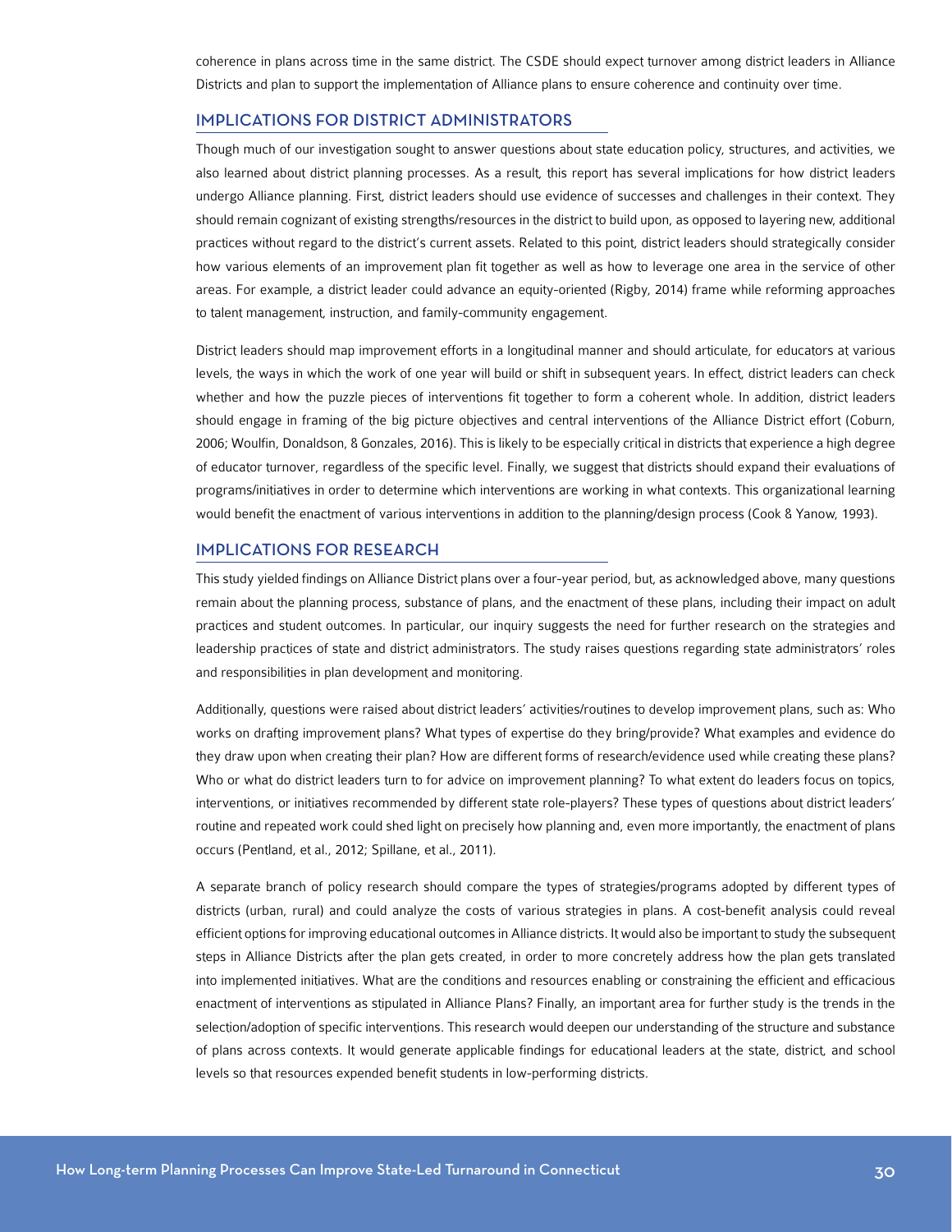coherence in plans across time in the same district. The CSDE should expect turnover among district leaders in Alliance Districts and plan to support the implementation of Alliance plans to ensure coherence and continuity over time.

## IMPLICATIONS FOR DISTRICT ADMINISTRATORS

Though much of our investigation sought to answer questions about state education policy, structures, and activities, we also learned about district planning processes. As a result, this report has several implications for how district leaders undergo Alliance planning. First, district leaders should use evidence of successes and challenges in their context. They should remain cognizant of existing strengths/resources in the district to build upon, as opposed to layering new, additional practices without regard to the district's current assets. Related to this point, district leaders should strategically consider how various elements of an improvement plan fit together as well as how to leverage one area in the service of other areas. For example, a district leader could advance an equity-oriented (Rigby, 2014) frame while reforming approaches to talent management, instruction, and family-community engagement.

District leaders should map improvement efforts in a longitudinal manner and should articulate, for educators at various levels, the ways in which the work of one year will build or shift in subsequent years. In effect, district leaders can check whether and how the puzzle pieces of interventions fit together to form a coherent whole. In addition, district leaders should engage in framing of the big picture objectives and central interventions of the Alliance District effort (Coburn, 2006; Woulfin, Donaldson, & Gonzales, 2016). This is likely to be especially critical in districts that experience a high degree of educator turnover, regardless of the specific level. Finally, we suggest that districts should expand their evaluations of programs/initiatives in order to determine which interventions are working in what contexts. This organizational learning would benefit the enactment of various interventions in addition to the planning/design process (Cook & Yanow, 1993).

## IMPLICATIONS FOR RESEARCH

This study yielded findings on Alliance District plans over a four-year period, but, as acknowledged above, many questions remain about the planning process, substance of plans, and the enactment of these plans, including their impact on adult practices and student outcomes. In particular, our inquiry suggests the need for further research on the strategies and leadership practices of state and district administrators. The study raises questions regarding state administrators' roles and responsibilities in plan development and monitoring.

Additionally, questions were raised about district leaders' activities/routines to develop improvement plans, such as: Who works on drafting improvement plans? What types of expertise do they bring/provide? What examples and evidence do they draw upon when creating their plan? How are different forms of research/evidence used while creating these plans? Who or what do district leaders turn to for advice on improvement planning? To what extent do leaders focus on topics, interventions, or initiatives recommended by different state role-players? These types of questions about district leaders' routine and repeated work could shed light on precisely how planning and, even more importantly, the enactment of plans occurs (Pentland, et al., 2012; Spillane, et al., 2011).

A separate branch of policy research should compare the types of strategies/programs adopted by different types of districts (urban, rural) and could analyze the costs of various strategies in plans. A cost-benefit analysis could reveal efficient options for improving educational outcomes in Alliance districts. It would also be important to study the subsequent steps in Alliance Districts after the plan gets created, in order to more concretely address how the plan gets translated into implemented initiatives. What are the conditions and resources enabling or constraining the efficient and efficacious enactment of interventions as stipulated in Alliance Plans? Finally, an important area for further study is the trends in the selection/adoption of specific interventions. This research would deepen our understanding of the structure and substance of plans across contexts. It would generate applicable findings for educational leaders at the state, district, and school levels so that resources expended benefit students in low-performing districts.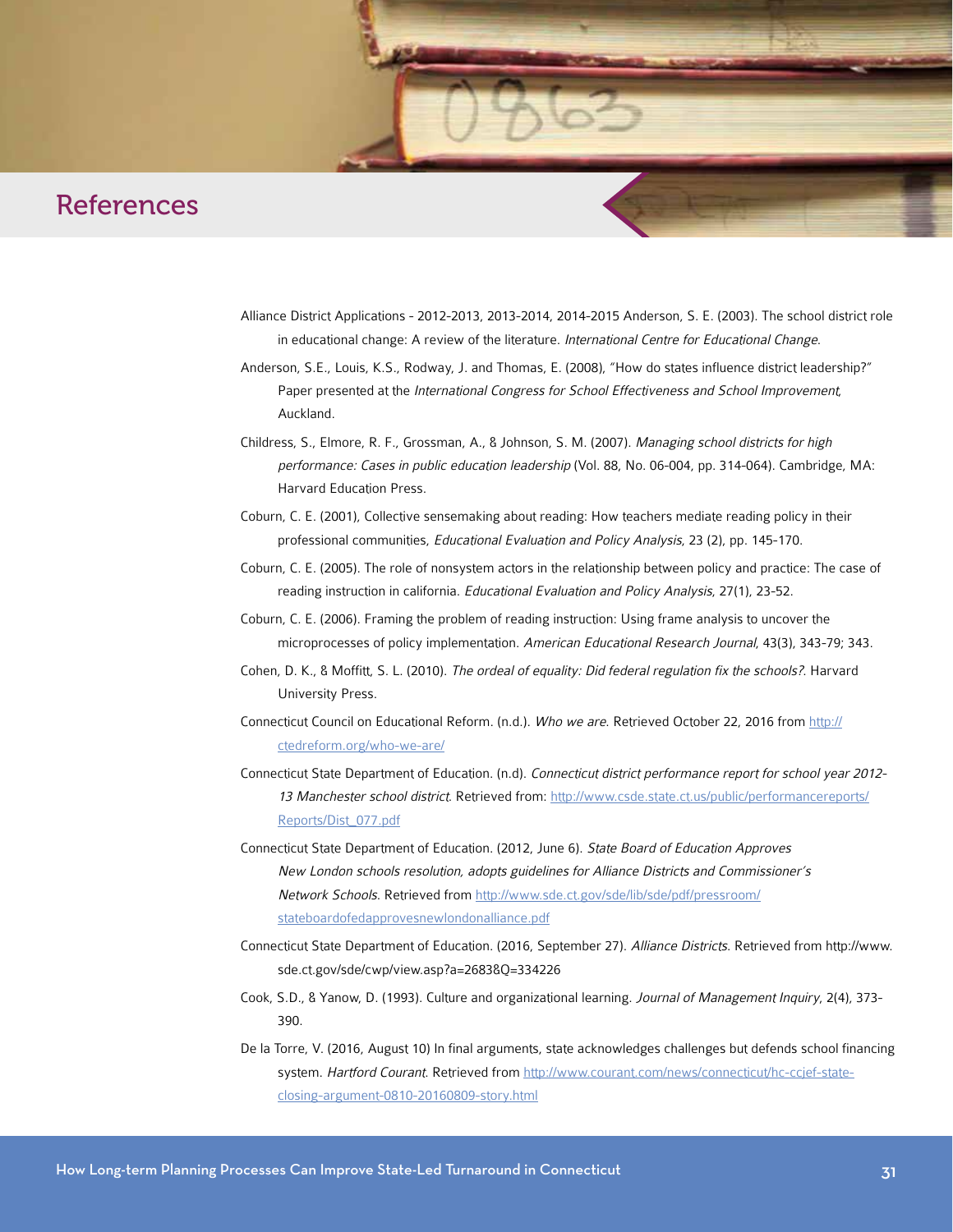# References

Alliance District Applications - 2012-2013, 2013-2014, 2014-2015 Anderson, S. E. (2003). The school district role in educational change: A review of the literature. *International Centre for Educational Change*.

Anderson, S.E., Louis, K.S., Rodway, J. and Thomas, E. (2008), "How do states influence district leadership?" Paper presented at the *International Congress for School Effectiveness and School Improvement*, Auckland.

Childress, S., Elmore, R. F., Grossman, A., & Johnson, S. M. (2007). *Managing school districts for high performance: Cases in public education leadership* (Vol. 88, No. 06-004, pp. 314-064). Cambridge, MA: Harvard Education Press.

Coburn, C. E. (2001), Collective sensemaking about reading: How teachers mediate reading policy in their professional communities, *Educational Evaluation and Policy Analysis*, 23 (2), pp. 145-170.

Coburn, C. E. (2005). The role of nonsystem actors in the relationship between policy and practice: The case of reading instruction in california. *Educational Evaluation and Policy Analysis*, 27(1), 23-52.

Coburn, C. E. (2006). Framing the problem of reading instruction: Using frame analysis to uncover the microprocesses of policy implementation. *American Educational Research Journal*, 43(3), 343-79; 343.

Cohen, D. K., & Moffitt, S. L. (2010). *The ordeal of equality: Did federal regulation fix the schools?*. Harvard University Press.

Connecticut Council on Educational Reform. (n.d.). *Who we are*. Retrieved October 22, 2016 from http://ctedreform.org/who-we-are/

Connecticut State Department of Education. (n.d). *Connecticut district performance report for school year 2012-13 Manchester school district*. Retrieved from: http://www.csde.state.ct.us/public/performancereports/Reports/Dist_077.pdf

Connecticut State Department of Education. (2012, June 6). *State Board of Education Approves New London schools resolution, adopts guidelines for Alliance Districts and Commissioner's Network Schools*. Retrieved from http://www.sde.ct.gov/sde/lib/sde/pdf/pressroom/stateboardofedapprovesnewlondonalliance.pdf

Connecticut State Department of Education. (2016, September 27). *Alliance Districts*. Retrieved from http://www.sde.ct.gov/sde/cwp/view.asp?a=2683&Q=334226

Cook, S.D., & Yanow, D. (1993). Culture and organizational learning. *Journal of Management Inquiry*, 2(4), 373-390.

De la Torre, V. (2016, August 10) In final arguments, state acknowledges challenges but defends school financing system. *Hartford Courant*. Retrieved from http://www.courant.com/news/connecticut/hc-ccjef-state-closing-argument-0810-20160809-story.html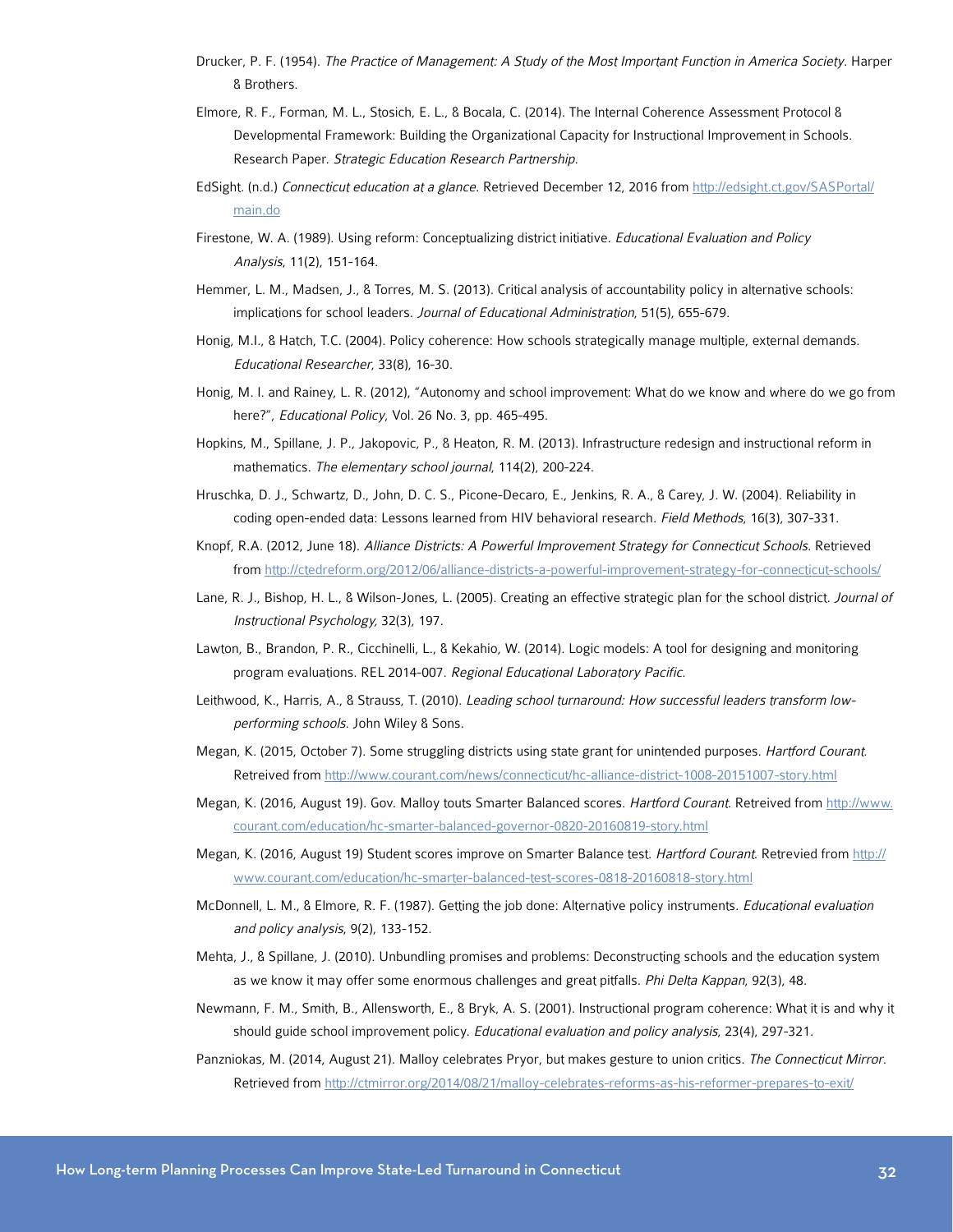Drucker, P. F. (1954). *The Practice of Management: A Study of the Most Important Function in America Society*. Harper & Brothers.

Elmore, R. F., Forman, M. L., Stosich, E. L., & Bocala, C. (2014). The Internal Coherence Assessment Protocol & Developmental Framework: Building the Organizational Capacity for Instructional Improvement in Schools. Research Paper. *Strategic Education Research Partnership*.

EdSight. (n.d.) *Connecticut education at a glance*. Retrieved December 12, 2016 from http://edsight.ct.gov/SASPortal/main.do

Firestone, W. A. (1989). Using reform: Conceptualizing district initiative. *Educational Evaluation and Policy Analysis*, 11(2), 151-164.

Hemmer, L. M., Madsen, J., & Torres, M. S. (2013). Critical analysis of accountability policy in alternative schools: implications for school leaders. *Journal of Educational Administration*, 51(5), 655-679.

Honig, M.I., & Hatch, T.C. (2004). Policy coherence: How schools strategically manage multiple, external demands. *Educational Researcher*, 33(8), 16-30.

Honig, M. I. and Rainey, L. R. (2012), "Autonomy and school improvement: What do we know and where do we go from here?", *Educational Policy*, Vol. 26 No. 3, pp. 465-495.

Hopkins, M., Spillane, J. P., Jakopovic, P., & Heaton, R. M. (2013). Infrastructure redesign and instructional reform in mathematics. *The elementary school journal*, 114(2), 200-224.

Hruschka, D. J., Schwartz, D., John, D. C. S., Picone-Decaro, E., Jenkins, R. A., & Carey, J. W. (2004). Reliability in coding open-ended data: Lessons learned from HIV behavioral research. *Field Methods*, 16(3), 307-331.

Knopf, R.A. (2012, June 18). *Alliance Districts: A Powerful Improvement Strategy for Connecticut Schools*. Retrieved from http://ctedreform.org/2012/06/alliance-districts-a-powerful-improvement-strategy-for-connecticut-schools/

Lane, R. J., Bishop, H. L., & Wilson-Jones, L. (2005). Creating an effective strategic plan for the school district. *Journal of Instructional Psychology*, 32(3), 197.

Lawton, B., Brandon, P. R., Cicchinelli, L., & Kekahio, W. (2014). Logic models: A tool for designing and monitoring program evaluations. REL 2014-007. *Regional Educational Laboratory Pacific*.

Leithwood, K., Harris, A., & Strauss, T. (2010). *Leading school turnaround: How successful leaders transform low-performing schools*. John Wiley & Sons.

Megan, K. (2015, October 7). Some struggling districts using state grant for unintended purposes. *Hartford Courant*. Retreived from http://www.courant.com/news/connecticut/hc-alliance-district-1008-20151007-story.html

Megan, K. (2016, August 19). Gov. Malloy touts Smarter Balanced scores. *Hartford Courant*. Retreived from http://www.courant.com/education/hc-smarter-balanced-governor-0820-20160819-story.html

Megan, K. (2016, August 19) Student scores improve on Smarter Balance test. *Hartford Courant*. Retrevied from http://www.courant.com/education/hc-smarter-balanced-test-scores-0818-20160818-story.html

McDonnell, L. M., & Elmore, R. F. (1987). Getting the job done: Alternative policy instruments. *Educational evaluation and policy analysis*, 9(2), 133-152.

Mehta, J., & Spillane, J. (2010). Unbundling promises and problems: Deconstructing schools and the education system as we know it may offer some enormous challenges and great pitfalls. *Phi Delta Kappan*, 92(3), 48.

Newmann, F. M., Smith, B., Allensworth, E., & Bryk, A. S. (2001). Instructional program coherence: What it is and why it should guide school improvement policy. *Educational evaluation and policy analysis*, 23(4), 297-321.

Panzniokas, M. (2014, August 21). Malloy celebrates Pryor, but makes gesture to union critics. *The Connecticut Mirror*. Retrieved from http://ctmirror.org/2014/08/21/malloy-celebrates-reforms-as-his-reformer-prepares-to-exit/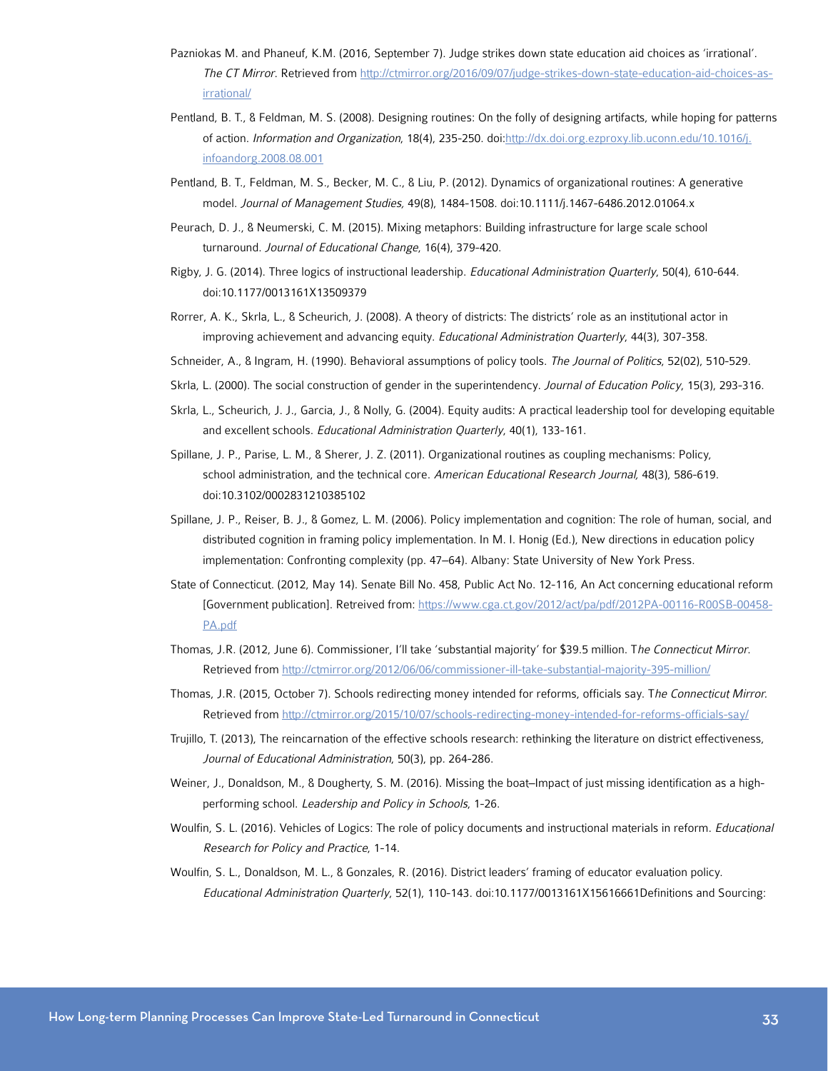Pazniokas M. and Phaneuf, K.M. (2016, September 7). Judge strikes down state education aid choices as 'irrational'. *The CT Mirror*. Retrieved from http://ctmirror.org/2016/09/07/judge-strikes-down-state-education-aid-choices-as-irrational/

Pentland, B. T., & Feldman, M. S. (2008). Designing routines: On the folly of designing artifacts, while hoping for patterns of action. *Information and Organization*, 18(4), 235-250. doi:http://dx.doi.org.ezproxy.lib.uconn.edu/10.1016/j.infoandorg.2008.08.001

Pentland, B. T., Feldman, M. S., Becker, M. C., & Liu, P. (2012). Dynamics of organizational routines: A generative model. *Journal of Management Studies*, 49(8), 1484-1508. doi:10.1111/j.1467-6486.2012.01064.x

Peurach, D. J., & Neumerski, C. M. (2015). Mixing metaphors: Building infrastructure for large scale school turnaround. *Journal of Educational Change*, 16(4), 379-420.

Rigby, J. G. (2014). Three logics of instructional leadership. *Educational Administration Quarterly*, 50(4), 610-644. doi:10.1177/0013161X13509379

Rorrer, A. K., Skrla, L., & Scheurich, J. (2008). A theory of districts: The districts' role as an institutional actor in improving achievement and advancing equity. *Educational Administration Quarterly*, 44(3), 307-358.

Schneider, A., & Ingram, H. (1990). Behavioral assumptions of policy tools. *The Journal of Politics*, 52(02), 510-529.

Skrla, L. (2000). The social construction of gender in the superintendency. *Journal of Education Policy*, 15(3), 293-316.

Skrla, L., Scheurich, J. J., Garcia, J., & Nolly, G. (2004). Equity audits: A practical leadership tool for developing equitable and excellent schools. *Educational Administration Quarterly*, 40(1), 133-161.

Spillane, J. P., Parise, L. M., & Sherer, J. Z. (2011). Organizational routines as coupling mechanisms: Policy, school administration, and the technical core. *American Educational Research Journal*, 48(3), 586-619. doi:10.3102/0002831210385102

Spillane, J. P., Reiser, B. J., & Gomez, L. M. (2006). Policy implementation and cognition: The role of human, social, and distributed cognition in framing policy implementation. In M. I. Honig (Ed.), New directions in education policy implementation: Confronting complexity (pp. 47–64). Albany: State University of New York Press.

State of Connecticut. (2012, May 14). Senate Bill No. 458, Public Act No. 12-116, An Act concerning educational reform [Government publication]. Retreived from: https://www.cga.ct.gov/2012/act/pa/pdf/2012PA-00116-R00SB-00458-PA.pdf

Thomas, J.R. (2012, June 6). Commissioner, I'll take 'substantial majority' for $39.5 million. T*he Connecticut Mirror*. Retrieved from http://ctmirror.org/2012/06/06/commissioner-ill-take-substantial-majority-395-million/

Thomas, J.R. (2015, October 7). Schools redirecting money intended for reforms, officials say. T*he Connecticut Mirror*. Retrieved from http://ctmirror.org/2015/10/07/schools-redirecting-money-intended-for-reforms-officials-say/

Trujillo, T. (2013), The reincarnation of the effective schools research: rethinking the literature on district effectiveness, *Journal of Educational Administration*, 50(3), pp. 264-286.

Weiner, J., Donaldson, M., & Dougherty, S. M. (2016). Missing the boat–Impact of just missing identification as a high-performing school. *Leadership and Policy in Schools*, 1-26.

Woulfin, S. L. (2016). Vehicles of Logics: The role of policy documents and instructional materials in reform. *Educational Research for Policy and Practice*, 1-14.

Woulfin, S. L., Donaldson, M. L., & Gonzales, R. (2016). District leaders' framing of educator evaluation policy. *Educational Administration Quarterly*, 52(1), 110-143. doi:10.1177/0013161X15616661Definitions and Sourcing: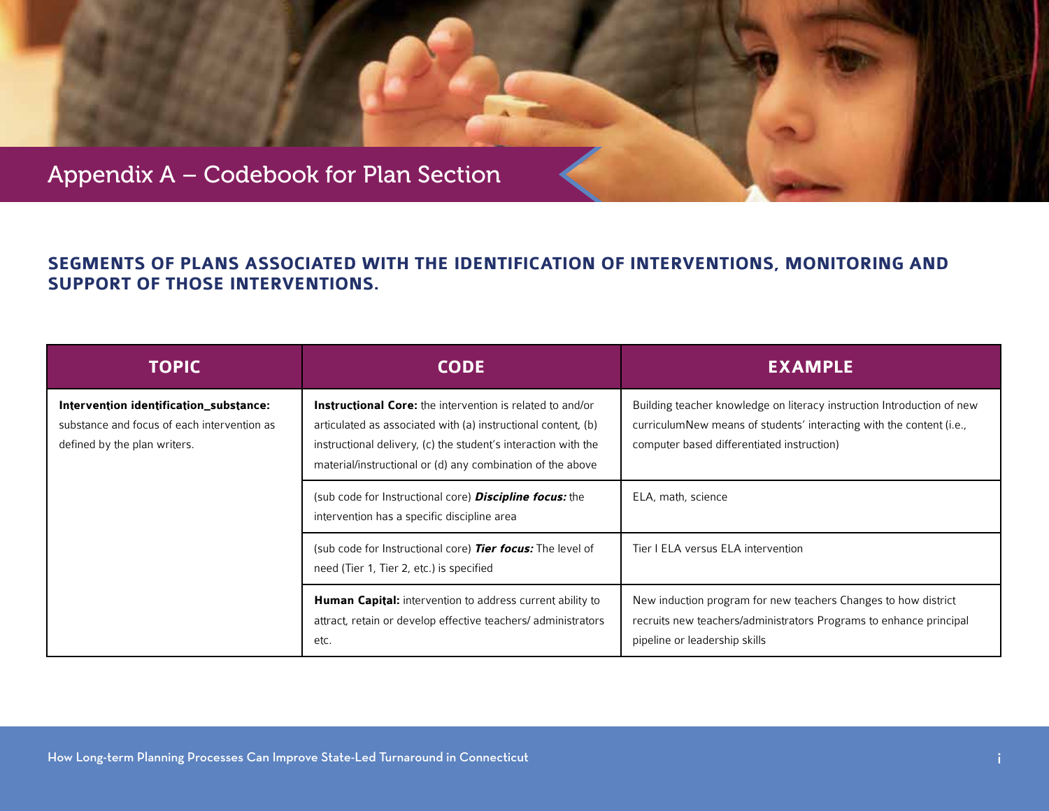# Appendix A – Codebook for Plan Section

## SEGMENTS OF PLANS ASSOCIATED WITH THE IDENTIFICATION OF INTERVENTIONS, MONITORING AND SUPPORT OF THOSE INTERVENTIONS.

| TOPIC | CODE | EXAMPLE |
|---|---|---|
| **Intervention identification_substance:** substance and focus of each intervention as defined by the plan writers. | **Instructional Core:** the intervention is related to and/or articulated as associated with (a) instructional content, (b) instructional delivery, (c) the student's interaction with the material/instructional or (d) any combination of the above | Building teacher knowledge on literacy instruction Introduction of new curriculumNew means of students' interacting with the content (i.e., computer based differentiated instruction) |
| | (sub code for Instructional core) ***Discipline focus:*** the intervention has a specific discipline area | ELA, math, science |
| | (sub code for Instructional core) ***Tier focus:*** The level of need (Tier 1, Tier 2, etc.) is specified | Tier I ELA versus ELA intervention |
| | **Human Capital:** intervention to address current ability to attract, retain or develop effective teachers/ administrators etc. | New induction program for new teachers Changes to how district recruits new teachers/administrators Programs to enhance principal pipeline or leadership skills |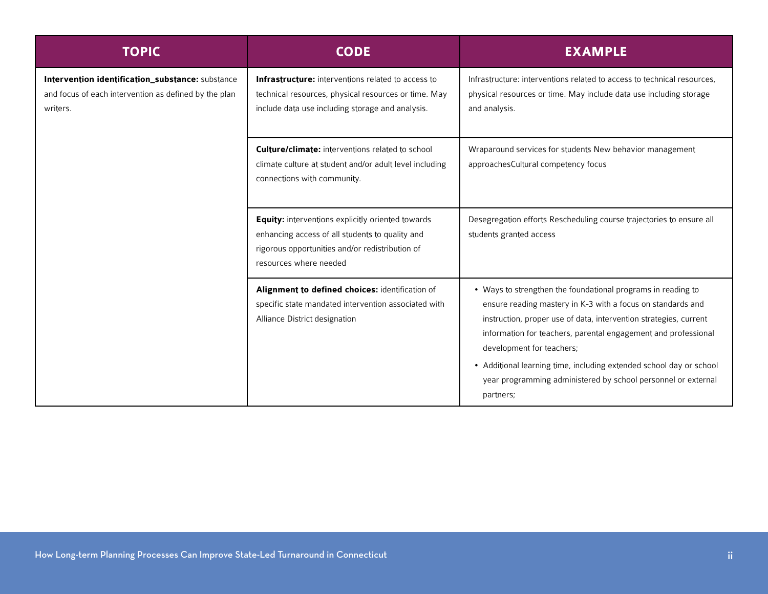| TOPIC | CODE | EXAMPLE |
|---|---|---|
| **Intervention identification_substance:** substance and focus of each intervention as defined by the plan writers. | **Infrastructure:** interventions related to access to technical resources, physical resources or time. May include data use including storage and analysis. | Infrastructure: interventions related to access to technical resources, physical resources or time. May include data use including storage and analysis. |
| | **Culture/climate:** interventions related to school climate culture at student and/or adult level including connections with community. | Wraparound services for students New behavior management approachesCultural competency focus |
| | **Equity:** interventions explicitly oriented towards enhancing access of all students to quality and rigorous opportunities and/or redistribution of resources where needed | Desegregation efforts Rescheduling course trajectories to ensure all students granted access |
| | **Alignment to defined choices:** identification of specific state mandated intervention associated with Alliance District designation | • Ways to strengthen the foundational programs in reading to ensure reading mastery in K-3 with a focus on standards and instruction, proper use of data, intervention strategies, current information for teachers, parental engagement and professional development for teachers; <br> • Additional learning time, including extended school day or school year programming administered by school personnel or external partners; |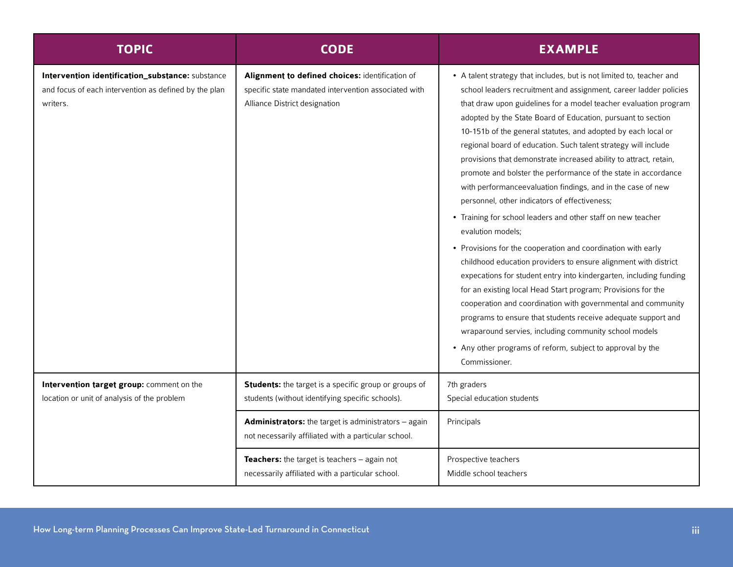| TOPIC | CODE | EXAMPLE |
|---|---|---|
| **Intervention identification_substance:** substance and focus of each intervention as defined by the plan writers. | **Alignment to defined choices:** identification of specific state mandated intervention associated with Alliance District designation | • A talent strategy that includes, but is not limited to, teacher and school leaders recruitment and assignment, career ladder policies that draw upon guidelines for a model teacher evaluation program adopted by the State Board of Education, pursuant to section 10-151b of the general statutes, and adopted by each local or regional board of education. Such talent strategy will include provisions that demonstrate increased ability to attract, retain, promote and bolster the performance of the state in accordance with performanceevaluation findings, and in the case of new personnel, other indicators of effectiveness;<br>• Training for school leaders and other staff on new teacher evalution models;<br>• Provisions for the cooperation and coordination with early childhood education providers to ensure alignment with district expecations for student entry into kindergarten, including funding for an existing local Head Start program; Provisions for the cooperation and coordination with governmental and community programs to ensure that students receive adequate support and wraparound servies, including community school models<br>• Any other programs of reform, subject to approval by the Commissioner. |
| **Intervention target group:** comment on the location or unit of analysis of the problem | **Students:** the target is a specific group or groups of students (without identifying specific schools). | 7th graders<br>Special education students |
| | **Administrators:** the target is administrators – again not necessarily affiliated with a particular school. | Principals |
| | **Teachers:** the target is teachers – again not necessarily affiliated with a particular school. | Prospective teachers<br>Middle school teachers |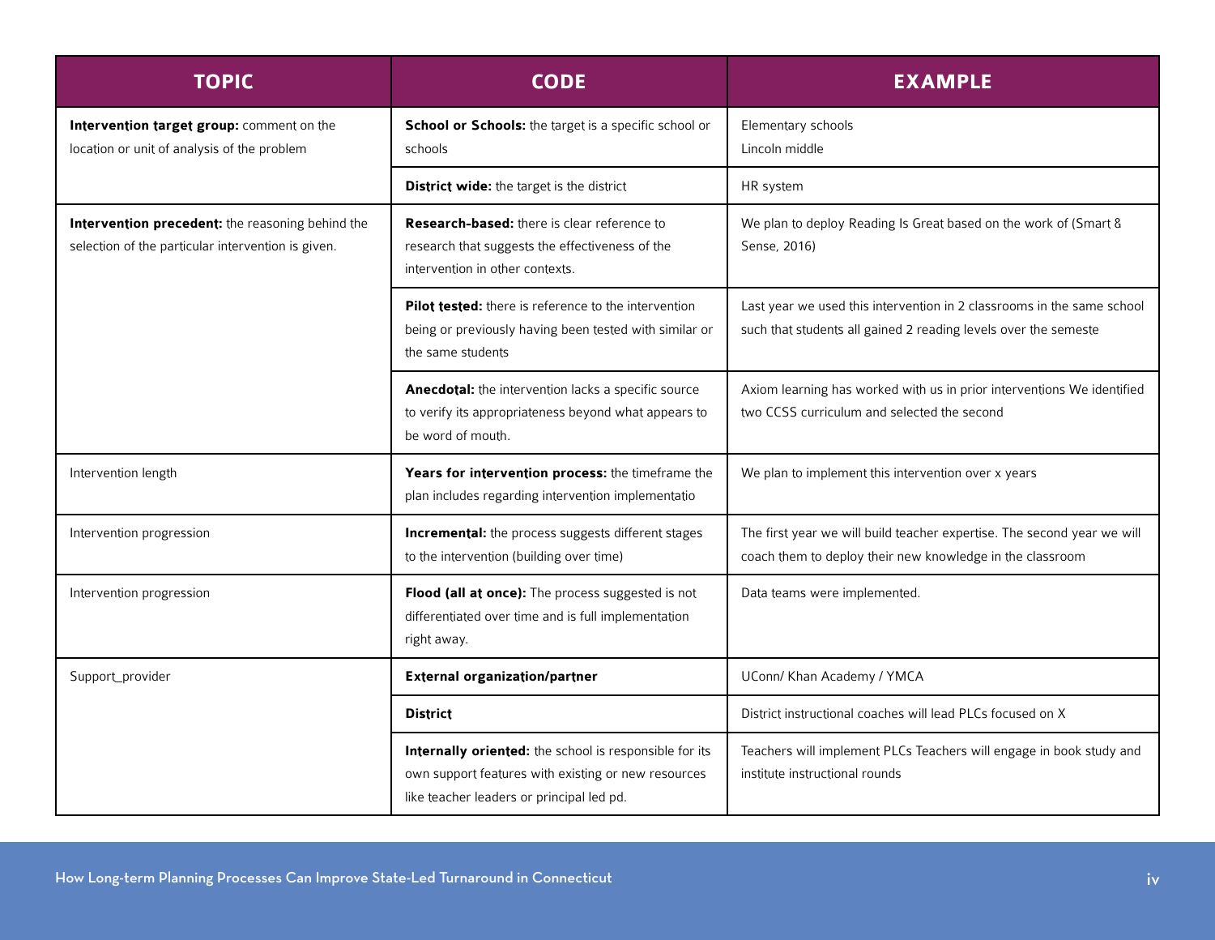| TOPIC | CODE | EXAMPLE |
|---|---|---|
| **Intervention target group:** comment on the location or unit of analysis of the problem | **School or Schools:** the target is a specific school or schools | Elementary schools<br>Lincoln middle |
| | **District wide:** the target is the district | HR system |
| **Intervention precedent:** the reasoning behind the selection of the particular intervention is given. | **Research-based:** there is clear reference to research that suggests the effectiveness of the intervention in other contexts. | We plan to deploy Reading Is Great based on the work of (Smart & Sense, 2016) |
| | **Pilot tested:** there is reference to the intervention being or previously having been tested with similar or the same students | Last year we used this intervention in 2 classrooms in the same school such that students all gained 2 reading levels over the semeste |
| | **Anecdotal:** the intervention lacks a specific source to verify its appropriateness beyond what appears to be word of mouth. | Axiom learning has worked with us in prior interventions We identified two CCSS curriculum and selected the second |
| Intervention length | **Years for intervention process:** the timeframe the plan includes regarding intervention implementatio | We plan to implement this intervention over x years |
| Intervention progression | **Incremental:** the process suggests different stages to the intervention (building over time) | The first year we will build teacher expertise. The second year we will coach them to deploy their new knowledge in the classroom |
| Intervention progression | **Flood (all at once):** The process suggested is not differentiated over time and is full implementation right away. | Data teams were implemented. |
| Support_provider | **External organization/partner** | UConn/ Khan Academy / YMCA |
| | **District** | District instructional coaches will lead PLCs focused on X |
| | **Internally oriented:** the school is responsible for its own support features with existing or new resources like teacher leaders or principal led pd. | Teachers will implement PLCs Teachers will engage in book study and institute instructional rounds |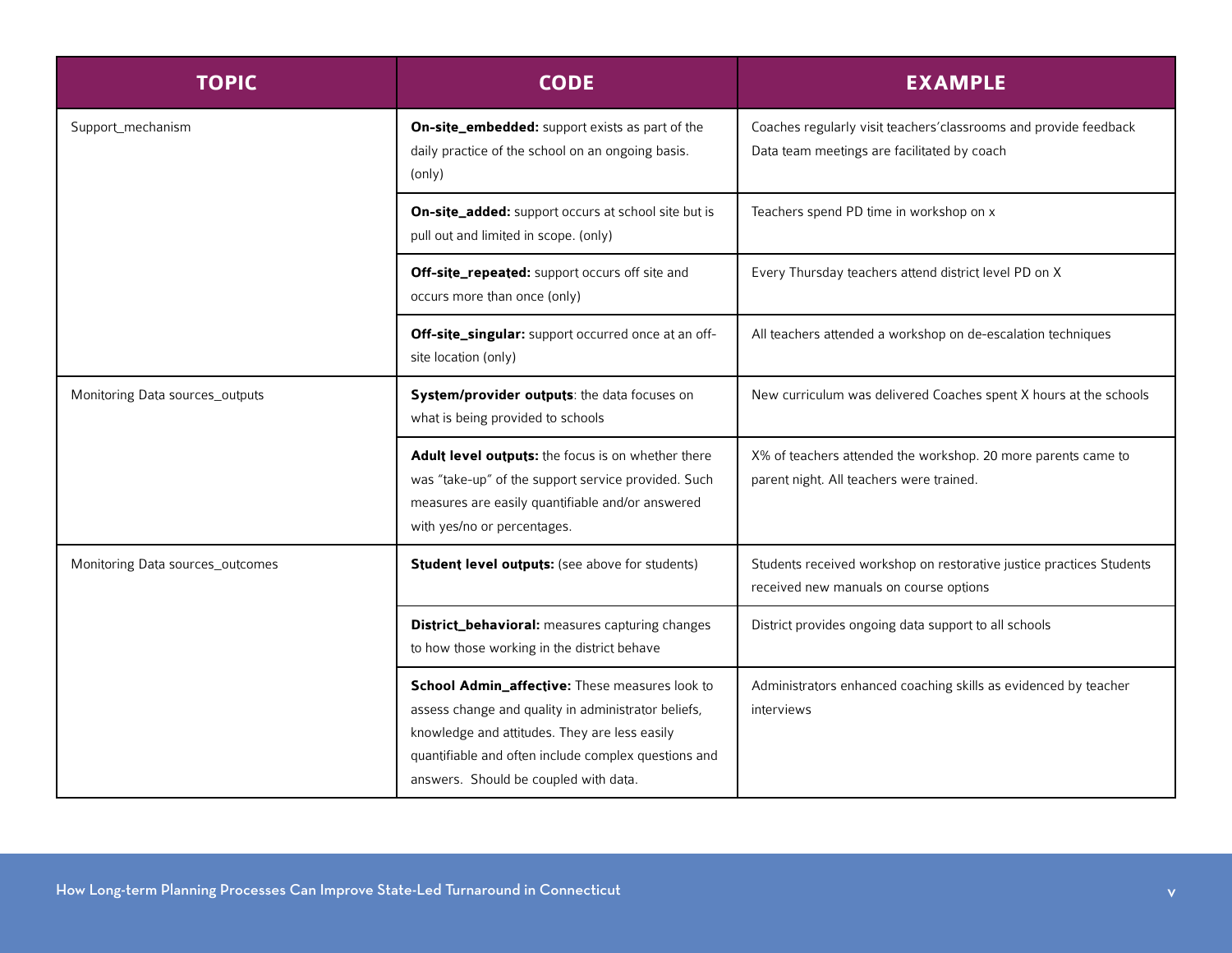| TOPIC | CODE | EXAMPLE |
|---|---|---|
| Support_mechanism | **On-site_embedded:** support exists as part of the daily practice of the school on an ongoing basis. (only) | Coaches regularly visit teachers'classrooms and provide feedback Data team meetings are facilitated by coach |
| | **On-site_added:** support occurs at school site but is pull out and limited in scope. (only) | Teachers spend PD time in workshop on x |
| | **Off-site_repeated:** support occurs off site and occurs more than once (only) | Every Thursday teachers attend district level PD on X |
| | **Off-site_singular:** support occurred once at an off-site location (only) | All teachers attended a workshop on de-escalation techniques |
| Monitoring Data sources_outputs | **System/provider outputs**: the data focuses on what is being provided to schools | New curriculum was delivered Coaches spent X hours at the schools |
| | **Adult level outputs:** the focus is on whether there was "take-up" of the support service provided. Such measures are easily quantifiable and/or answered with yes/no or percentages. | X% of teachers attended the workshop. 20 more parents came to parent night. All teachers were trained. |
| Monitoring Data sources_outcomes | **Student level outputs:** (see above for students) | Students received workshop on restorative justice practices Students received new manuals on course options |
| | **District_behavioral:** measures capturing changes to how those working in the district behave | District provides ongoing data support to all schools |
| | **School Admin_affective:** These measures look to assess change and quality in administrator beliefs, knowledge and attitudes. They are less easily quantifiable and often include complex questions and answers. Should be coupled with data. | Administrators enhanced coaching skills as evidenced by teacher interviews |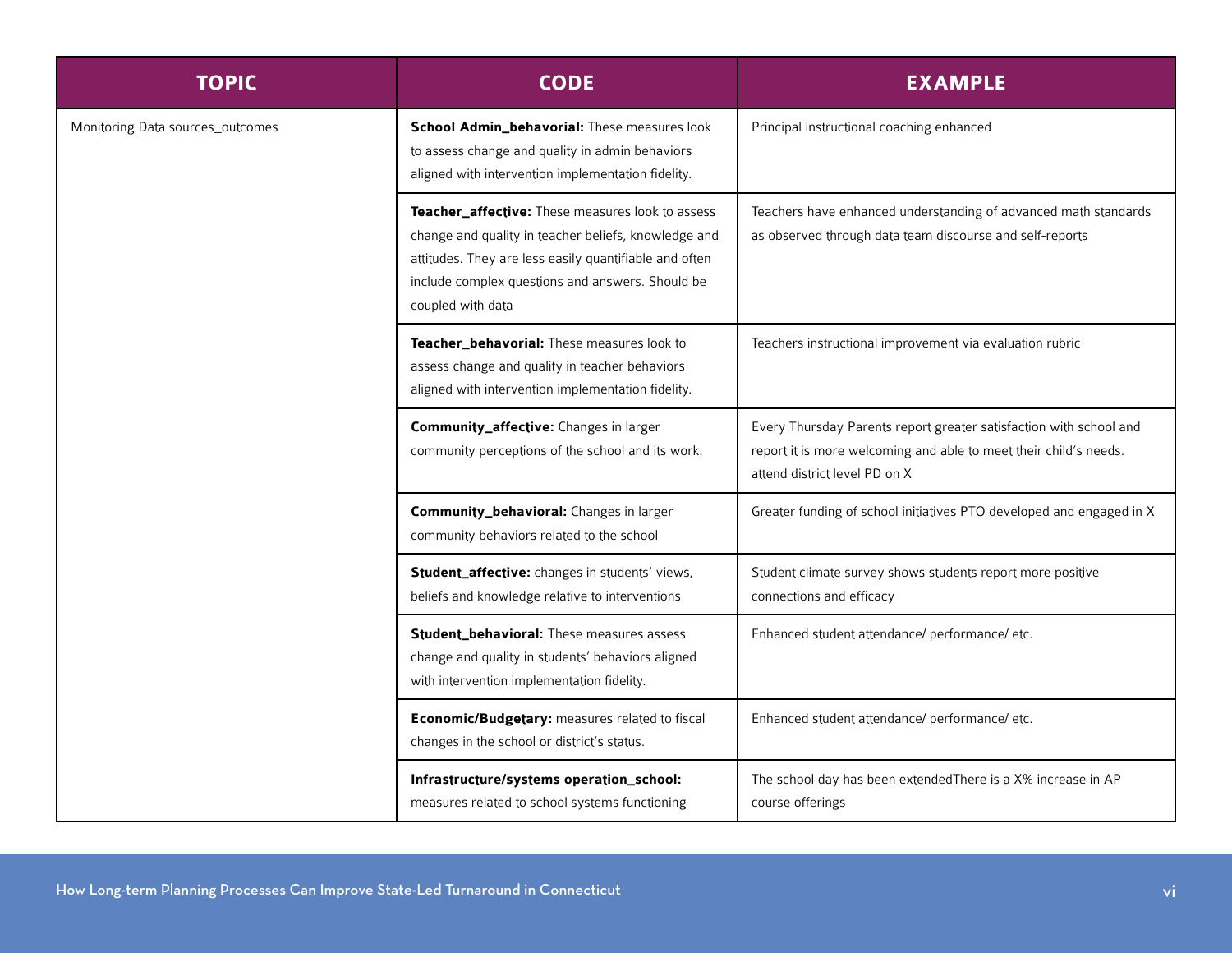| TOPIC | CODE | EXAMPLE |
|---|---|---|
| Monitoring Data sources_outcomes | **School Admin_behavorial:** These measures look to assess change and quality in admin behaviors aligned with intervention implementation fidelity. | Principal instructional coaching enhanced |
| | **Teacher_affective:** These measures look to assess change and quality in teacher beliefs, knowledge and attitudes. They are less easily quantifiable and often include complex questions and answers. Should be coupled with data | Teachers have enhanced understanding of advanced math standards as observed through data team discourse and self-reports |
| | **Teacher_behavorial:** These measures look to assess change and quality in teacher behaviors aligned with intervention implementation fidelity. | Teachers instructional improvement via evaluation rubric |
| | **Community_affective:** Changes in larger community perceptions of the school and its work. | Every Thursday Parents report greater satisfaction with school and report it is more welcoming and able to meet their child's needs. attend district level PD on X |
| | **Community_behavioral:** Changes in larger community behaviors related to the school | Greater funding of school initiatives PTO developed and engaged in X |
| | **Student_affective:** changes in students' views, beliefs and knowledge relative to interventions | Student climate survey shows students report more positive connections and efficacy |
| | **Student_behavioral:** These measures assess change and quality in students' behaviors aligned with intervention implementation fidelity. | Enhanced student attendance/ performance/ etc. |
| | **Economic/Budgetary:** measures related to fiscal changes in the school or district's status. | Enhanced student attendance/ performance/ etc. |
| | **Infrastructure/systems operation_school:** measures related to school systems functioning | The school day has been extendedThere is a X% increase in AP course offerings |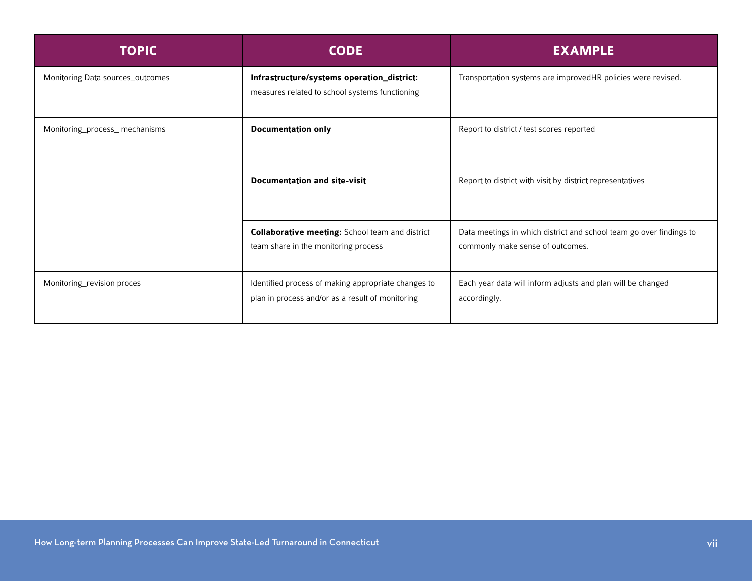| TOPIC | CODE | EXAMPLE |
|---|---|---|
| Monitoring Data sources_outcomes | **Infrastructure/systems operation_district:** measures related to school systems functioning | Transportation systems are improvedHR policies were revised. |
| Monitoring_process_ mechanisms | **Documentation only** | Report to district / test scores reported |
| | **Documentation and site-visit** | Report to district with visit by district representatives |
| | **Collaborative meeting:** School team and district team share in the monitoring process | Data meetings in which district and school team go over findings to commonly make sense of outcomes. |
| Monitoring_revision proces | Identified process of making appropriate changes to plan in process and/or as a result of monitoring | Each year data will inform adjusts and plan will be changed accordingly. |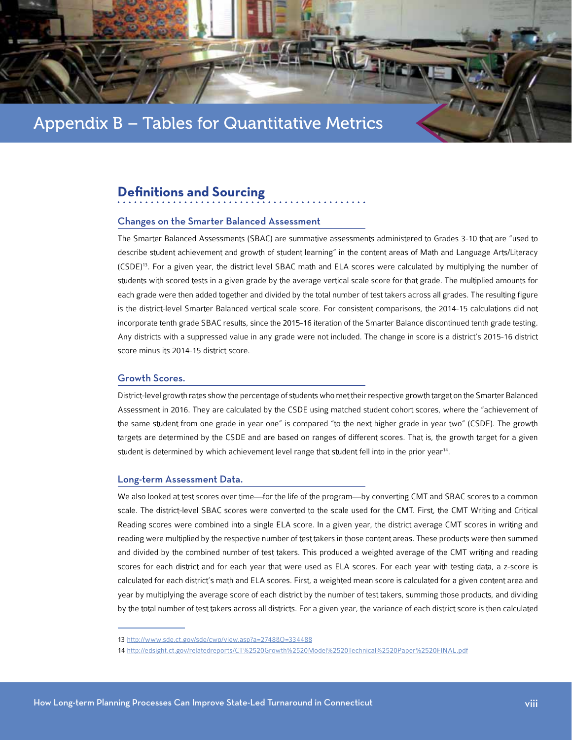# Appendix B – Tables for Quantitative Metrics

## Definitions and Sourcing

### Changes on the Smarter Balanced Assessment

The Smarter Balanced Assessments (SBAC) are summative assessments administered to Grades 3-10 that are "used to describe student achievement and growth of student learning" in the content areas of Math and Language Arts/Literacy (CSDE)[13]. For a given year, the district level SBAC math and ELA scores were calculated by multiplying the number of students with scored tests in a given grade by the average vertical scale score for that grade. The multiplied amounts for each grade were then added together and divided by the total number of test takers across all grades. The resulting figure is the district-level Smarter Balanced vertical scale score. For consistent comparisons, the 2014-15 calculations did not incorporate tenth grade SBAC results, since the 2015-16 iteration of the Smarter Balance discontinued tenth grade testing. Any districts with a suppressed value in any grade were not included. The change in score is a district's 2015-16 district score minus its 2014-15 district score.

### Growth Scores.

District-level growth rates show the percentage of students who met their respective growth target on the Smarter Balanced Assessment in 2016. They are calculated by the CSDE using matched student cohort scores, where the "achievement of the same student from one grade in year one" is compared "to the next higher grade in year two" (CSDE). The growth targets are determined by the CSDE and are based on ranges of different scores. That is, the growth target for a given student is determined by which achievement level range that student fell into in the prior year[14].

### Long-term Assessment Data.

We also looked at test scores over time—for the life of the program—by converting CMT and SBAC scores to a common scale. The district-level SBAC scores were converted to the scale used for the CMT. First, the CMT Writing and Critical Reading scores were combined into a single ELA score. In a given year, the district average CMT scores in writing and reading were multiplied by the respective number of test takers in those content areas. These products were then summed and divided by the combined number of test takers. This produced a weighted average of the CMT writing and reading scores for each district and for each year that were used as ELA scores. For each year with testing data, a z-score is calculated for each district's math and ELA scores. First, a weighted mean score is calculated for a given content area and year by multiplying the average score of each district by the number of test takers, summing those products, and dividing by the total number of test takers across all districts. For a given year, the variance of each district score is then calculated

---

13 http://www.sde.ct.gov/sde/cwp/view.asp?a=2748&Q=334488

14 http://edsight.ct.gov/relatedreports/CT%2520Growth%2520Model%2520Technical%2520Paper%2520FINAL.pdf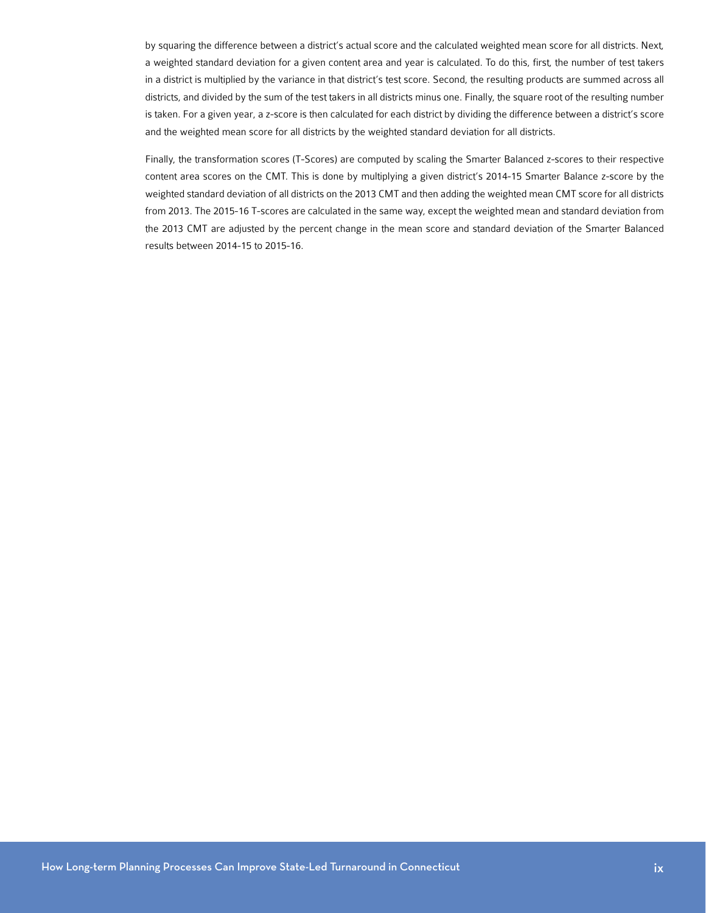by squaring the difference between a district's actual score and the calculated weighted mean score for all districts. Next, a weighted standard deviation for a given content area and year is calculated. To do this, first, the number of test takers in a district is multiplied by the variance in that district's test score. Second, the resulting products are summed across all districts, and divided by the sum of the test takers in all districts minus one. Finally, the square root of the resulting number is taken. For a given year, a z-score is then calculated for each district by dividing the difference between a district's score and the weighted mean score for all districts by the weighted standard deviation for all districts.

Finally, the transformation scores (T-Scores) are computed by scaling the Smarter Balanced z-scores to their respective content area scores on the CMT. This is done by multiplying a given district's 2014-15 Smarter Balance z-score by the weighted standard deviation of all districts on the 2013 CMT and then adding the weighted mean CMT score for all districts from 2013. The 2015-16 T-scores are calculated in the same way, except the weighted mean and standard deviation from the 2013 CMT are adjusted by the percent change in the mean score and standard deviation of the Smarter Balanced results between 2014-15 to 2015-16.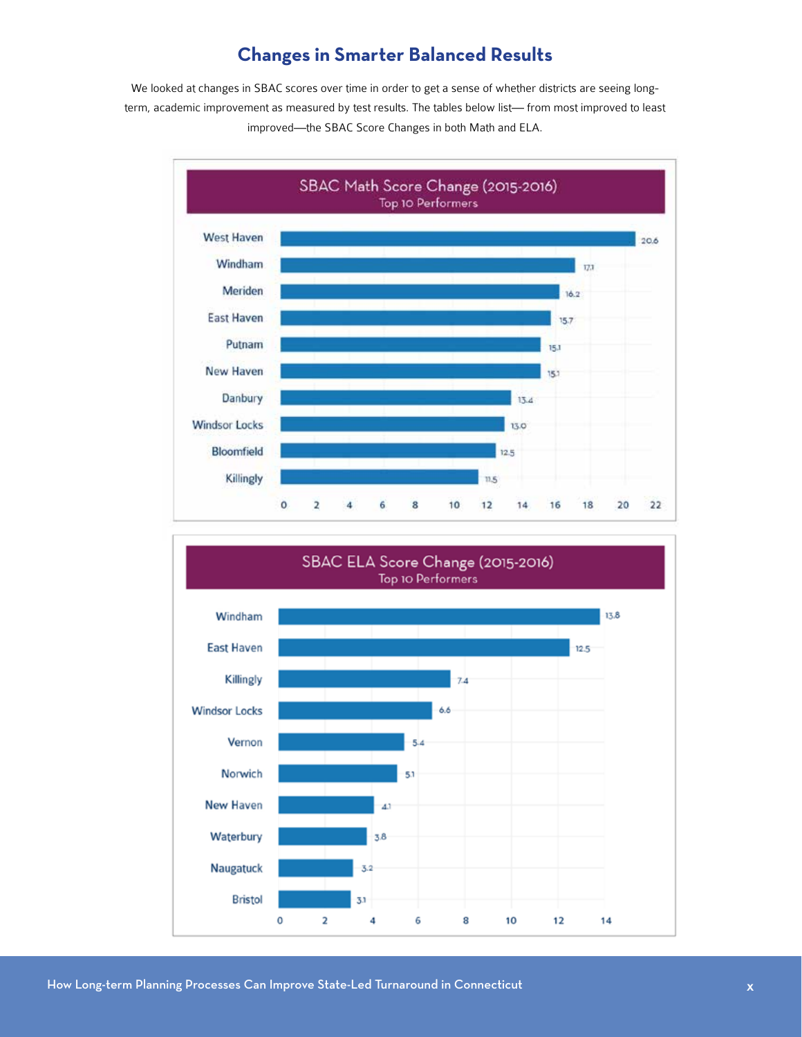## Changes in Smarter Balanced Results

We looked at changes in SBAC scores over time in order to get a sense of whether districts are seeing long-term, academic improvement as measured by test results. The tables below list— from most improved to least improved—the SBAC Score Changes in both Math and ELA.

**SBAC Math Score Change (2015-2016)**
Top 10 Performers

| District | Score Change |
| --- | --- |
| West Haven | 20.6 |
| Windham | 17.1 |
| Meriden | 16.2 |
| East Haven | 15.7 |
| Putnam | 15.1 |
| New Haven | 15.1 |
| Danbury | 13.4 |
| Windsor Locks | 13.0 |
| Bloomfield | 12.5 |
| Killingly | 11.5 |

**SBAC ELA Score Change (2015-2016)**
Top 10 Performers

| District | Score Change |
| --- | --- |
| Windham | 13.8 |
| East Haven | 12.5 |
| Killingly | 7.4 |
| Windsor Locks | 6.6 |
| Vernon | 5.4 |
| Norwich | 5.1 |
| New Haven | 4.1 |
| Waterbury | 3.8 |
| Naugatuck | 3.2 |
| Bristol | 3.1 |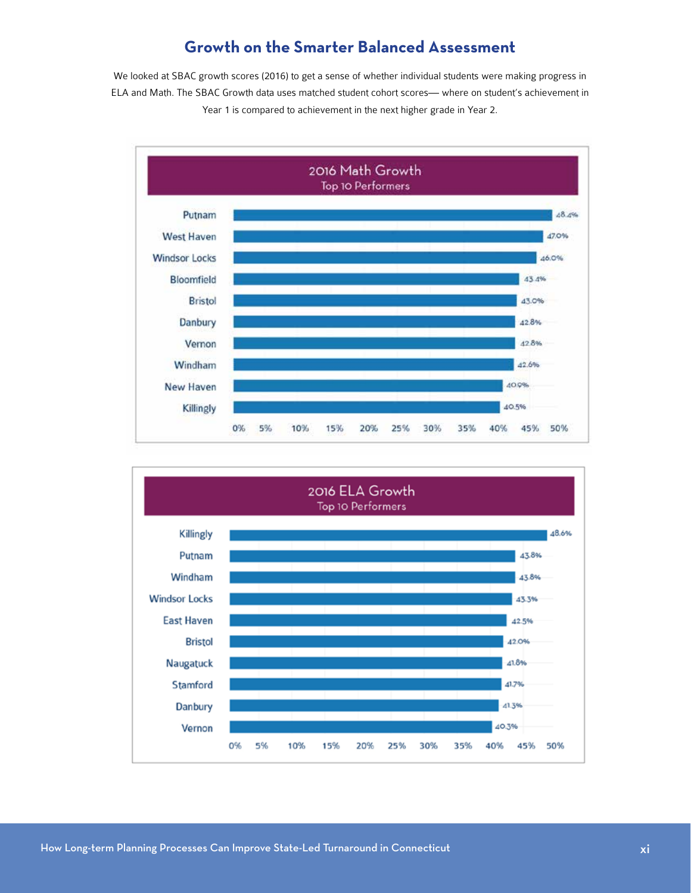## Growth on the Smarter Balanced Assessment

We looked at SBAC growth scores (2016) to get a sense of whether individual students were making progress in ELA and Math. The SBAC Growth data uses matched student cohort scores— where on student's achievement in Year 1 is compared to achievement in the next higher grade in Year 2.

2016 Math Growth
Top 10 Performers

Putnam 48.4%
West Haven 47.0%
Windsor Locks 46.0%
Bloomfield 43.4%
Bristol 43.0%
Danbury 42.8%
Vernon 42.8%
Windham 42.6%
New Haven 40.9%
Killingly 40.5%

0% 5% 10% 15% 20% 25% 30% 35% 40% 45% 50%

2016 ELA Growth
Top 10 Performers

Killingly 48.6%
Putnam 43.8%
Windham 43.8%
Windsor Locks 43.3%
East Haven 42.5%
Bristol 42.0%
Naugatuck 41.8%
Stamford 41.7%
Danbury 41.3%
Vernon 40.3%

0% 5% 10% 15% 20% 25% 30% 35% 40% 45% 50%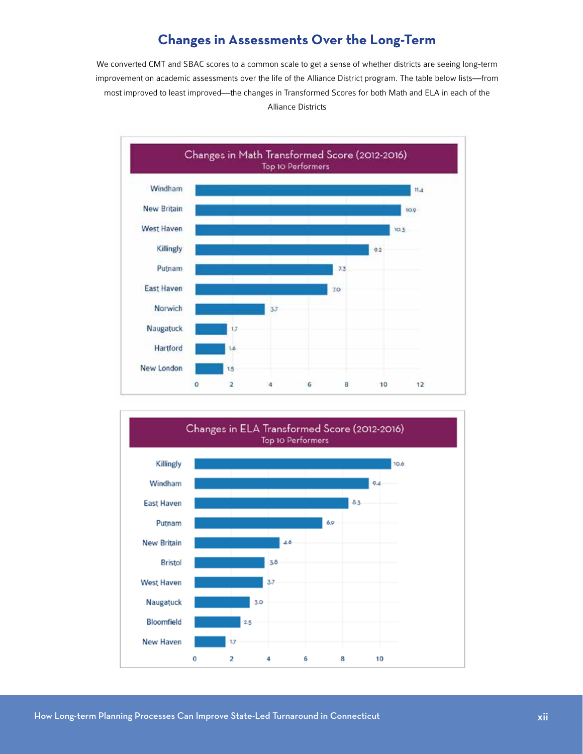## Changes in Assessments Over the Long-Term

We converted CMT and SBAC scores to a common scale to get a sense of whether districts are seeing long-term improvement on academic assessments over the life of the Alliance District program. The table below lists—from most improved to least improved—the changes in Transformed Scores for both Math and ELA in each of the Alliance Districts

Changes in Math Transformed Score (2012-2016)
Top 10 Performers

Windham 11.4
New Britain 10.9
West Haven 10.3
Killingly 9.2
Putnam 7.3
East Haven 7.0
Norwich 3.7
Naugatuck 1.7
Hartford 1.6
New London 1.5

0 2 4 6 8 10 12

Changes in ELA Transformed Score (2012-2016)
Top 10 Performers

Killingly 10.6
Windham 9.4
East Haven 8.3
Putnam 6.9
New Britain 4.6
Bristol 3.8
West Haven 3.7
Naugatuck 3.0
Bloomfield 2.5
New Haven 1.7

0 2 4 6 8 10